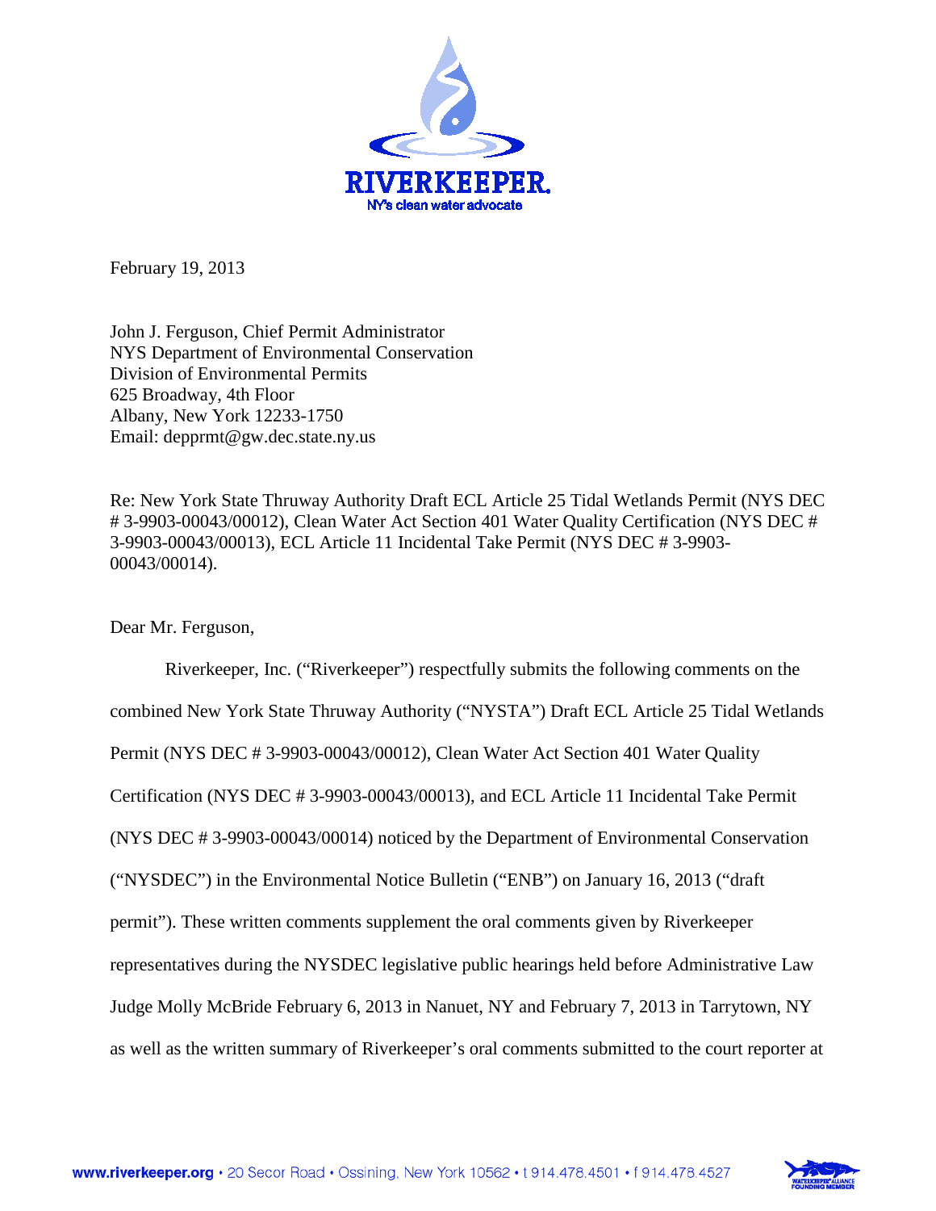RIVERKEEPER.
NY's clean water advocate

February 19, 2013

John J. Ferguson, Chief Permit Administrator
NYS Department of Environmental Conservation
Division of Environmental Permits
625 Broadway, 4th Floor
Albany, New York 12233-1750
Email: depprmt@gw.dec.state.ny.us

Re: New York State Thruway Authority Draft ECL Article 25 Tidal Wetlands Permit (NYS DEC # 3-9903-00043/00012), Clean Water Act Section 401 Water Quality Certification (NYS DEC # 3-9903-00043/00013), ECL Article 11 Incidental Take Permit (NYS DEC # 3-9903-00043/00014).

Dear Mr. Ferguson,

Riverkeeper, Inc. ("Riverkeeper") respectfully submits the following comments on the combined New York State Thruway Authority ("NYSTA") Draft ECL Article 25 Tidal Wetlands Permit (NYS DEC # 3-9903-00043/00012), Clean Water Act Section 401 Water Quality Certification (NYS DEC # 3-9903-00043/00013), and ECL Article 11 Incidental Take Permit (NYS DEC # 3-9903-00043/00014) noticed by the Department of Environmental Conservation ("NYSDEC") in the Environmental Notice Bulletin ("ENB") on January 16, 2013 ("draft permit"). These written comments supplement the oral comments given by Riverkeeper representatives during the NYSDEC legislative public hearings held before Administrative Law Judge Molly McBride February 6, 2013 in Nanuet, NY and February 7, 2013 in Tarrytown, NY as well as the written summary of Riverkeeper's oral comments submitted to the court reporter at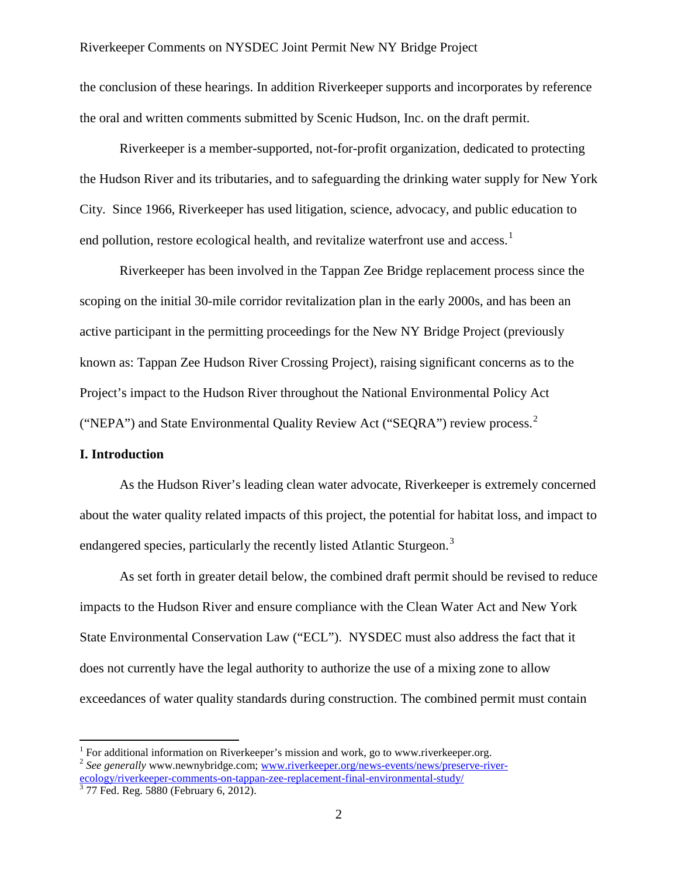the conclusion of these hearings. In addition Riverkeeper supports and incorporates by reference the oral and written comments submitted by Scenic Hudson, Inc. on the draft permit.

Riverkeeper is a member-supported, not-for-profit organization, dedicated to protecting the Hudson River and its tributaries, and to safeguarding the drinking water supply for New York City. Since 1966, Riverkeeper has used litigation, science, advocacy, and public education to end pollution, restore ecological health, and revitalize waterfront use and access.[1]

Riverkeeper has been involved in the Tappan Zee Bridge replacement process since the scoping on the initial 30-mile corridor revitalization plan in the early 2000s, and has been an active participant in the permitting proceedings for the New NY Bridge Project (previously known as: Tappan Zee Hudson River Crossing Project), raising significant concerns as to the Project's impact to the Hudson River throughout the National Environmental Policy Act ("NEPA") and State Environmental Quality Review Act ("SEQRA") review process.[2]

## I. Introduction

As the Hudson River's leading clean water advocate, Riverkeeper is extremely concerned about the water quality related impacts of this project, the potential for habitat loss, and impact to endangered species, particularly the recently listed Atlantic Sturgeon.[3]

As set forth in greater detail below, the combined draft permit should be revised to reduce impacts to the Hudson River and ensure compliance with the Clean Water Act and New York State Environmental Conservation Law ("ECL"). NYSDEC must also address the fact that it does not currently have the legal authority to authorize the use of a mixing zone to allow exceedances of water quality standards during construction. The combined permit must contain

---

[1] For additional information on Riverkeeper's mission and work, go to www.riverkeeper.org.

[2] *See generally* www.newnybridge.com; www.riverkeeper.org/news-events/news/preserve-river-ecology/riverkeeper-comments-on-tappan-zee-replacement-final-environmental-study/

[3] 77 Fed. Reg. 5880 (February 6, 2012).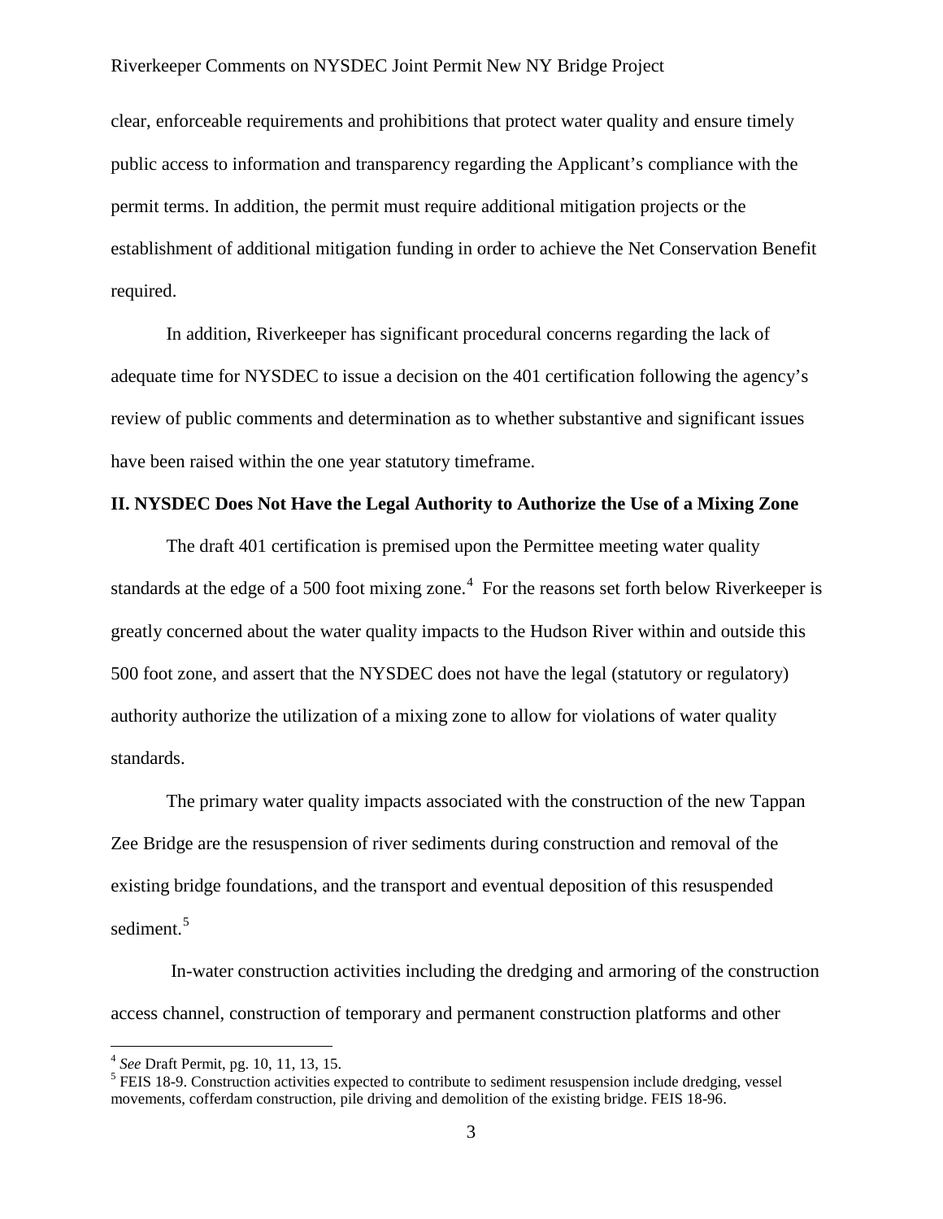clear, enforceable requirements and prohibitions that protect water quality and ensure timely public access to information and transparency regarding the Applicant's compliance with the permit terms. In addition, the permit must require additional mitigation projects or the establishment of additional mitigation funding in order to achieve the Net Conservation Benefit required.

In addition, Riverkeeper has significant procedural concerns regarding the lack of adequate time for NYSDEC to issue a decision on the 401 certification following the agency's review of public comments and determination as to whether substantive and significant issues have been raised within the one year statutory timeframe.

## II. NYSDEC Does Not Have the Legal Authority to Authorize the Use of a Mixing Zone

The draft 401 certification is premised upon the Permittee meeting water quality standards at the edge of a 500 foot mixing zone.[4] For the reasons set forth below Riverkeeper is greatly concerned about the water quality impacts to the Hudson River within and outside this 500 foot zone, and assert that the NYSDEC does not have the legal (statutory or regulatory) authority authorize the utilization of a mixing zone to allow for violations of water quality standards.

The primary water quality impacts associated with the construction of the new Tappan Zee Bridge are the resuspension of river sediments during construction and removal of the existing bridge foundations, and the transport and eventual deposition of this resuspended sediment.[5]

In-water construction activities including the dredging and armoring of the construction access channel, construction of temporary and permanent construction platforms and other

---

[4] *See* Draft Permit, pg. 10, 11, 13, 15.

[5] FEIS 18-9. Construction activities expected to contribute to sediment resuspension include dredging, vessel movements, cofferdam construction, pile driving and demolition of the existing bridge. FEIS 18-96.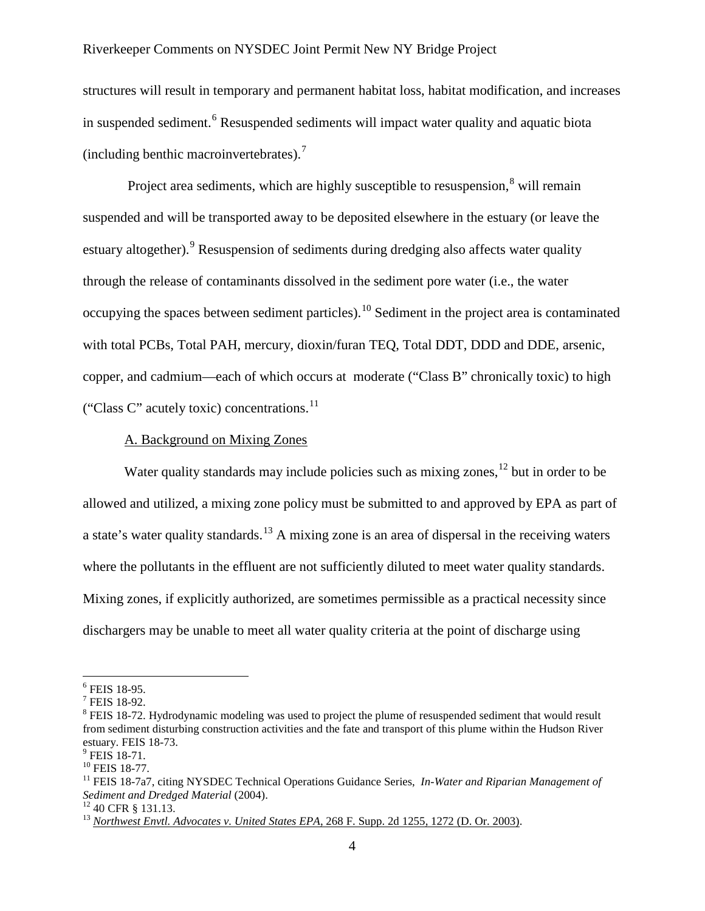structures will result in temporary and permanent habitat loss, habitat modification, and increases in suspended sediment.[6] Resuspended sediments will impact water quality and aquatic biota (including benthic macroinvertebrates).[7]

Project area sediments, which are highly susceptible to resuspension,[8] will remain suspended and will be transported away to be deposited elsewhere in the estuary (or leave the estuary altogether).[9] Resuspension of sediments during dredging also affects water quality through the release of contaminants dissolved in the sediment pore water (i.e., the water occupying the spaces between sediment particles).[10] Sediment in the project area is contaminated with total PCBs, Total PAH, mercury, dioxin/furan TEQ, Total DDT, DDD and DDE, arsenic, copper, and cadmium—each of which occurs at moderate ("Class B" chronically toxic) to high ("Class C" acutely toxic) concentrations.[11]

A. Background on Mixing Zones

Water quality standards may include policies such as mixing zones,[12] but in order to be allowed and utilized, a mixing zone policy must be submitted to and approved by EPA as part of a state's water quality standards.[13] A mixing zone is an area of dispersal in the receiving waters where the pollutants in the effluent are not sufficiently diluted to meet water quality standards. Mixing zones, if explicitly authorized, are sometimes permissible as a practical necessity since dischargers may be unable to meet all water quality criteria at the point of discharge using

---

[6] FEIS 18-95.

[7] FEIS 18-92.

[8] FEIS 18-72. Hydrodynamic modeling was used to project the plume of resuspended sediment that would result from sediment disturbing construction activities and the fate and transport of this plume within the Hudson River estuary. FEIS 18-73.

[9] FEIS 18-71.

[10] FEIS 18-77.

[11] FEIS 18-7a7, citing NYSDEC Technical Operations Guidance Series, *In-Water and Riparian Management of Sediment and Dredged Material* (2004).

[12] 40 CFR § 131.13.

[13] *Northwest Envtl. Advocates v. United States EPA*, 268 F. Supp. 2d 1255, 1272 (D. Or. 2003).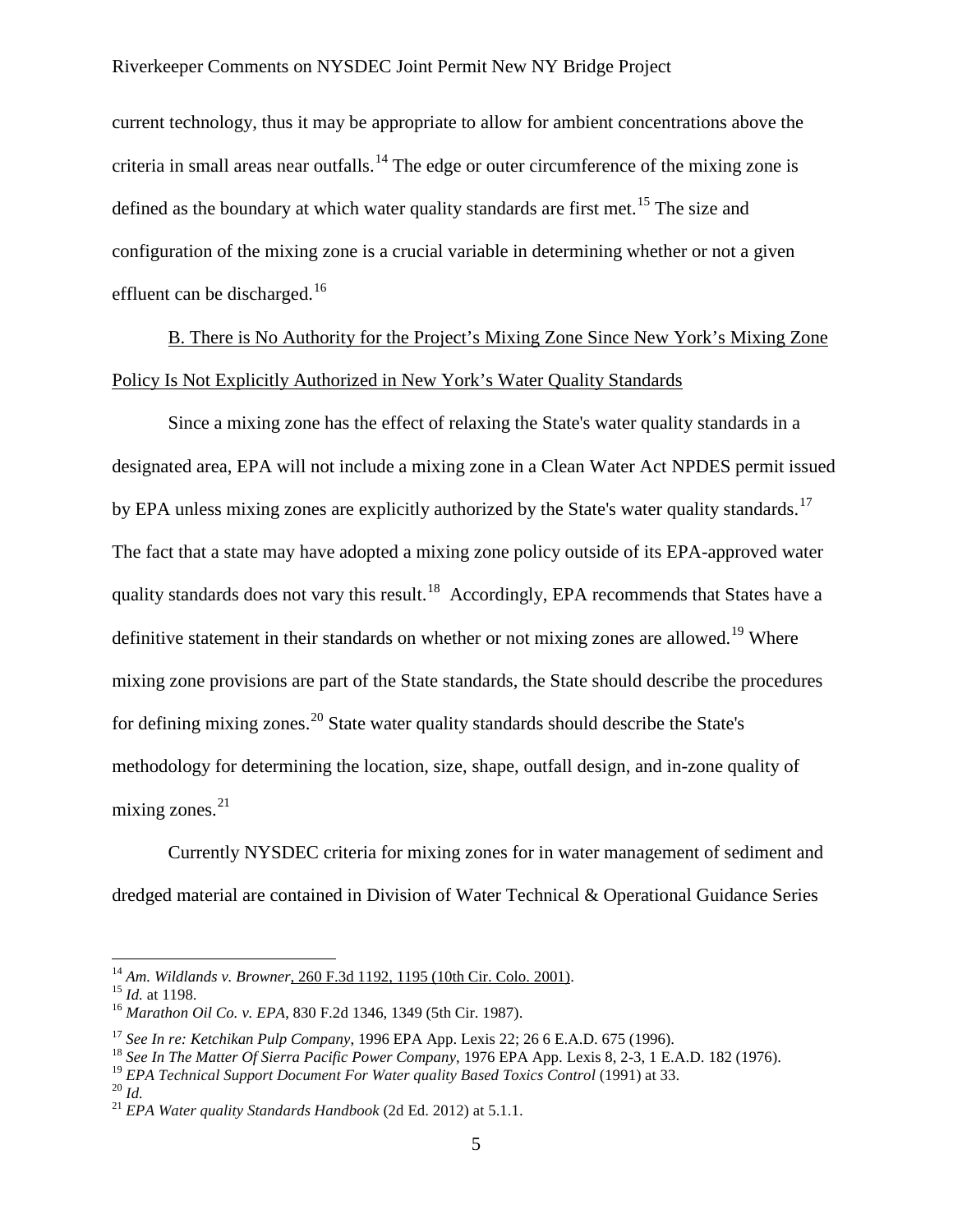current technology, thus it may be appropriate to allow for ambient concentrations above the criteria in small areas near outfalls.[14] The edge or outer circumference of the mixing zone is defined as the boundary at which water quality standards are first met.[15] The size and configuration of the mixing zone is a crucial variable in determining whether or not a given effluent can be discharged.[16]

B. There is No Authority for the Project's Mixing Zone Since New York's Mixing Zone Policy Is Not Explicitly Authorized in New York's Water Quality Standards

Since a mixing zone has the effect of relaxing the State's water quality standards in a designated area, EPA will not include a mixing zone in a Clean Water Act NPDES permit issued by EPA unless mixing zones are explicitly authorized by the State's water quality standards.[17] The fact that a state may have adopted a mixing zone policy outside of its EPA-approved water quality standards does not vary this result.[18] Accordingly, EPA recommends that States have a definitive statement in their standards on whether or not mixing zones are allowed.[19] Where mixing zone provisions are part of the State standards, the State should describe the procedures for defining mixing zones.[20] State water quality standards should describe the State's methodology for determining the location, size, shape, outfall design, and in-zone quality of mixing zones.[21]

Currently NYSDEC criteria for mixing zones for in water management of sediment and dredged material are contained in Division of Water Technical & Operational Guidance Series

---

[14] *Am. Wildlands v. Browner*, 260 F.3d 1192, 1195 (10th Cir. Colo. 2001).
[15] *Id.* at 1198.
[16] *Marathon Oil Co. v. EPA*, 830 F.2d 1346, 1349 (5th Cir. 1987).
[17] *See In re: Ketchikan Pulp Company*, 1996 EPA App. Lexis 22; 26 6 E.A.D. 675 (1996).
[18] *See In The Matter Of Sierra Pacific Power Company*, 1976 EPA App. Lexis 8, 2-3, 1 E.A.D. 182 (1976).
[19] *EPA Technical Support Document For Water quality Based Toxics Control* (1991) at 33.
[20] *Id.*
[21] *EPA Water quality Standards Handbook* (2d Ed. 2012) at 5.1.1.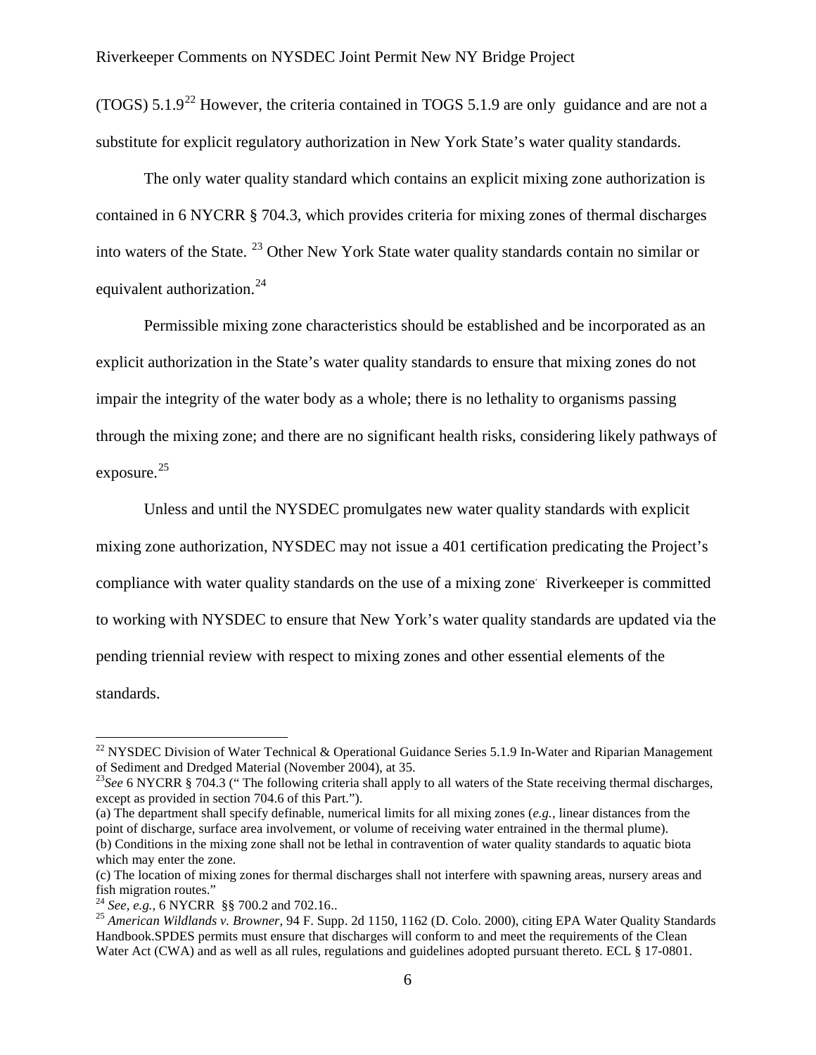(TOGS) 5.1.9[22] However, the criteria contained in TOGS 5.1.9 are only guidance and are not a substitute for explicit regulatory authorization in New York State's water quality standards.

The only water quality standard which contains an explicit mixing zone authorization is contained in 6 NYCRR § 704.3, which provides criteria for mixing zones of thermal discharges into waters of the State. [23] Other New York State water quality standards contain no similar or equivalent authorization.[24]

Permissible mixing zone characteristics should be established and be incorporated as an explicit authorization in the State's water quality standards to ensure that mixing zones do not impair the integrity of the water body as a whole; there is no lethality to organisms passing through the mixing zone; and there are no significant health risks, considering likely pathways of exposure.[25]

Unless and until the NYSDEC promulgates new water quality standards with explicit mixing zone authorization, NYSDEC may not issue a 401 certification predicating the Project's compliance with water quality standards on the use of a mixing zone. Riverkeeper is committed to working with NYSDEC to ensure that New York's water quality standards are updated via the pending triennial review with respect to mixing zones and other essential elements of the standards.

---

[22] NYSDEC Division of Water Technical & Operational Guidance Series 5.1.9 In-Water and Riparian Management of Sediment and Dredged Material (November 2004), at 35.

[23] *See* 6 NYCRR § 704.3 (" The following criteria shall apply to all waters of the State receiving thermal discharges, except as provided in section 704.6 of this Part.").

(a) The department shall specify definable, numerical limits for all mixing zones (*e.g.*, linear distances from the point of discharge, surface area involvement, or volume of receiving water entrained in the thermal plume).
(b) Conditions in the mixing zone shall not be lethal in contravention of water quality standards to aquatic biota which may enter the zone.
(c) The location of mixing zones for thermal discharges shall not interfere with spawning areas, nursery areas and fish migration routes."

[24] *See, e.g.,* 6 NYCRR §§ 700.2 and 702.16..

[25] *American Wildlands v. Browner,* 94 F. Supp. 2d 1150, 1162 (D. Colo. 2000), citing EPA Water Quality Standards Handbook.SPDES permits must ensure that discharges will conform to and meet the requirements of the Clean Water Act (CWA) and as well as all rules, regulations and guidelines adopted pursuant thereto. ECL § 17-0801.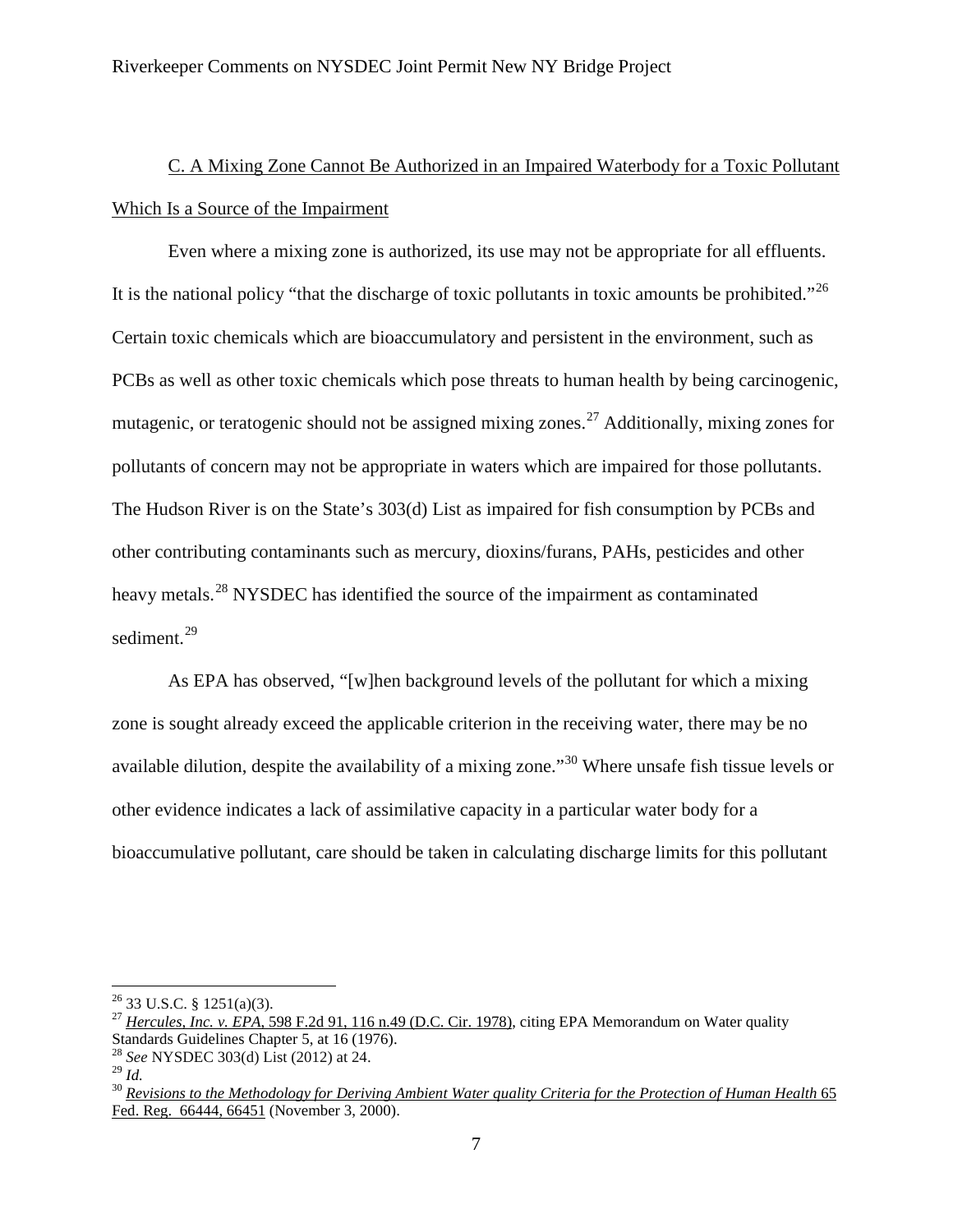C. A Mixing Zone Cannot Be Authorized in an Impaired Waterbody for a Toxic Pollutant Which Is a Source of the Impairment

Even where a mixing zone is authorized, its use may not be appropriate for all effluents. It is the national policy "that the discharge of toxic pollutants in toxic amounts be prohibited."[26] Certain toxic chemicals which are bioaccumulatory and persistent in the environment, such as PCBs as well as other toxic chemicals which pose threats to human health by being carcinogenic, mutagenic, or teratogenic should not be assigned mixing zones.[27] Additionally, mixing zones for pollutants of concern may not be appropriate in waters which are impaired for those pollutants. The Hudson River is on the State's 303(d) List as impaired for fish consumption by PCBs and other contributing contaminants such as mercury, dioxins/furans, PAHs, pesticides and other heavy metals.[28] NYSDEC has identified the source of the impairment as contaminated sediment.[29]

As EPA has observed, "[w]hen background levels of the pollutant for which a mixing zone is sought already exceed the applicable criterion in the receiving water, there may be no available dilution, despite the availability of a mixing zone."[30] Where unsafe fish tissue levels or other evidence indicates a lack of assimilative capacity in a particular water body for a bioaccumulative pollutant, care should be taken in calculating discharge limits for this pollutant

---

[26] 33 U.S.C. § 1251(a)(3).

[27] *Hercules, Inc. v. EPA*, 598 F.2d 91, 116 n.49 (D.C. Cir. 1978), citing EPA Memorandum on Water quality Standards Guidelines Chapter 5, at 16 (1976).

[28] *See* NYSDEC 303(d) List (2012) at 24.

[29] *Id.*

[30] *Revisions to the Methodology for Deriving Ambient Water quality Criteria for the Protection of Human Health* 65 Fed. Reg. 66444, 66451 (November 3, 2000).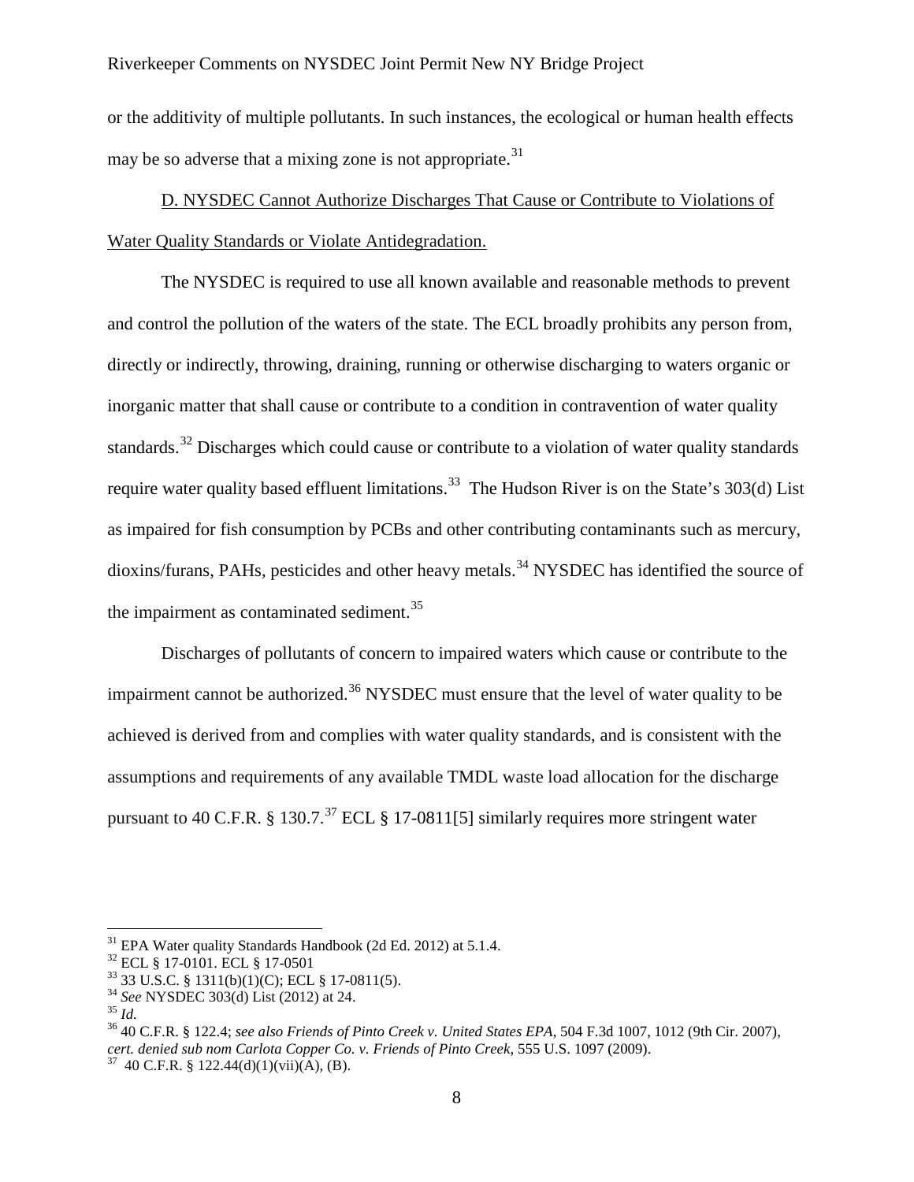or the additivity of multiple pollutants. In such instances, the ecological or human health effects may be so adverse that a mixing zone is not appropriate.[31]

D. NYSDEC Cannot Authorize Discharges That Cause or Contribute to Violations of Water Quality Standards or Violate Antidegradation.

The NYSDEC is required to use all known available and reasonable methods to prevent and control the pollution of the waters of the state. The ECL broadly prohibits any person from, directly or indirectly, throwing, draining, running or otherwise discharging to waters organic or inorganic matter that shall cause or contribute to a condition in contravention of water quality standards.[32] Discharges which could cause or contribute to a violation of water quality standards require water quality based effluent limitations.[33] The Hudson River is on the State's 303(d) List as impaired for fish consumption by PCBs and other contributing contaminants such as mercury, dioxins/furans, PAHs, pesticides and other heavy metals.[34] NYSDEC has identified the source of the impairment as contaminated sediment.[35]

Discharges of pollutants of concern to impaired waters which cause or contribute to the impairment cannot be authorized.[36] NYSDEC must ensure that the level of water quality to be achieved is derived from and complies with water quality standards, and is consistent with the assumptions and requirements of any available TMDL waste load allocation for the discharge pursuant to 40 C.F.R. § 130.7.[37] ECL § 17-0811[5] similarly requires more stringent water

---

[31] EPA Water quality Standards Handbook (2d Ed. 2012) at 5.1.4.
[32] ECL § 17-0101. ECL § 17-0501
[33] 33 U.S.C. § 1311(b)(1)(C); ECL § 17-0811(5).
[34] *See* NYSDEC 303(d) List (2012) at 24.
[35] *Id.*
[36] 40 C.F.R. § 122.4; *see also Friends of Pinto Creek v. United States EPA*, 504 F.3d 1007, 1012 (9th Cir. 2007), *cert. denied sub nom Carlota Copper Co. v. Friends of Pinto Creek*, 555 U.S. 1097 (2009).
[37] 40 C.F.R. § 122.44(d)(1)(vii)(A), (B).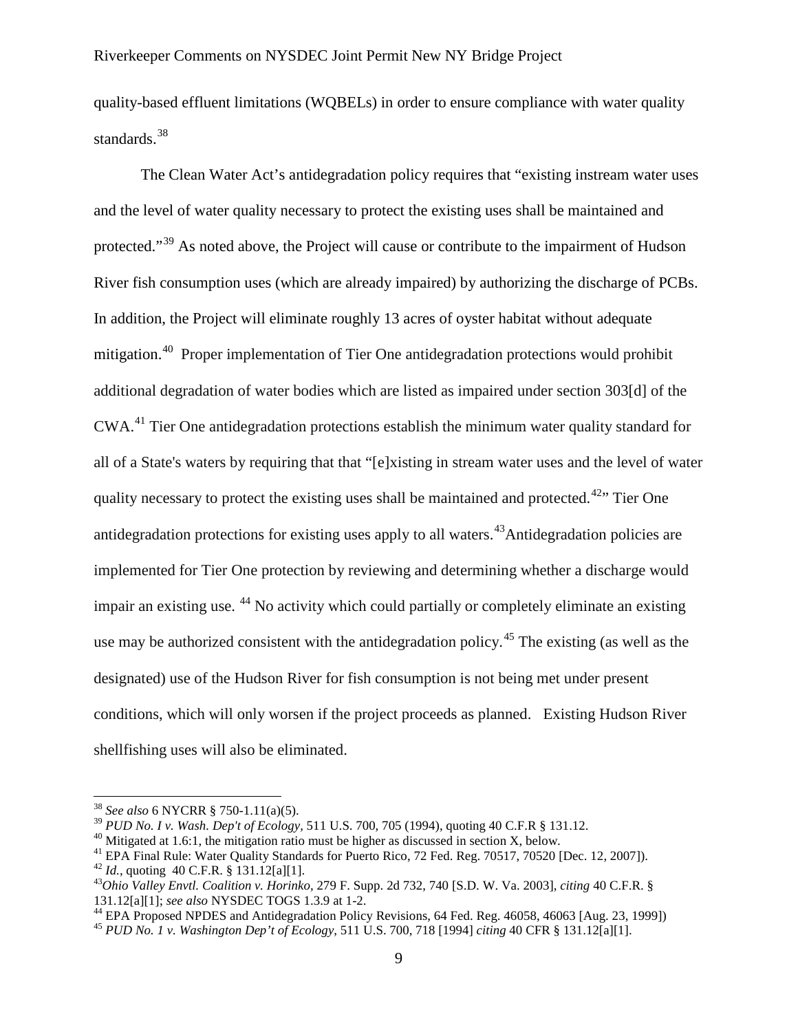quality-based effluent limitations (WQBELs) in order to ensure compliance with water quality standards.[38]

The Clean Water Act's antidegradation policy requires that "existing instream water uses and the level of water quality necessary to protect the existing uses shall be maintained and protected."[39] As noted above, the Project will cause or contribute to the impairment of Hudson River fish consumption uses (which are already impaired) by authorizing the discharge of PCBs. In addition, the Project will eliminate roughly 13 acres of oyster habitat without adequate mitigation.[40] Proper implementation of Tier One antidegradation protections would prohibit additional degradation of water bodies which are listed as impaired under section 303[d] of the CWA.[41] Tier One antidegradation protections establish the minimum water quality standard for all of a State's waters by requiring that that "[e]xisting in stream water uses and the level of water quality necessary to protect the existing uses shall be maintained and protected.[42]" Tier One antidegradation protections for existing uses apply to all waters.[43] Antidegradation policies are implemented for Tier One protection by reviewing and determining whether a discharge would impair an existing use. [44] No activity which could partially or completely eliminate an existing use may be authorized consistent with the antidegradation policy.[45] The existing (as well as the designated) use of the Hudson River for fish consumption is not being met under present conditions, which will only worsen if the project proceeds as planned. Existing Hudson River shellfishing uses will also be eliminated.

---

[38] *See also* 6 NYCRR § 750-1.11(a)(5).

[39] *PUD No. I v. Wash. Dep't of Ecology*, 511 U.S. 700, 705 (1994), quoting 40 C.F.R § 131.12.

[40] Mitigated at 1.6:1, the mitigation ratio must be higher as discussed in section X, below.

[41] EPA Final Rule: Water Quality Standards for Puerto Rico, 72 Fed. Reg. 70517, 70520 [Dec. 12, 2007]).

[42] *Id.*, quoting 40 C.F.R. § 131.12[a][1].

[43] *Ohio Valley Envtl. Coalition v. Horinko*, 279 F. Supp. 2d 732, 740 [S.D. W. Va. 2003], *citing* 40 C.F.R. § 131.12[a][1]; *see also* NYSDEC TOGS 1.3.9 at 1-2.

[44] EPA Proposed NPDES and Antidegradation Policy Revisions, 64 Fed. Reg. 46058, 46063 [Aug. 23, 1999])

[45] *PUD No. 1 v. Washington Dep't of Ecology*, 511 U.S. 700, 718 [1994] *citing* 40 CFR § 131.12[a][1].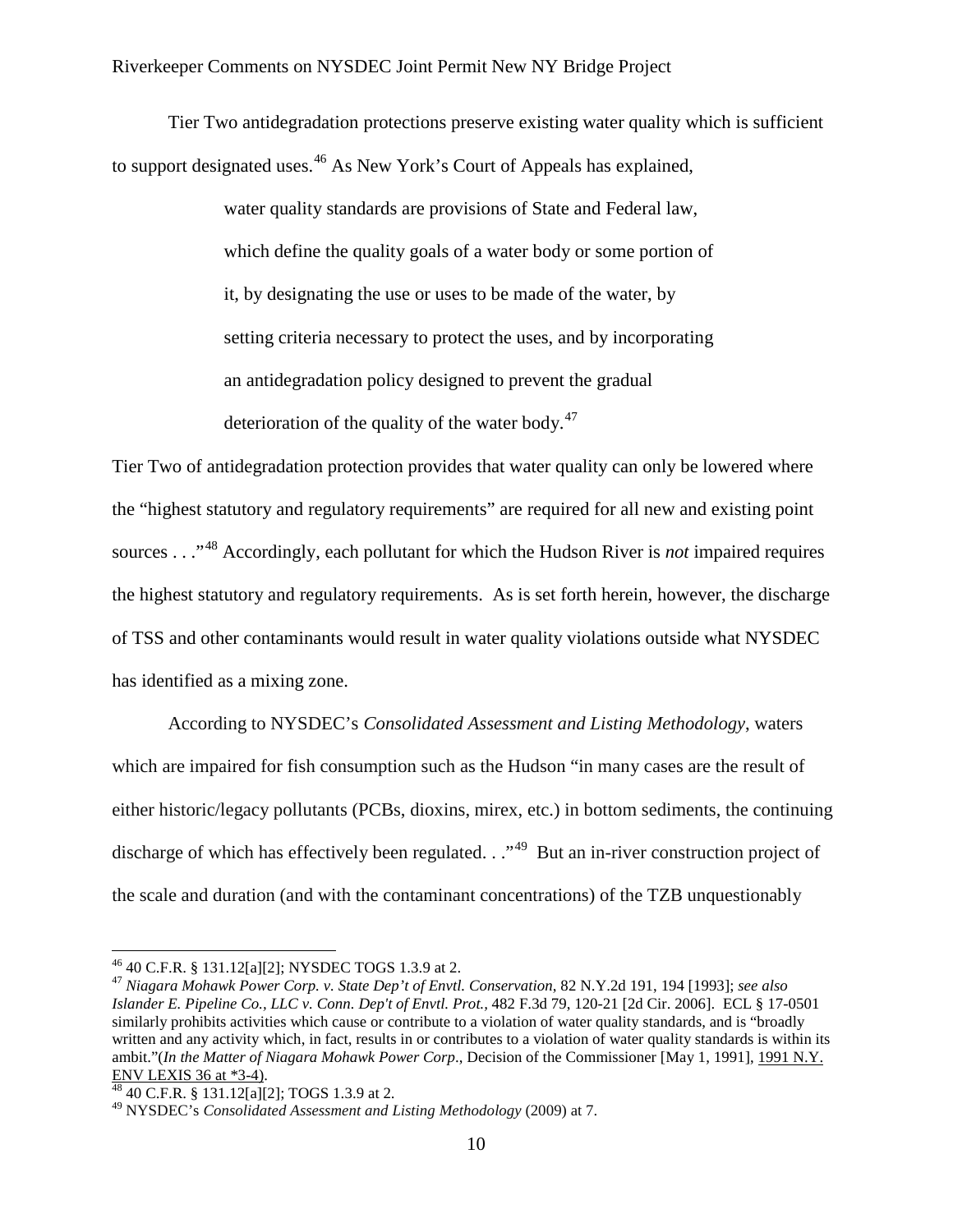Tier Two antidegradation protections preserve existing water quality which is sufficient to support designated uses.[46] As New York's Court of Appeals has explained,

> water quality standards are provisions of State and Federal law, which define the quality goals of a water body or some portion of it, by designating the use or uses to be made of the water, by setting criteria necessary to protect the uses, and by incorporating an antidegradation policy designed to prevent the gradual deterioration of the quality of the water body.[47]

Tier Two of antidegradation protection provides that water quality can only be lowered where the "highest statutory and regulatory requirements" are required for all new and existing point sources . . ."[48] Accordingly, each pollutant for which the Hudson River is *not* impaired requires the highest statutory and regulatory requirements. As is set forth herein, however, the discharge of TSS and other contaminants would result in water quality violations outside what NYSDEC has identified as a mixing zone.

According to NYSDEC's *Consolidated Assessment and Listing Methodology*, waters which are impaired for fish consumption such as the Hudson "in many cases are the result of either historic/legacy pollutants (PCBs, dioxins, mirex, etc.) in bottom sediments, the continuing discharge of which has effectively been regulated. . ."[49] But an in-river construction project of the scale and duration (and with the contaminant concentrations) of the TZB unquestionably

---

[46] 40 C.F.R. § 131.12[a][2]; NYSDEC TOGS 1.3.9 at 2.

[47] *Niagara Mohawk Power Corp. v. State Dep't of Envtl. Conservation*, 82 N.Y.2d 191, 194 [1993]; *see also Islander E. Pipeline Co., LLC v. Conn. Dep't of Envtl. Prot.*, 482 F.3d 79, 120-21 [2d Cir. 2006]. ECL § 17-0501 similarly prohibits activities which cause or contribute to a violation of water quality standards, and is "broadly written and any activity which, in fact, results in or contributes to a violation of water quality standards is within its ambit."(*In the Matter of Niagara Mohawk Power Corp*., Decision of the Commissioner [May 1, 1991], 1991 N.Y. ENV LEXIS 36 at *3-4).

[48] 40 C.F.R. § 131.12[a][2]; TOGS 1.3.9 at 2.

[49] NYSDEC's *Consolidated Assessment and Listing Methodology* (2009) at 7.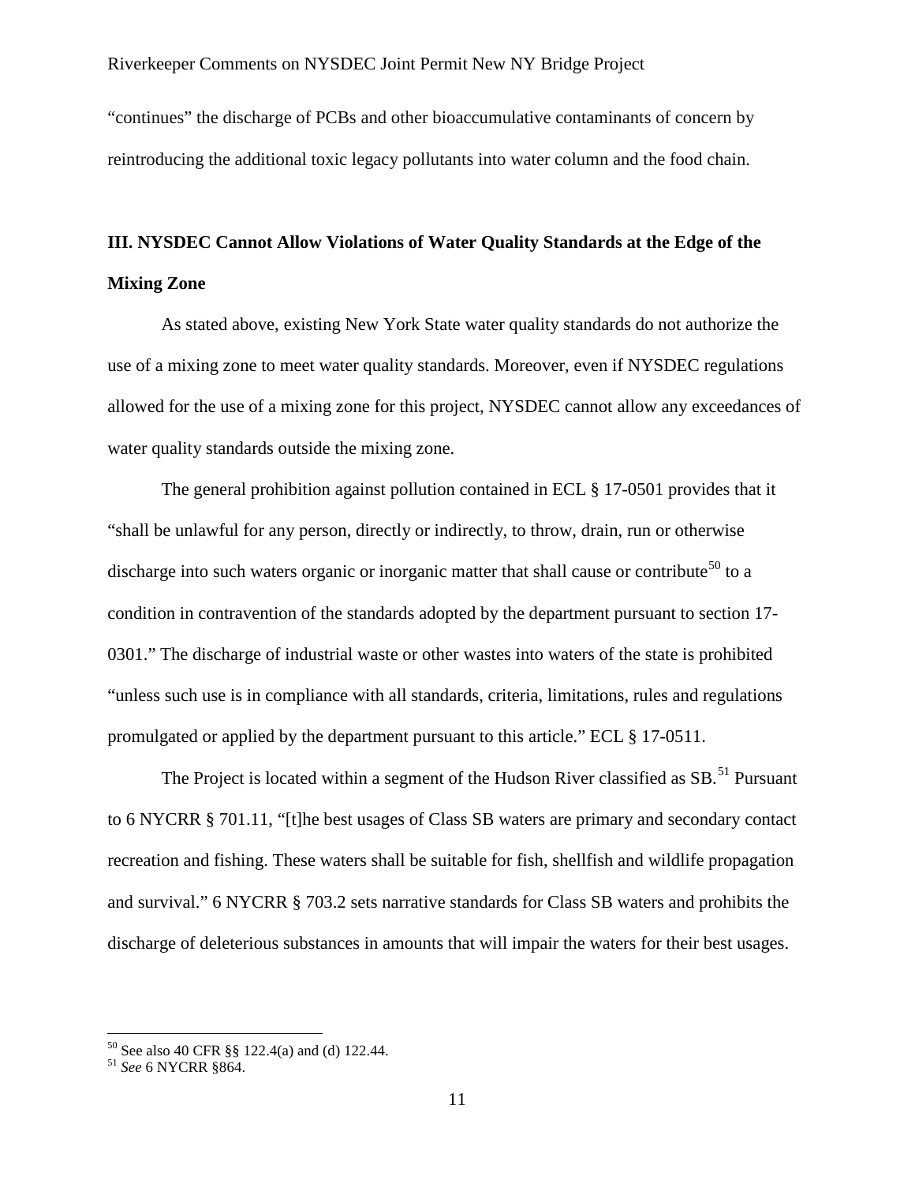"continues" the discharge of PCBs and other bioaccumulative contaminants of concern by reintroducing the additional toxic legacy pollutants into water column and the food chain.

## III. NYSDEC Cannot Allow Violations of Water Quality Standards at the Edge of the Mixing Zone

As stated above, existing New York State water quality standards do not authorize the use of a mixing zone to meet water quality standards. Moreover, even if NYSDEC regulations allowed for the use of a mixing zone for this project, NYSDEC cannot allow any exceedances of water quality standards outside the mixing zone.

The general prohibition against pollution contained in ECL § 17-0501 provides that it "shall be unlawful for any person, directly or indirectly, to throw, drain, run or otherwise discharge into such waters organic or inorganic matter that shall cause or contribute[50] to a condition in contravention of the standards adopted by the department pursuant to section 17-0301." The discharge of industrial waste or other wastes into waters of the state is prohibited "unless such use is in compliance with all standards, criteria, limitations, rules and regulations promulgated or applied by the department pursuant to this article." ECL § 17-0511.

The Project is located within a segment of the Hudson River classified as SB.[51] Pursuant to 6 NYCRR § 701.11, "[t]he best usages of Class SB waters are primary and secondary contact recreation and fishing. These waters shall be suitable for fish, shellfish and wildlife propagation and survival." 6 NYCRR § 703.2 sets narrative standards for Class SB waters and prohibits the discharge of deleterious substances in amounts that will impair the waters for their best usages.

---

[50] See also 40 CFR §§ 122.4(a) and (d) 122.44.

[51] *See* 6 NYCRR §864.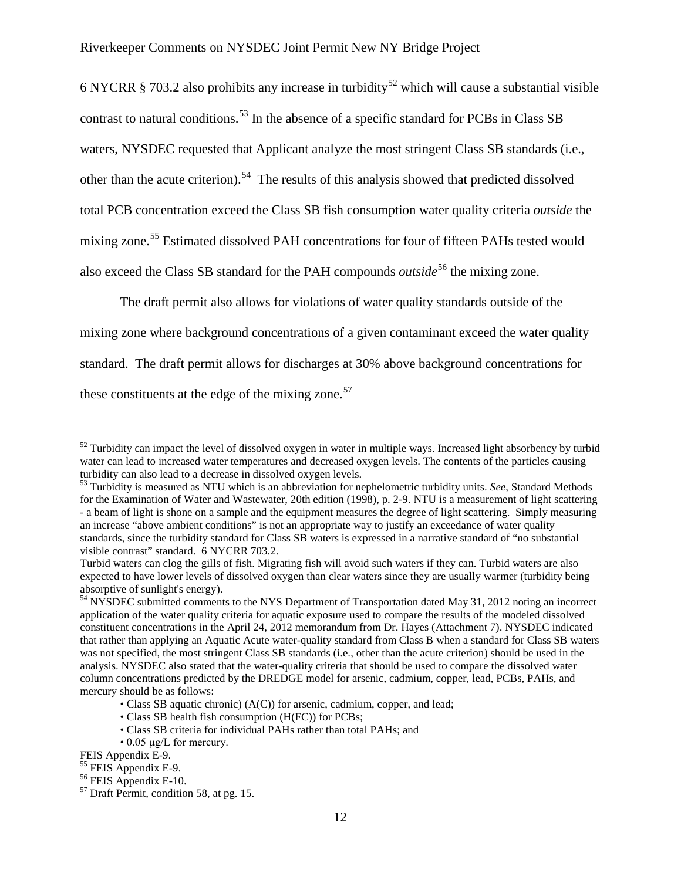6 NYCRR § 703.2 also prohibits any increase in turbidity[52] which will cause a substantial visible contrast to natural conditions.[53] In the absence of a specific standard for PCBs in Class SB waters, NYSDEC requested that Applicant analyze the most stringent Class SB standards (i.e., other than the acute criterion).[54] The results of this analysis showed that predicted dissolved total PCB concentration exceed the Class SB fish consumption water quality criteria *outside* the mixing zone.[55] Estimated dissolved PAH concentrations for four of fifteen PAHs tested would also exceed the Class SB standard for the PAH compounds *outside*[56] the mixing zone.

The draft permit also allows for violations of water quality standards outside of the mixing zone where background concentrations of a given contaminant exceed the water quality standard. The draft permit allows for discharges at 30% above background concentrations for these constituents at the edge of the mixing zone.[57]

---

[52] Turbidity can impact the level of dissolved oxygen in water in multiple ways. Increased light absorbency by turbid water can lead to increased water temperatures and decreased oxygen levels. The contents of the particles causing turbidity can also lead to a decrease in dissolved oxygen levels.

[53] Turbidity is measured as NTU which is an abbreviation for nephelometric turbidity units. *See*, Standard Methods for the Examination of Water and Wastewater, 20th edition (1998), p. 2-9. NTU is a measurement of light scattering - a beam of light is shone on a sample and the equipment measures the degree of light scattering. Simply measuring an increase "above ambient conditions" is not an appropriate way to justify an exceedance of water quality standards, since the turbidity standard for Class SB waters is expressed in a narrative standard of "no substantial visible contrast" standard. 6 NYCRR 703.2.

Turbid waters can clog the gills of fish. Migrating fish will avoid such waters if they can. Turbid waters are also expected to have lower levels of dissolved oxygen than clear waters since they are usually warmer (turbidity being absorptive of sunlight's energy).

[54] NYSDEC submitted comments to the NYS Department of Transportation dated May 31, 2012 noting an incorrect application of the water quality criteria for aquatic exposure used to compare the results of the modeled dissolved constituent concentrations in the April 24, 2012 memorandum from Dr. Hayes (Attachment 7). NYSDEC indicated that rather than applying an Aquatic Acute water-quality standard from Class B when a standard for Class SB waters was not specified, the most stringent Class SB standards (i.e., other than the acute criterion) should be used in the analysis. NYSDEC also stated that the water-quality criteria that should be used to compare the dissolved water column concentrations predicted by the DREDGE model for arsenic, cadmium, copper, lead, PCBs, PAHs, and mercury should be as follows:

- Class SB aquatic chronic) (A(C)) for arsenic, cadmium, copper, and lead;
- Class SB health fish consumption (H(FC)) for PCBs;
- Class SB criteria for individual PAHs rather than total PAHs; and
- 0.05 μg/L for mercury.

FEIS Appendix E-9.

[55] FEIS Appendix E-9.

[56] FEIS Appendix E-10.

[57] Draft Permit, condition 58, at pg. 15.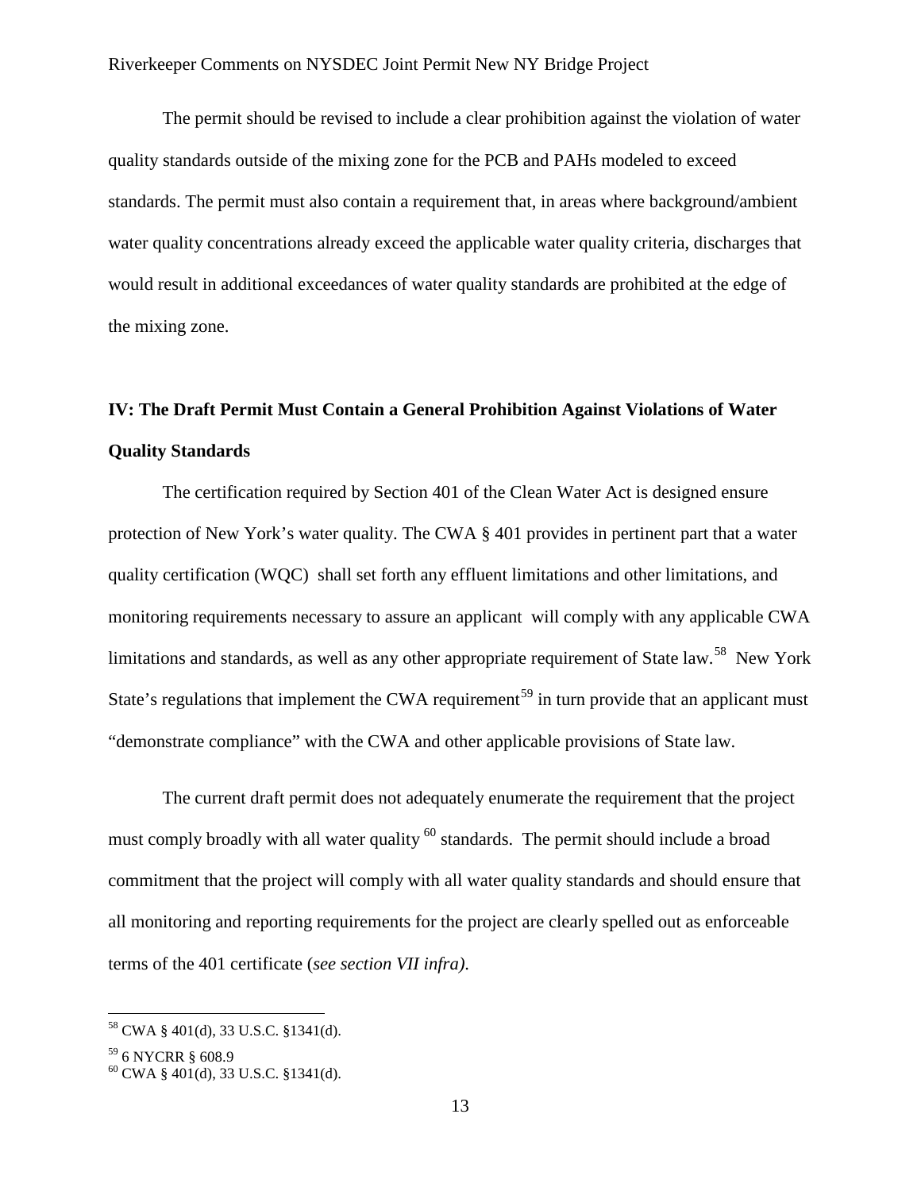The permit should be revised to include a clear prohibition against the violation of water quality standards outside of the mixing zone for the PCB and PAHs modeled to exceed standards. The permit must also contain a requirement that, in areas where background/ambient water quality concentrations already exceed the applicable water quality criteria, discharges that would result in additional exceedances of water quality standards are prohibited at the edge of the mixing zone.

## IV: The Draft Permit Must Contain a General Prohibition Against Violations of Water Quality Standards

The certification required by Section 401 of the Clean Water Act is designed ensure protection of New York's water quality. The CWA § 401 provides in pertinent part that a water quality certification (WQC) shall set forth any effluent limitations and other limitations, and monitoring requirements necessary to assure an applicant will comply with any applicable CWA limitations and standards, as well as any other appropriate requirement of State law.[58] New York State's regulations that implement the CWA requirement[59] in turn provide that an applicant must "demonstrate compliance" with the CWA and other applicable provisions of State law.

The current draft permit does not adequately enumerate the requirement that the project must comply broadly with all water quality [60] standards. The permit should include a broad commitment that the project will comply with all water quality standards and should ensure that all monitoring and reporting requirements for the project are clearly spelled out as enforceable terms of the 401 certificate (*see section VII infra).*

---

[58] CWA § 401(d), 33 U.S.C. §1341(d).

[59] 6 NYCRR § 608.9

[60] CWA § 401(d), 33 U.S.C. §1341(d).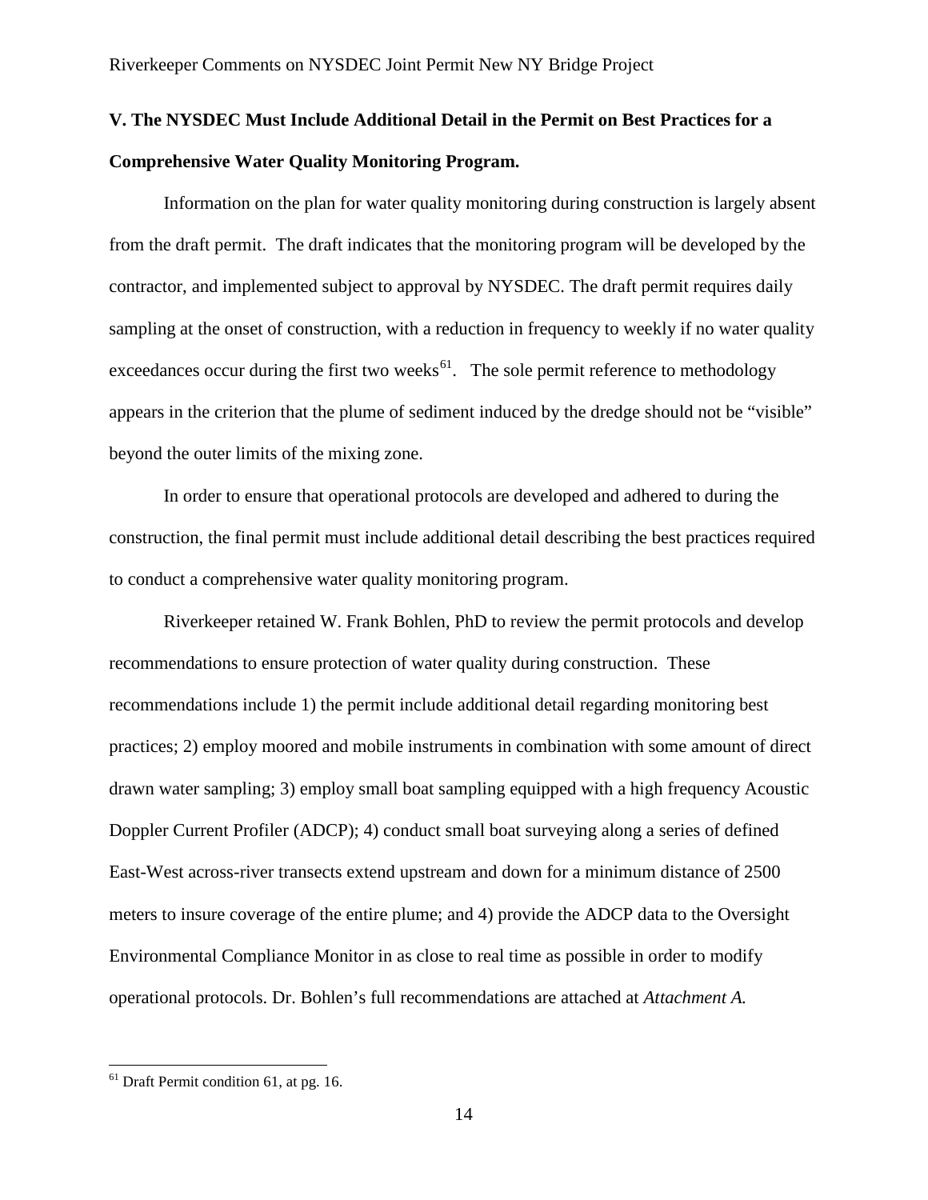## V. The NYSDEC Must Include Additional Detail in the Permit on Best Practices for a Comprehensive Water Quality Monitoring Program.

Information on the plan for water quality monitoring during construction is largely absent from the draft permit. The draft indicates that the monitoring program will be developed by the contractor, and implemented subject to approval by NYSDEC. The draft permit requires daily sampling at the onset of construction, with a reduction in frequency to weekly if no water quality exceedances occur during the first two weeks[61]. The sole permit reference to methodology appears in the criterion that the plume of sediment induced by the dredge should not be "visible" beyond the outer limits of the mixing zone.

In order to ensure that operational protocols are developed and adhered to during the construction, the final permit must include additional detail describing the best practices required to conduct a comprehensive water quality monitoring program.

Riverkeeper retained W. Frank Bohlen, PhD to review the permit protocols and develop recommendations to ensure protection of water quality during construction. These recommendations include 1) the permit include additional detail regarding monitoring best practices; 2) employ moored and mobile instruments in combination with some amount of direct drawn water sampling; 3) employ small boat sampling equipped with a high frequency Acoustic Doppler Current Profiler (ADCP); 4) conduct small boat surveying along a series of defined East-West across-river transects extend upstream and down for a minimum distance of 2500 meters to insure coverage of the entire plume; and 4) provide the ADCP data to the Oversight Environmental Compliance Monitor in as close to real time as possible in order to modify operational protocols. Dr. Bohlen's full recommendations are attached at *Attachment A.*

[61] Draft Permit condition 61, at pg. 16.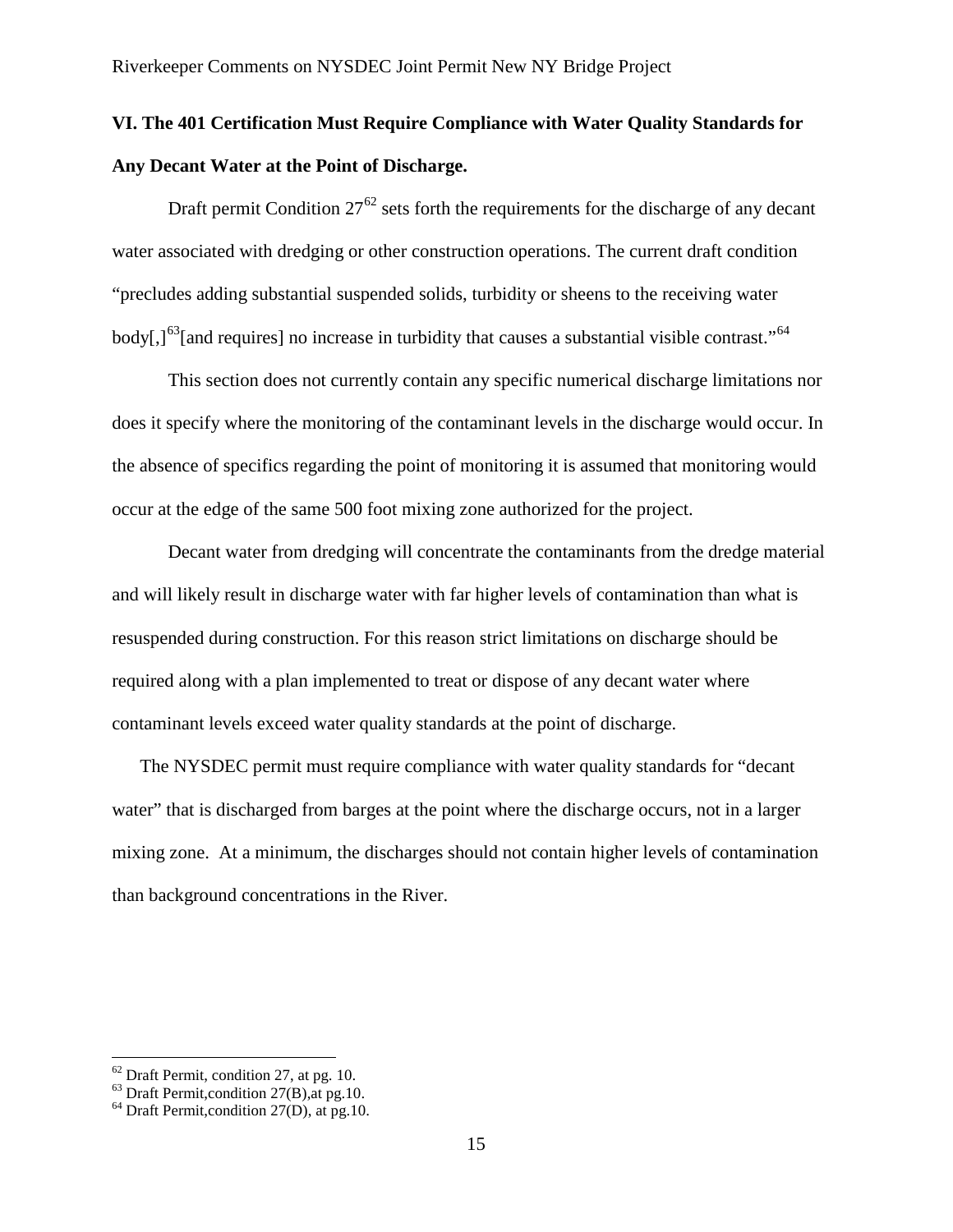## VI. The 401 Certification Must Require Compliance with Water Quality Standards for Any Decant Water at the Point of Discharge.

Draft permit Condition 27[62] sets forth the requirements for the discharge of any decant water associated with dredging or other construction operations. The current draft condition "precludes adding substantial suspended solids, turbidity or sheens to the receiving water body[,][63][and requires] no increase in turbidity that causes a substantial visible contrast."[64]

This section does not currently contain any specific numerical discharge limitations nor does it specify where the monitoring of the contaminant levels in the discharge would occur. In the absence of specifics regarding the point of monitoring it is assumed that monitoring would occur at the edge of the same 500 foot mixing zone authorized for the project.

Decant water from dredging will concentrate the contaminants from the dredge material and will likely result in discharge water with far higher levels of contamination than what is resuspended during construction. For this reason strict limitations on discharge should be required along with a plan implemented to treat or dispose of any decant water where contaminant levels exceed water quality standards at the point of discharge.

The NYSDEC permit must require compliance with water quality standards for "decant water" that is discharged from barges at the point where the discharge occurs, not in a larger mixing zone. At a minimum, the discharges should not contain higher levels of contamination than background concentrations in the River.

---

[62] Draft Permit, condition 27, at pg. 10.

[63] Draft Permit,condition 27(B),at pg.10.

[64] Draft Permit,condition 27(D), at pg.10.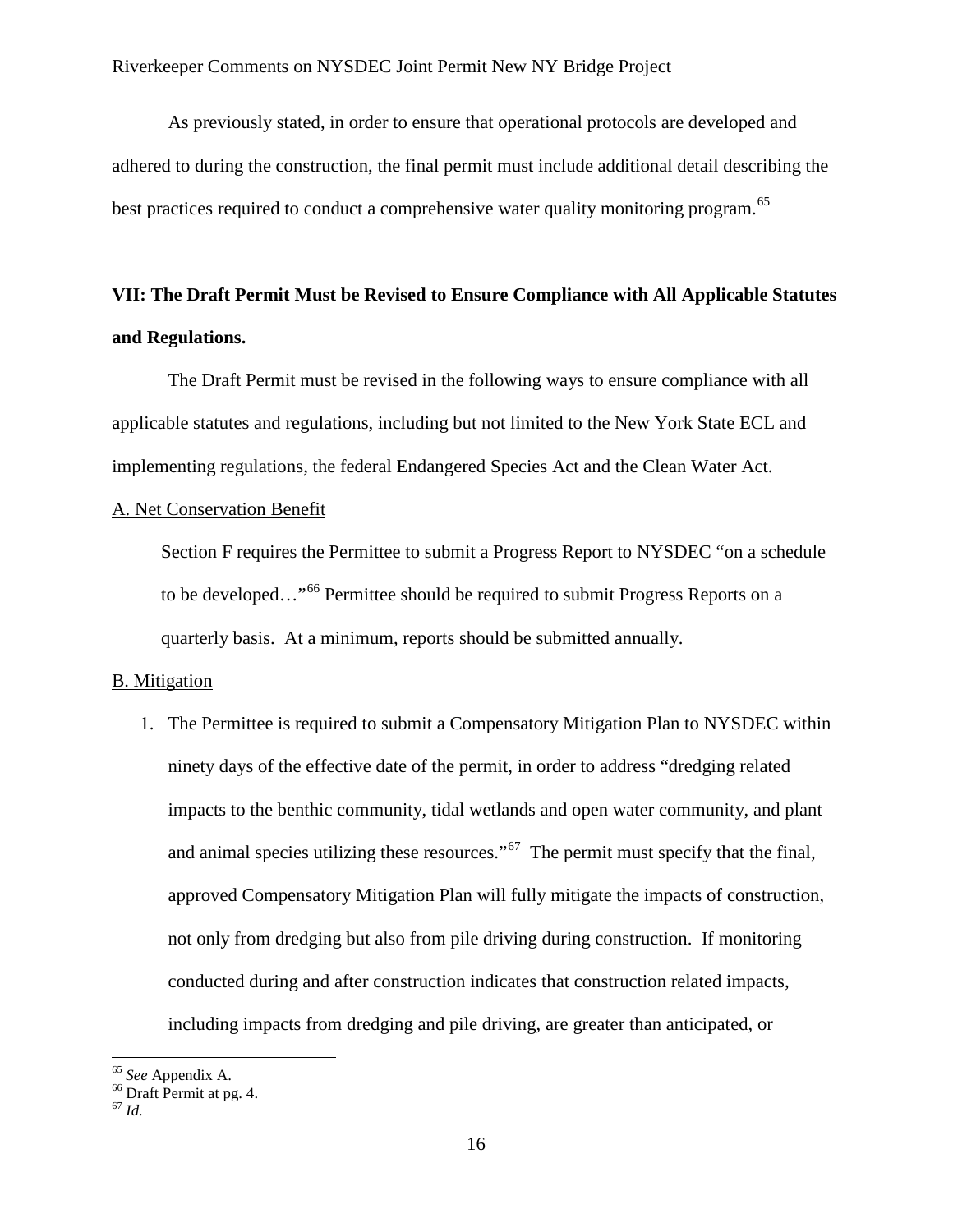As previously stated, in order to ensure that operational protocols are developed and adhered to during the construction, the final permit must include additional detail describing the best practices required to conduct a comprehensive water quality monitoring program.[65]

## VII: The Draft Permit Must be Revised to Ensure Compliance with All Applicable Statutes and Regulations.

The Draft Permit must be revised in the following ways to ensure compliance with all applicable statutes and regulations, including but not limited to the New York State ECL and implementing regulations, the federal Endangered Species Act and the Clean Water Act.

### A. Net Conservation Benefit

Section F requires the Permittee to submit a Progress Report to NYSDEC "on a schedule to be developed…"[66] Permittee should be required to submit Progress Reports on a quarterly basis. At a minimum, reports should be submitted annually.

### B. Mitigation

1. The Permittee is required to submit a Compensatory Mitigation Plan to NYSDEC within ninety days of the effective date of the permit, in order to address "dredging related impacts to the benthic community, tidal wetlands and open water community, and plant and animal species utilizing these resources."[67] The permit must specify that the final, approved Compensatory Mitigation Plan will fully mitigate the impacts of construction, not only from dredging but also from pile driving during construction. If monitoring conducted during and after construction indicates that construction related impacts, including impacts from dredging and pile driving, are greater than anticipated, or

---

[65] *See* Appendix A.

[66] Draft Permit at pg. 4.

[67] *Id.*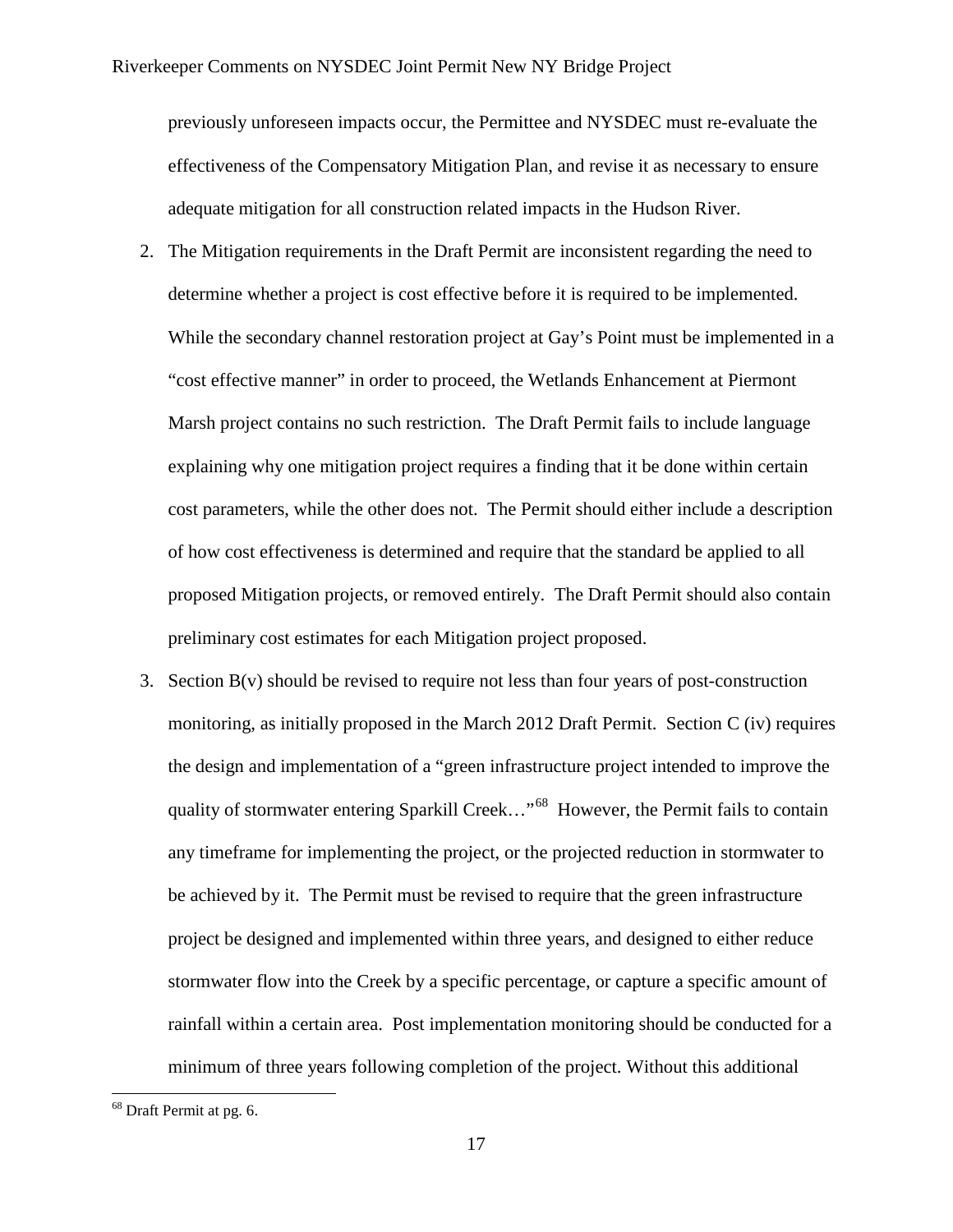previously unforeseen impacts occur, the Permittee and NYSDEC must re-evaluate the effectiveness of the Compensatory Mitigation Plan, and revise it as necessary to ensure adequate mitigation for all construction related impacts in the Hudson River.

2. The Mitigation requirements in the Draft Permit are inconsistent regarding the need to determine whether a project is cost effective before it is required to be implemented. While the secondary channel restoration project at Gay's Point must be implemented in a "cost effective manner" in order to proceed, the Wetlands Enhancement at Piermont Marsh project contains no such restriction. The Draft Permit fails to include language explaining why one mitigation project requires a finding that it be done within certain cost parameters, while the other does not. The Permit should either include a description of how cost effectiveness is determined and require that the standard be applied to all proposed Mitigation projects, or removed entirely. The Draft Permit should also contain preliminary cost estimates for each Mitigation project proposed.

3. Section B(v) should be revised to require not less than four years of post-construction monitoring, as initially proposed in the March 2012 Draft Permit. Section C (iv) requires the design and implementation of a "green infrastructure project intended to improve the quality of stormwater entering Sparkill Creek…"[68] However, the Permit fails to contain any timeframe for implementing the project, or the projected reduction in stormwater to be achieved by it. The Permit must be revised to require that the green infrastructure project be designed and implemented within three years, and designed to either reduce stormwater flow into the Creek by a specific percentage, or capture a specific amount of rainfall within a certain area. Post implementation monitoring should be conducted for a minimum of three years following completion of the project. Without this additional

[68] Draft Permit at pg. 6.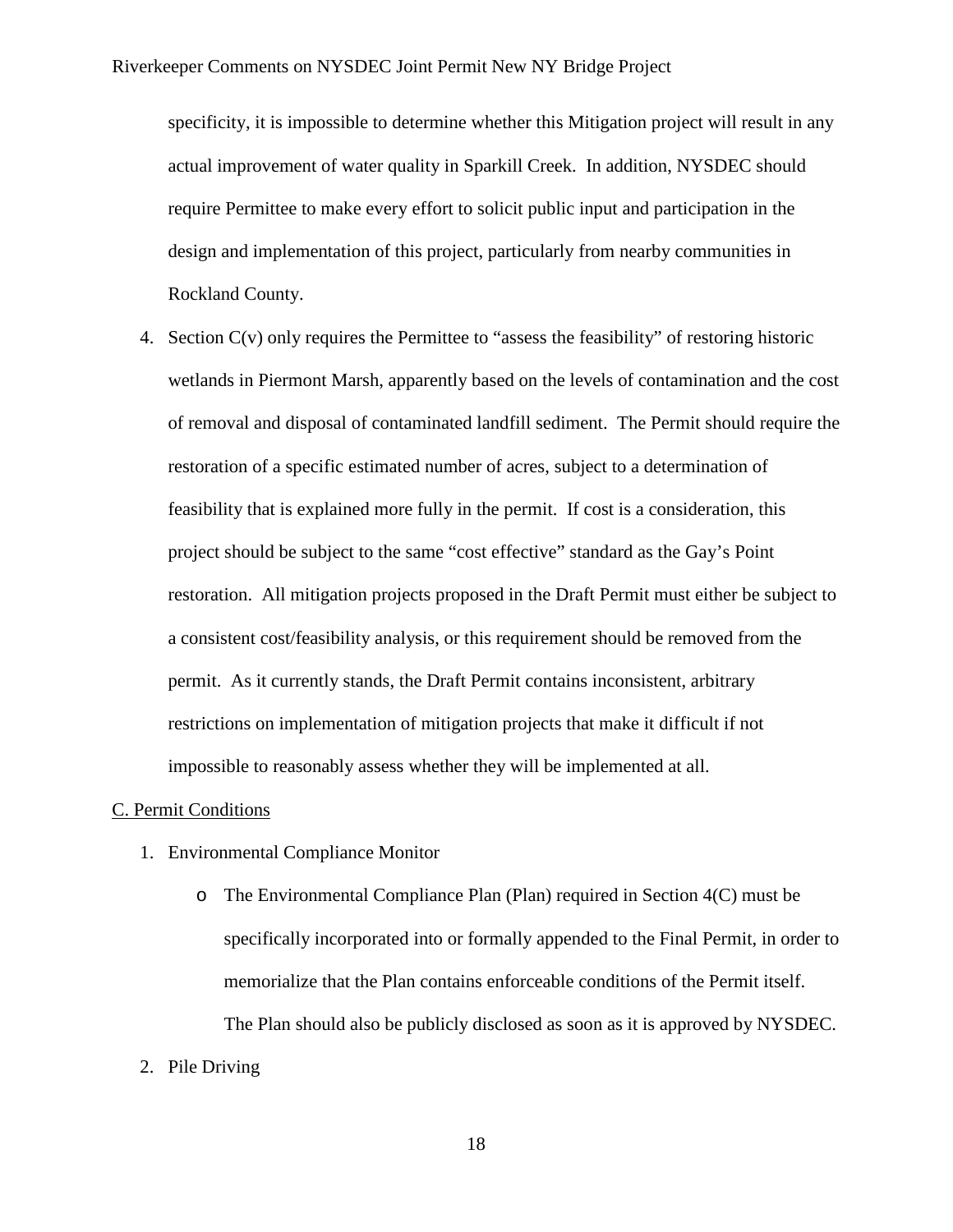specificity, it is impossible to determine whether this Mitigation project will result in any actual improvement of water quality in Sparkill Creek. In addition, NYSDEC should require Permittee to make every effort to solicit public input and participation in the design and implementation of this project, particularly from nearby communities in Rockland County.

4. Section C(v) only requires the Permittee to "assess the feasibility" of restoring historic wetlands in Piermont Marsh, apparently based on the levels of contamination and the cost of removal and disposal of contaminated landfill sediment. The Permit should require the restoration of a specific estimated number of acres, subject to a determination of feasibility that is explained more fully in the permit. If cost is a consideration, this project should be subject to the same "cost effective" standard as the Gay's Point restoration. All mitigation projects proposed in the Draft Permit must either be subject to a consistent cost/feasibility analysis, or this requirement should be removed from the permit. As it currently stands, the Draft Permit contains inconsistent, arbitrary restrictions on implementation of mitigation projects that make it difficult if not impossible to reasonably assess whether they will be implemented at all.

<u>C. Permit Conditions</u>

1. Environmental Compliance Monitor
   - The Environmental Compliance Plan (Plan) required in Section 4(C) must be specifically incorporated into or formally appended to the Final Permit, in order to memorialize that the Plan contains enforceable conditions of the Permit itself. The Plan should also be publicly disclosed as soon as it is approved by NYSDEC.
2. Pile Driving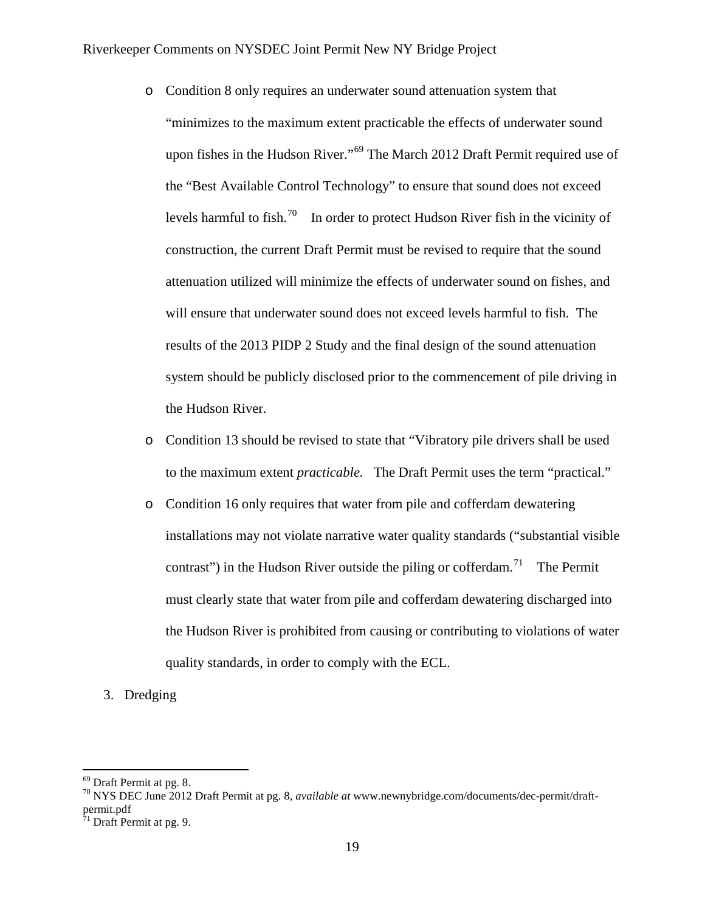- Condition 8 only requires an underwater sound attenuation system that "minimizes to the maximum extent practicable the effects of underwater sound upon fishes in the Hudson River."[69] The March 2012 Draft Permit required use of the "Best Available Control Technology" to ensure that sound does not exceed levels harmful to fish.[70] In order to protect Hudson River fish in the vicinity of construction, the current Draft Permit must be revised to require that the sound attenuation utilized will minimize the effects of underwater sound on fishes, and will ensure that underwater sound does not exceed levels harmful to fish. The results of the 2013 PIDP 2 Study and the final design of the sound attenuation system should be publicly disclosed prior to the commencement of pile driving in the Hudson River.
- Condition 13 should be revised to state that "Vibratory pile drivers shall be used to the maximum extent *practicable.* The Draft Permit uses the term "practical."
- Condition 16 only requires that water from pile and cofferdam dewatering installations may not violate narrative water quality standards ("substantial visible contrast") in the Hudson River outside the piling or cofferdam.[71] The Permit must clearly state that water from pile and cofferdam dewatering discharged into the Hudson River is prohibited from causing or contributing to violations of water quality standards, in order to comply with the ECL.

3. Dredging

---

[69] Draft Permit at pg. 8.

[70] NYS DEC June 2012 Draft Permit at pg. 8, *available at* www.newnybridge.com/documents/dec-permit/draft-permit.pdf

[71] Draft Permit at pg. 9.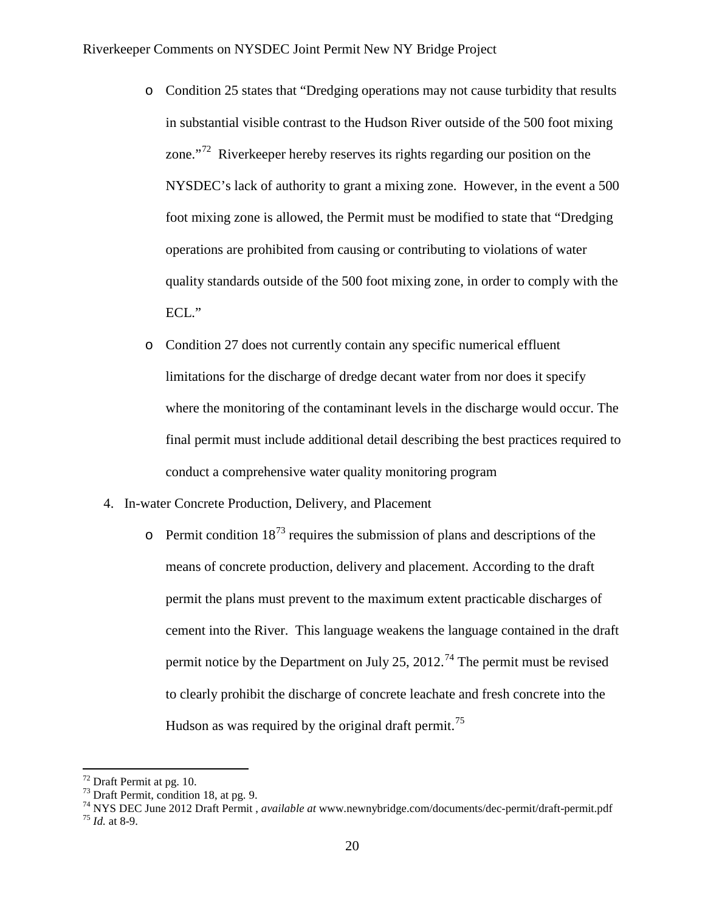- Condition 25 states that "Dredging operations may not cause turbidity that results in substantial visible contrast to the Hudson River outside of the 500 foot mixing zone."[72] Riverkeeper hereby reserves its rights regarding our position on the NYSDEC's lack of authority to grant a mixing zone. However, in the event a 500 foot mixing zone is allowed, the Permit must be modified to state that "Dredging operations are prohibited from causing or contributing to violations of water quality standards outside of the 500 foot mixing zone, in order to comply with the ECL."
- Condition 27 does not currently contain any specific numerical effluent limitations for the discharge of dredge decant water from nor does it specify where the monitoring of the contaminant levels in the discharge would occur. The final permit must include additional detail describing the best practices required to conduct a comprehensive water quality monitoring program

4. In-water Concrete Production, Delivery, and Placement
   - Permit condition 18[73] requires the submission of plans and descriptions of the means of concrete production, delivery and placement. According to the draft permit the plans must prevent to the maximum extent practicable discharges of cement into the River. This language weakens the language contained in the draft permit notice by the Department on July 25, 2012.[74] The permit must be revised to clearly prohibit the discharge of concrete leachate and fresh concrete into the Hudson as was required by the original draft permit.[75]

---

[72] Draft Permit at pg. 10.
[73] Draft Permit, condition 18, at pg. 9.
[74] NYS DEC June 2012 Draft Permit , *available at* www.newnybridge.com/documents/dec-permit/draft-permit.pdf
[75] *Id.* at 8-9.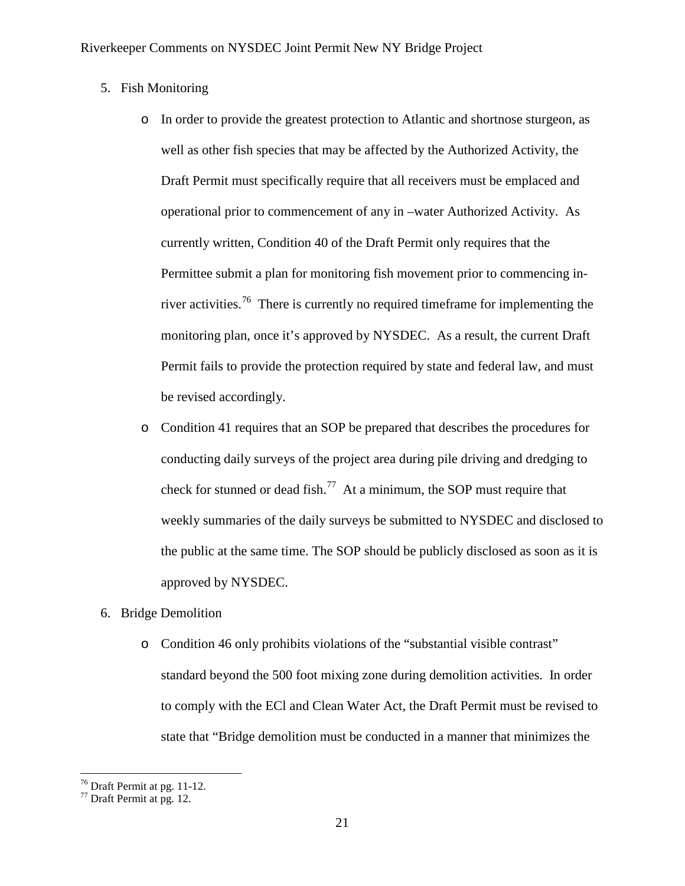5. Fish Monitoring

   - In order to provide the greatest protection to Atlantic and shortnose sturgeon, as well as other fish species that may be affected by the Authorized Activity, the Draft Permit must specifically require that all receivers must be emplaced and operational prior to commencement of any in –water Authorized Activity. As currently written, Condition 40 of the Draft Permit only requires that the Permittee submit a plan for monitoring fish movement prior to commencing in-river activities.[76] There is currently no required timeframe for implementing the monitoring plan, once it's approved by NYSDEC. As a result, the current Draft Permit fails to provide the protection required by state and federal law, and must be revised accordingly.
   - Condition 41 requires that an SOP be prepared that describes the procedures for conducting daily surveys of the project area during pile driving and dredging to check for stunned or dead fish.[77] At a minimum, the SOP must require that weekly summaries of the daily surveys be submitted to NYSDEC and disclosed to the public at the same time. The SOP should be publicly disclosed as soon as it is approved by NYSDEC.

6. Bridge Demolition

   - Condition 46 only prohibits violations of the "substantial visible contrast" standard beyond the 500 foot mixing zone during demolition activities. In order to comply with the ECl and Clean Water Act, the Draft Permit must be revised to state that "Bridge demolition must be conducted in a manner that minimizes the

[76] Draft Permit at pg. 11-12.
[77] Draft Permit at pg. 12.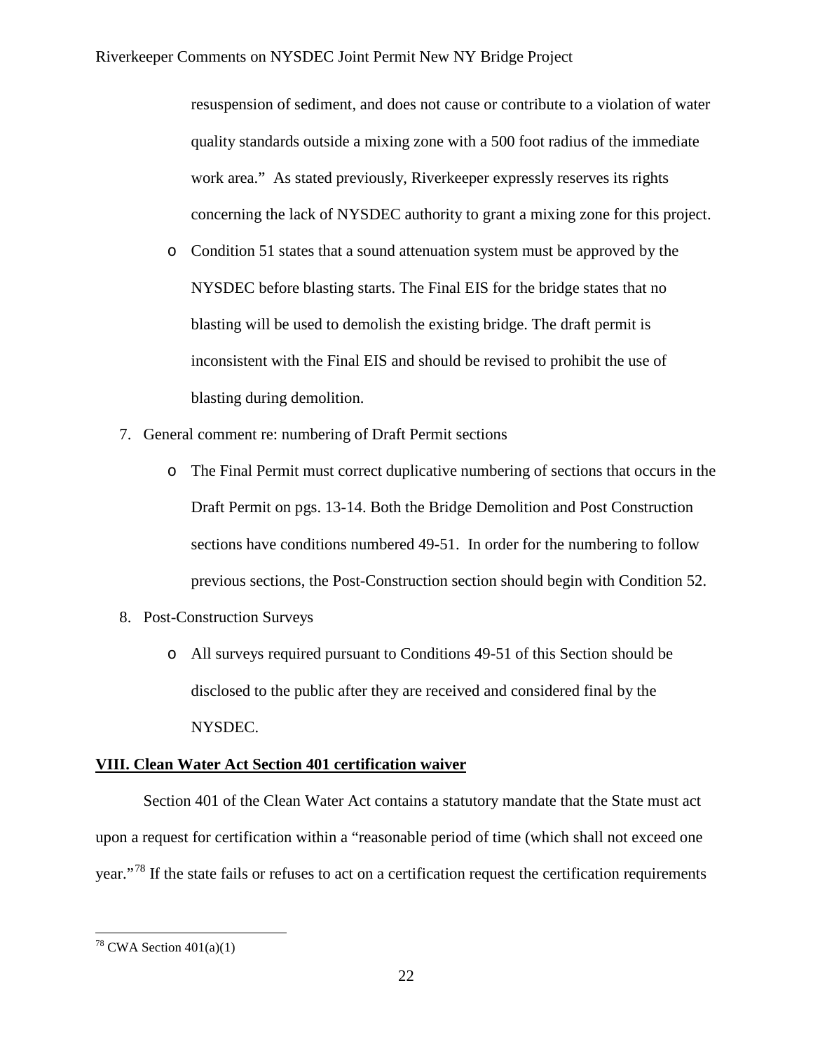resuspension of sediment, and does not cause or contribute to a violation of water quality standards outside a mixing zone with a 500 foot radius of the immediate work area." As stated previously, Riverkeeper expressly reserves its rights concerning the lack of NYSDEC authority to grant a mixing zone for this project.

   - Condition 51 states that a sound attenuation system must be approved by the NYSDEC before blasting starts. The Final EIS for the bridge states that no blasting will be used to demolish the existing bridge. The draft permit is inconsistent with the Final EIS and should be revised to prohibit the use of blasting during demolition.

7. General comment re: numbering of Draft Permit sections
   - The Final Permit must correct duplicative numbering of sections that occurs in the Draft Permit on pgs. 13-14. Both the Bridge Demolition and Post Construction sections have conditions numbered 49-51. In order for the numbering to follow previous sections, the Post-Construction section should begin with Condition 52.

8. Post-Construction Surveys
   - All surveys required pursuant to Conditions 49-51 of this Section should be disclosed to the public after they are received and considered final by the NYSDEC.

**VIII. Clean Water Act Section 401 certification waiver**

Section 401 of the Clean Water Act contains a statutory mandate that the State must act upon a request for certification within a "reasonable period of time (which shall not exceed one year."[78] If the state fails or refuses to act on a certification request the certification requirements

[78] CWA Section 401(a)(1)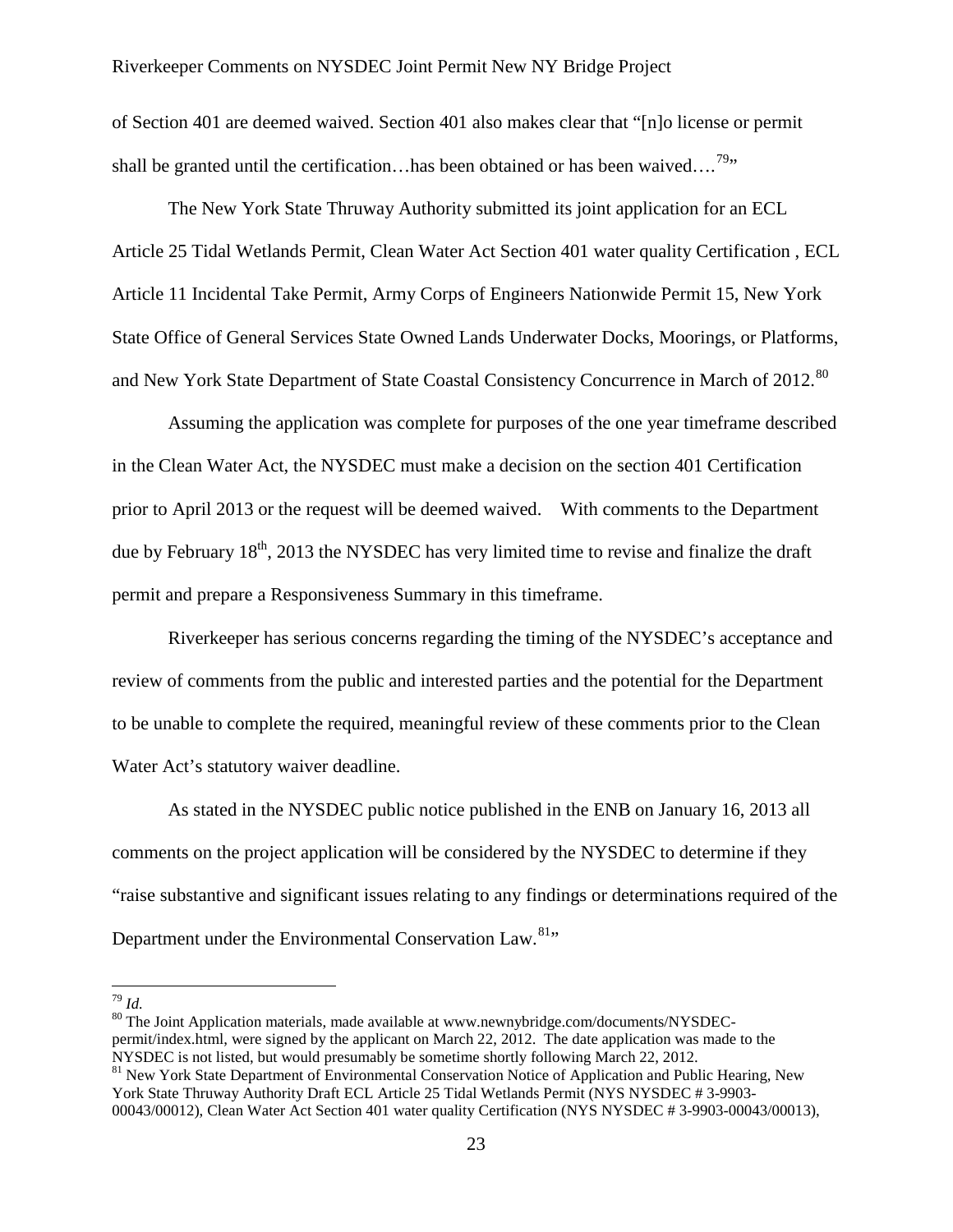of Section 401 are deemed waived. Section 401 also makes clear that "[n]o license or permit shall be granted until the certification…has been obtained or has been waived….[79]"

The New York State Thruway Authority submitted its joint application for an ECL Article 25 Tidal Wetlands Permit, Clean Water Act Section 401 water quality Certification , ECL Article 11 Incidental Take Permit, Army Corps of Engineers Nationwide Permit 15, New York State Office of General Services State Owned Lands Underwater Docks, Moorings, or Platforms, and New York State Department of State Coastal Consistency Concurrence in March of 2012.[80]

Assuming the application was complete for purposes of the one year timeframe described in the Clean Water Act, the NYSDEC must make a decision on the section 401 Certification prior to April 2013 or the request will be deemed waived. With comments to the Department due by February 18th, 2013 the NYSDEC has very limited time to revise and finalize the draft permit and prepare a Responsiveness Summary in this timeframe.

Riverkeeper has serious concerns regarding the timing of the NYSDEC's acceptance and review of comments from the public and interested parties and the potential for the Department to be unable to complete the required, meaningful review of these comments prior to the Clean Water Act's statutory waiver deadline.

As stated in the NYSDEC public notice published in the ENB on January 16, 2013 all comments on the project application will be considered by the NYSDEC to determine if they "raise substantive and significant issues relating to any findings or determinations required of the Department under the Environmental Conservation Law.[81]"

---

[79] *Id.*

[80] The Joint Application materials, made available at www.newnybridge.com/documents/NYSDEC-permit/index.html, were signed by the applicant on March 22, 2012. The date application was made to the NYSDEC is not listed, but would presumably be sometime shortly following March 22, 2012.

[81] New York State Department of Environmental Conservation Notice of Application and Public Hearing, New York State Thruway Authority Draft ECL Article 25 Tidal Wetlands Permit (NYS NYSDEC # 3-9903-00043/00012), Clean Water Act Section 401 water quality Certification (NYS NYSDEC # 3-9903-00043/00013),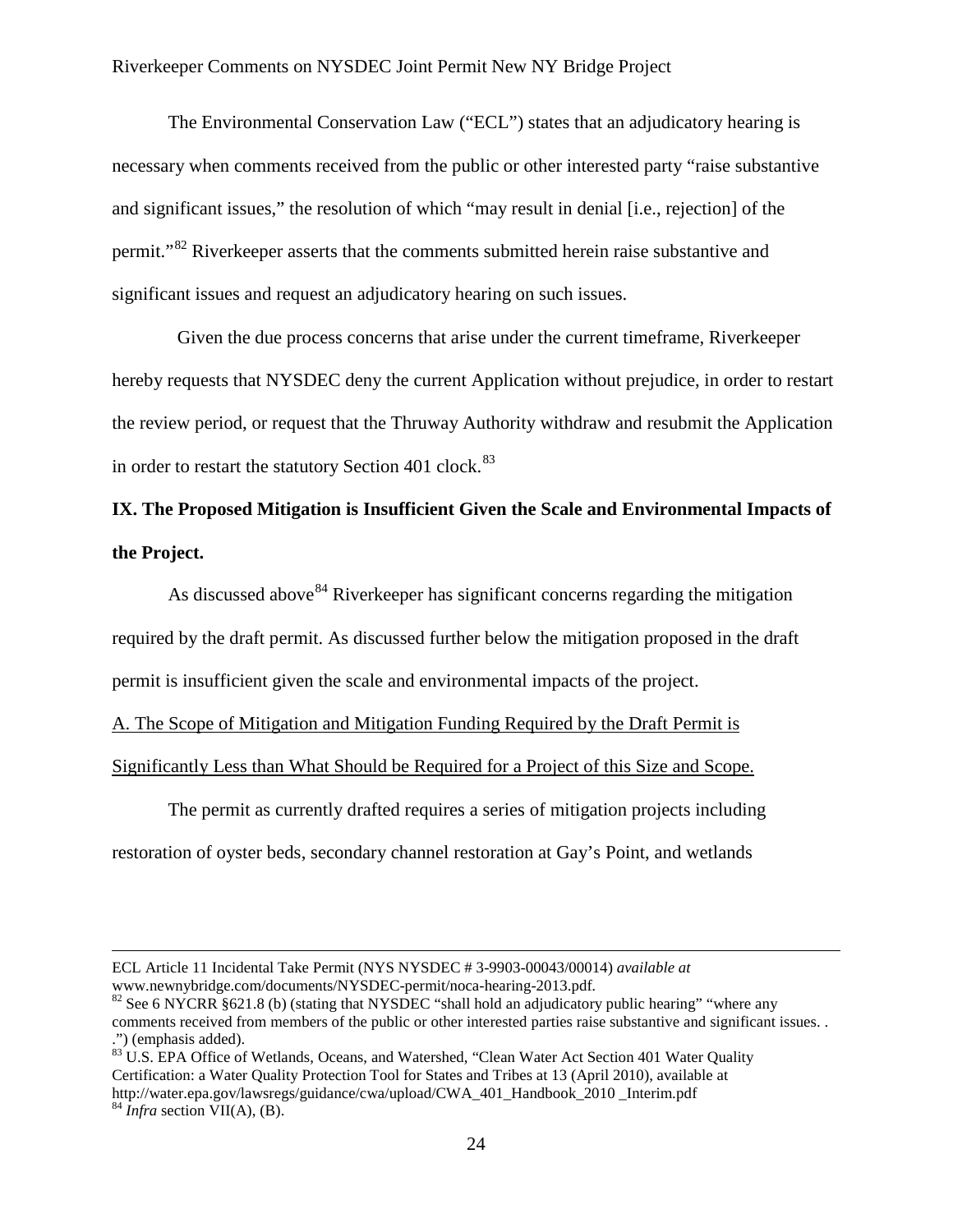The Environmental Conservation Law ("ECL") states that an adjudicatory hearing is necessary when comments received from the public or other interested party "raise substantive and significant issues," the resolution of which "may result in denial [i.e., rejection] of the permit."[82] Riverkeeper asserts that the comments submitted herein raise substantive and significant issues and request an adjudicatory hearing on such issues.

Given the due process concerns that arise under the current timeframe, Riverkeeper hereby requests that NYSDEC deny the current Application without prejudice, in order to restart the review period, or request that the Thruway Authority withdraw and resubmit the Application in order to restart the statutory Section 401 clock.[83]

## IX. The Proposed Mitigation is Insufficient Given the Scale and Environmental Impacts of the Project.

As discussed above[84] Riverkeeper has significant concerns regarding the mitigation required by the draft permit. As discussed further below the mitigation proposed in the draft permit is insufficient given the scale and environmental impacts of the project.

<u>A. The Scope of Mitigation and Mitigation Funding Required by the Draft Permit is Significantly Less than What Should be Required for a Project of this Size and Scope.</u>

The permit as currently drafted requires a series of mitigation projects including restoration of oyster beds, secondary channel restoration at Gay's Point, and wetlands

---

ECL Article 11 Incidental Take Permit (NYS NYSDEC # 3-9903-00043/00014) *available at* www.newnybridge.com/documents/NYSDEC-permit/noca-hearing-2013.pdf.

[82] See 6 NYCRR §621.8 (b) (stating that NYSDEC "shall hold an adjudicatory public hearing" "where any comments received from members of the public or other interested parties raise substantive and significant issues. . .") (emphasis added).

[83] U.S. EPA Office of Wetlands, Oceans, and Watershed, "Clean Water Act Section 401 Water Quality Certification: a Water Quality Protection Tool for States and Tribes at 13 (April 2010), available at http://water.epa.gov/lawsregs/guidance/cwa/upload/CWA_401_Handbook_2010 _Interim.pdf

[84] *Infra* section VII(A), (B).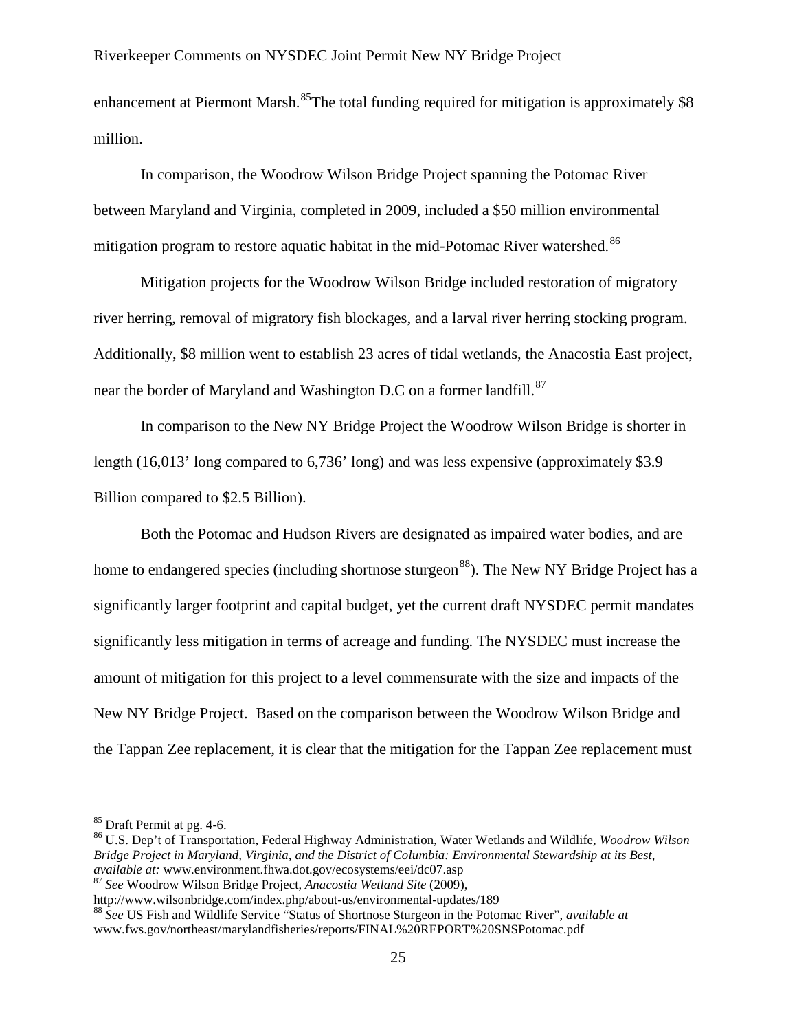enhancement at Piermont Marsh.[85] The total funding required for mitigation is approximately $8 million.

In comparison, the Woodrow Wilson Bridge Project spanning the Potomac River between Maryland and Virginia, completed in 2009, included a $50 million environmental mitigation program to restore aquatic habitat in the mid-Potomac River watershed.[86]

Mitigation projects for the Woodrow Wilson Bridge included restoration of migratory river herring, removal of migratory fish blockages, and a larval river herring stocking program. Additionally, $8 million went to establish 23 acres of tidal wetlands, the Anacostia East project, near the border of Maryland and Washington D.C on a former landfill.[87]

In comparison to the New NY Bridge Project the Woodrow Wilson Bridge is shorter in length (16,013' long compared to 6,736' long) and was less expensive (approximately $3.9 Billion compared to $2.5 Billion).

Both the Potomac and Hudson Rivers are designated as impaired water bodies, and are home to endangered species (including shortnose sturgeon[88]). The New NY Bridge Project has a significantly larger footprint and capital budget, yet the current draft NYSDEC permit mandates significantly less mitigation in terms of acreage and funding. The NYSDEC must increase the amount of mitigation for this project to a level commensurate with the size and impacts of the New NY Bridge Project. Based on the comparison between the Woodrow Wilson Bridge and the Tappan Zee replacement, it is clear that the mitigation for the Tappan Zee replacement must

---

[85] Draft Permit at pg. 4-6.

[86] U.S. Dep't of Transportation, Federal Highway Administration, Water Wetlands and Wildlife, *Woodrow Wilson Bridge Project in Maryland, Virginia, and the District of Columbia: Environmental Stewardship at its Best*, *available at:* www.environment.fhwa.dot.gov/ecosystems/eei/dc07.asp

[87] *See* Woodrow Wilson Bridge Project, *Anacostia Wetland Site* (2009), http://www.wilsonbridge.com/index.php/about-us/environmental-updates/189

[88] *See* US Fish and Wildlife Service "Status of Shortnose Sturgeon in the Potomac River", *available at* www.fws.gov/northeast/marylandfisheries/reports/FINAL%20REPORT%20SNSPotomac.pdf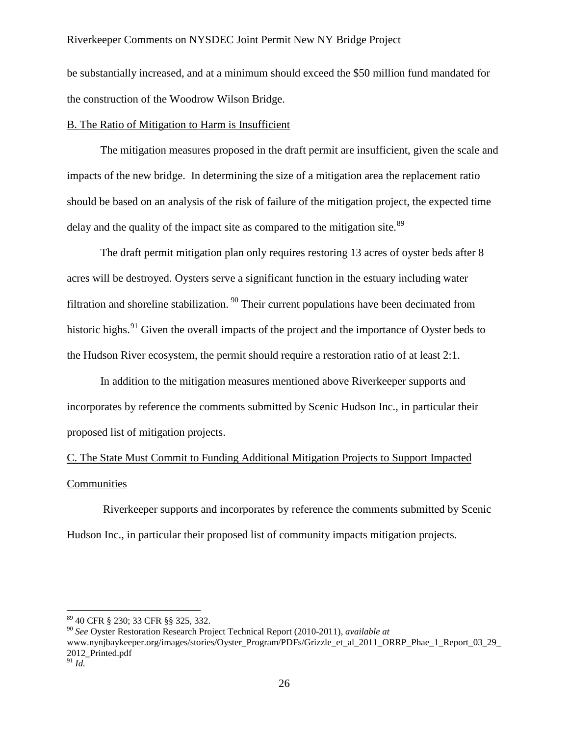be substantially increased, and at a minimum should exceed the $50 million fund mandated for the construction of the Woodrow Wilson Bridge.

<u>B. The Ratio of Mitigation to Harm is Insufficient</u>

The mitigation measures proposed in the draft permit are insufficient, given the scale and impacts of the new bridge. In determining the size of a mitigation area the replacement ratio should be based on an analysis of the risk of failure of the mitigation project, the expected time delay and the quality of the impact site as compared to the mitigation site.[89]

The draft permit mitigation plan only requires restoring 13 acres of oyster beds after 8 acres will be destroyed. Oysters serve a significant function in the estuary including water filtration and shoreline stabilization.[90] Their current populations have been decimated from historic highs.[91] Given the overall impacts of the project and the importance of Oyster beds to the Hudson River ecosystem, the permit should require a restoration ratio of at least 2:1.

In addition to the mitigation measures mentioned above Riverkeeper supports and incorporates by reference the comments submitted by Scenic Hudson Inc., in particular their proposed list of mitigation projects.

<u>C. The State Must Commit to Funding Additional Mitigation Projects to Support Impacted Communities</u>

Riverkeeper supports and incorporates by reference the comments submitted by Scenic Hudson Inc., in particular their proposed list of community impacts mitigation projects.

---

[89] 40 CFR § 230; 33 CFR §§ 325, 332.

[90] *See* Oyster Restoration Research Project Technical Report (2010-2011), *available at* www.nynjbaykeeper.org/images/stories/Oyster_Program/PDFs/Grizzle_et_al_2011_ORRP_Phae_1_Report_03_29_2012_Printed.pdf

[91] *Id.*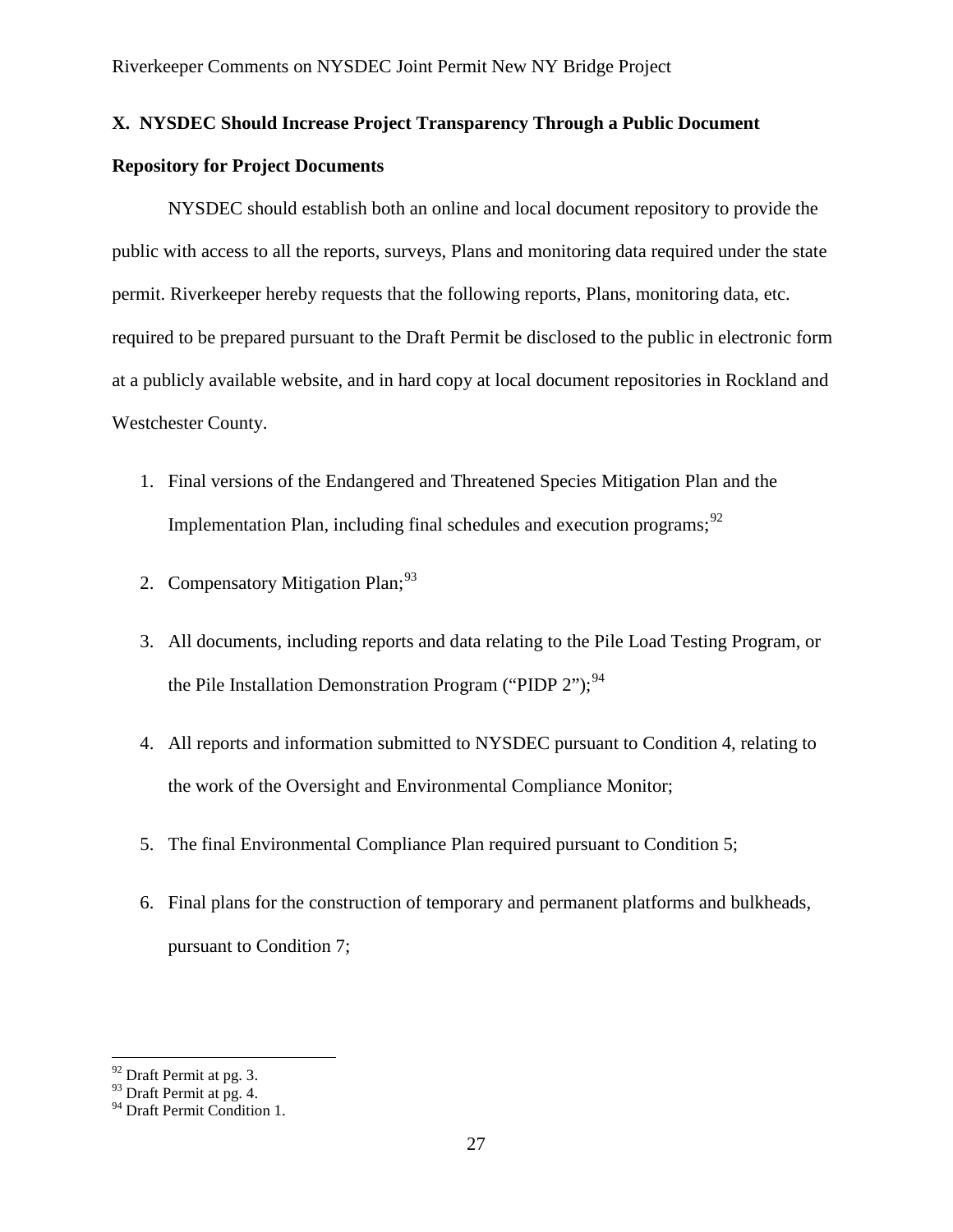## X. NYSDEC Should Increase Project Transparency Through a Public Document Repository for Project Documents

NYSDEC should establish both an online and local document repository to provide the public with access to all the reports, surveys, Plans and monitoring data required under the state permit. Riverkeeper hereby requests that the following reports, Plans, monitoring data, etc. required to be prepared pursuant to the Draft Permit be disclosed to the public in electronic form at a publicly available website, and in hard copy at local document repositories in Rockland and Westchester County.

1. Final versions of the Endangered and Threatened Species Mitigation Plan and the Implementation Plan, including final schedules and execution programs;[92]
2. Compensatory Mitigation Plan;[93]
3. All documents, including reports and data relating to the Pile Load Testing Program, or the Pile Installation Demonstration Program ("PIDP 2");[94]
4. All reports and information submitted to NYSDEC pursuant to Condition 4, relating to the work of the Oversight and Environmental Compliance Monitor;
5. The final Environmental Compliance Plan required pursuant to Condition 5;
6. Final plans for the construction of temporary and permanent platforms and bulkheads, pursuant to Condition 7;

---

[92] Draft Permit at pg. 3.

[93] Draft Permit at pg. 4.

[94] Draft Permit Condition 1.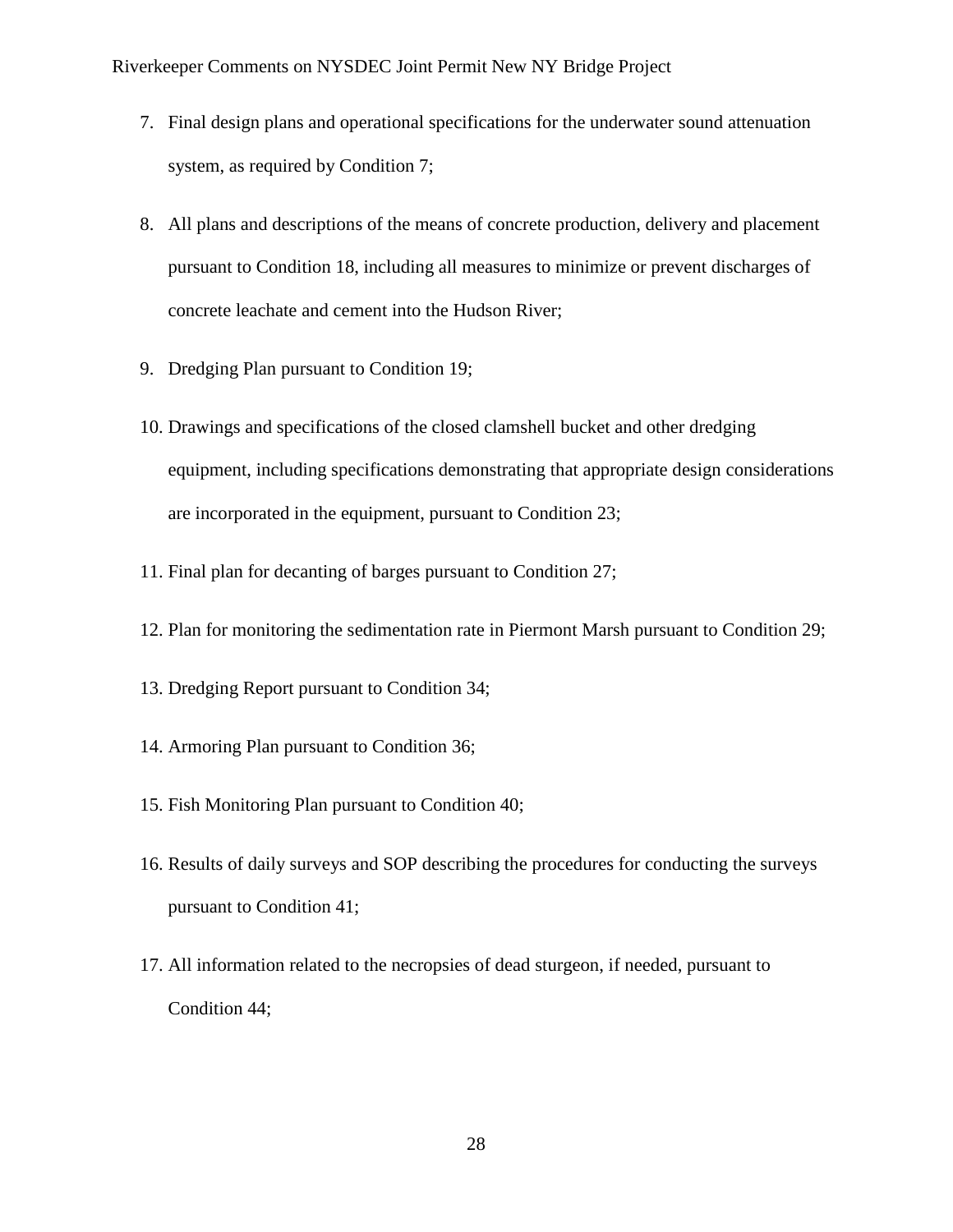7. Final design plans and operational specifications for the underwater sound attenuation system, as required by Condition 7;

8. All plans and descriptions of the means of concrete production, delivery and placement pursuant to Condition 18, including all measures to minimize or prevent discharges of concrete leachate and cement into the Hudson River;

9. Dredging Plan pursuant to Condition 19;

10. Drawings and specifications of the closed clamshell bucket and other dredging equipment, including specifications demonstrating that appropriate design considerations are incorporated in the equipment, pursuant to Condition 23;

11. Final plan for decanting of barges pursuant to Condition 27;

12. Plan for monitoring the sedimentation rate in Piermont Marsh pursuant to Condition 29;

13. Dredging Report pursuant to Condition 34;

14. Armoring Plan pursuant to Condition 36;

15. Fish Monitoring Plan pursuant to Condition 40;

16. Results of daily surveys and SOP describing the procedures for conducting the surveys pursuant to Condition 41;

17. All information related to the necropsies of dead sturgeon, if needed, pursuant to Condition 44;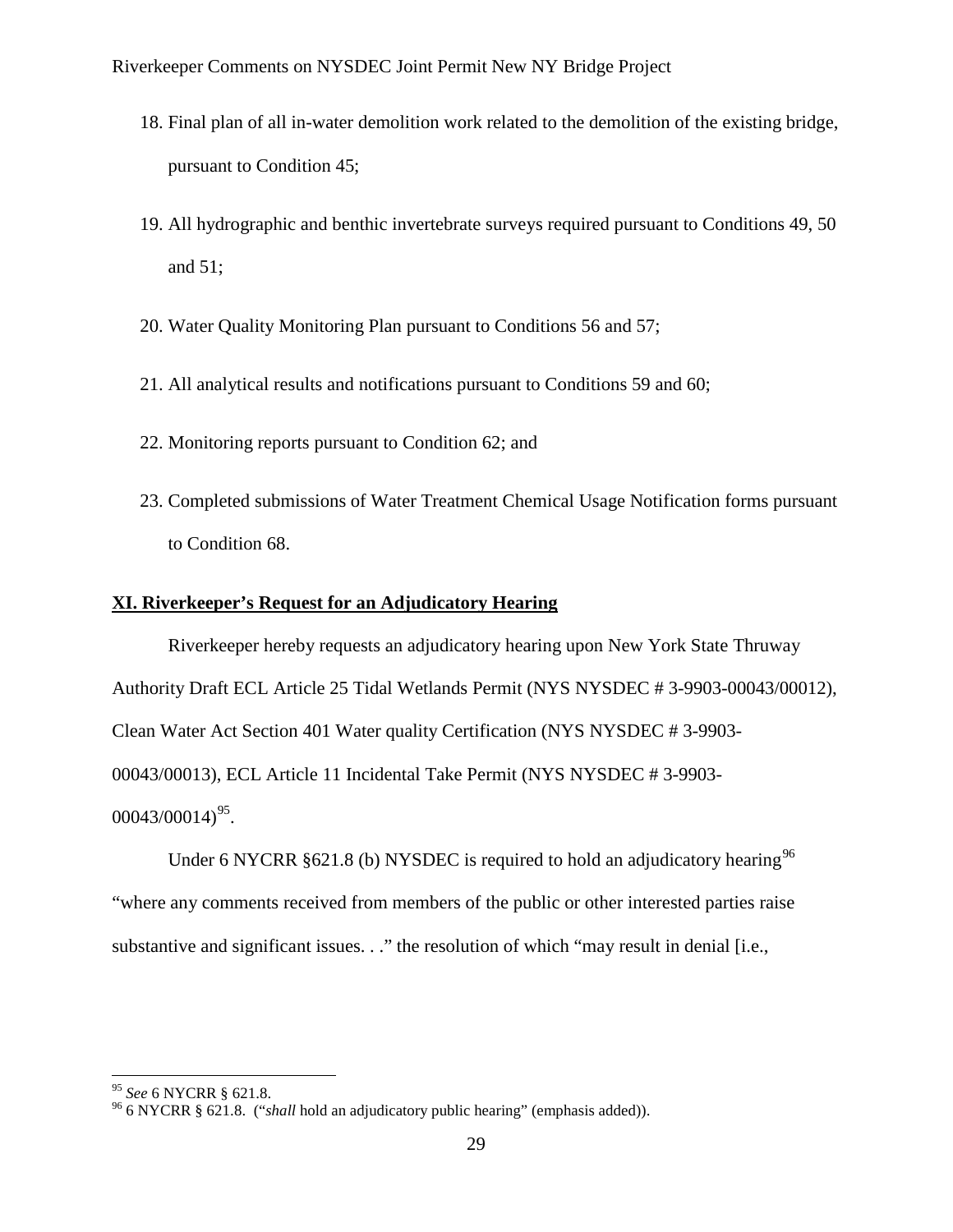18. Final plan of all in-water demolition work related to the demolition of the existing bridge, pursuant to Condition 45;

19. All hydrographic and benthic invertebrate surveys required pursuant to Conditions 49, 50 and 51;

20. Water Quality Monitoring Plan pursuant to Conditions 56 and 57;

21. All analytical results and notifications pursuant to Conditions 59 and 60;

22. Monitoring reports pursuant to Condition 62; and

23. Completed submissions of Water Treatment Chemical Usage Notification forms pursuant to Condition 68.

## **XI. Riverkeeper's Request for an Adjudicatory Hearing**

Riverkeeper hereby requests an adjudicatory hearing upon New York State Thruway Authority Draft ECL Article 25 Tidal Wetlands Permit (NYS NYSDEC # 3-9903-00043/00012), Clean Water Act Section 401 Water quality Certification (NYS NYSDEC # 3-9903-00043/00013), ECL Article 11 Incidental Take Permit (NYS NYSDEC # 3-9903-00043/00014)[95].

Under 6 NYCRR §621.8 (b) NYSDEC is required to hold an adjudicatory hearing[96] "where any comments received from members of the public or other interested parties raise substantive and significant issues. . ." the resolution of which "may result in denial [i.e.,

---

[95] *See* 6 NYCRR § 621.8.

[96] 6 NYCRR § 621.8. ("*shall* hold an adjudicatory public hearing" (emphasis added)).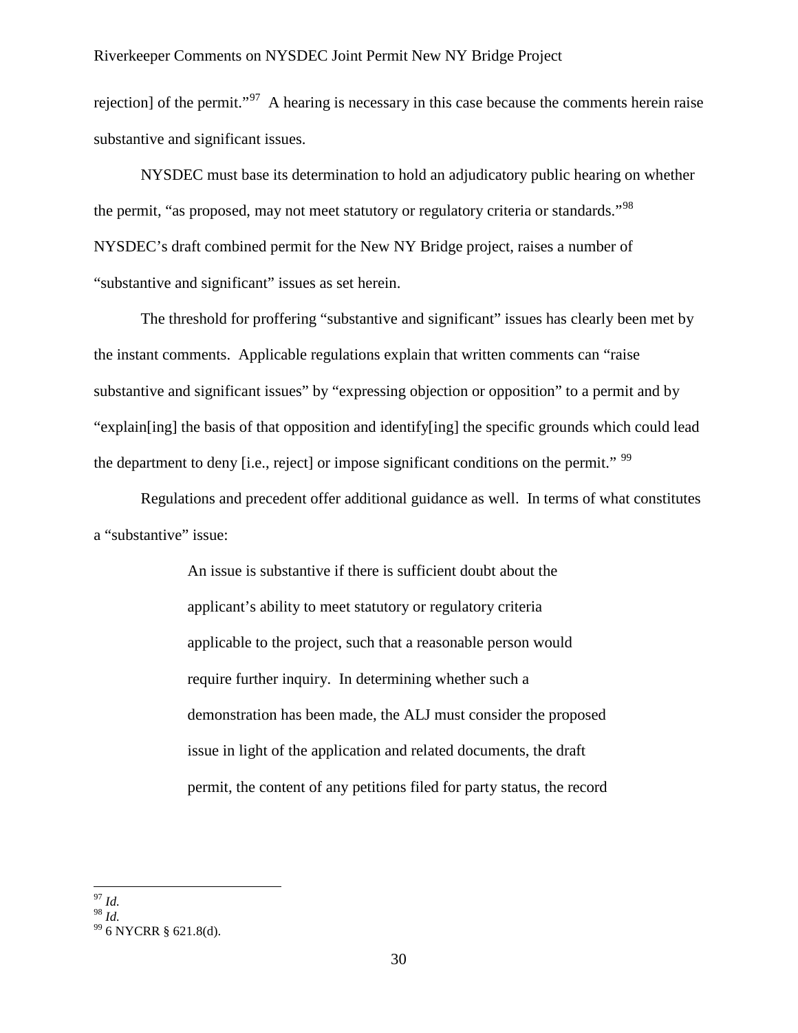rejection] of the permit."[97] A hearing is necessary in this case because the comments herein raise substantive and significant issues.

NYSDEC must base its determination to hold an adjudicatory public hearing on whether the permit, "as proposed, may not meet statutory or regulatory criteria or standards."[98] NYSDEC's draft combined permit for the New NY Bridge project, raises a number of "substantive and significant" issues as set herein.

The threshold for proffering "substantive and significant" issues has clearly been met by the instant comments. Applicable regulations explain that written comments can "raise substantive and significant issues" by "expressing objection or opposition" to a permit and by "explain[ing] the basis of that opposition and identify[ing] the specific grounds which could lead the department to deny [i.e., reject] or impose significant conditions on the permit." [99]

Regulations and precedent offer additional guidance as well. In terms of what constitutes a "substantive" issue:

> An issue is substantive if there is sufficient doubt about the applicant's ability to meet statutory or regulatory criteria applicable to the project, such that a reasonable person would require further inquiry. In determining whether such a demonstration has been made, the ALJ must consider the proposed issue in light of the application and related documents, the draft permit, the content of any petitions filed for party status, the record

---

[97] *Id.*

[98] *Id.*

[99] 6 NYCRR § 621.8(d).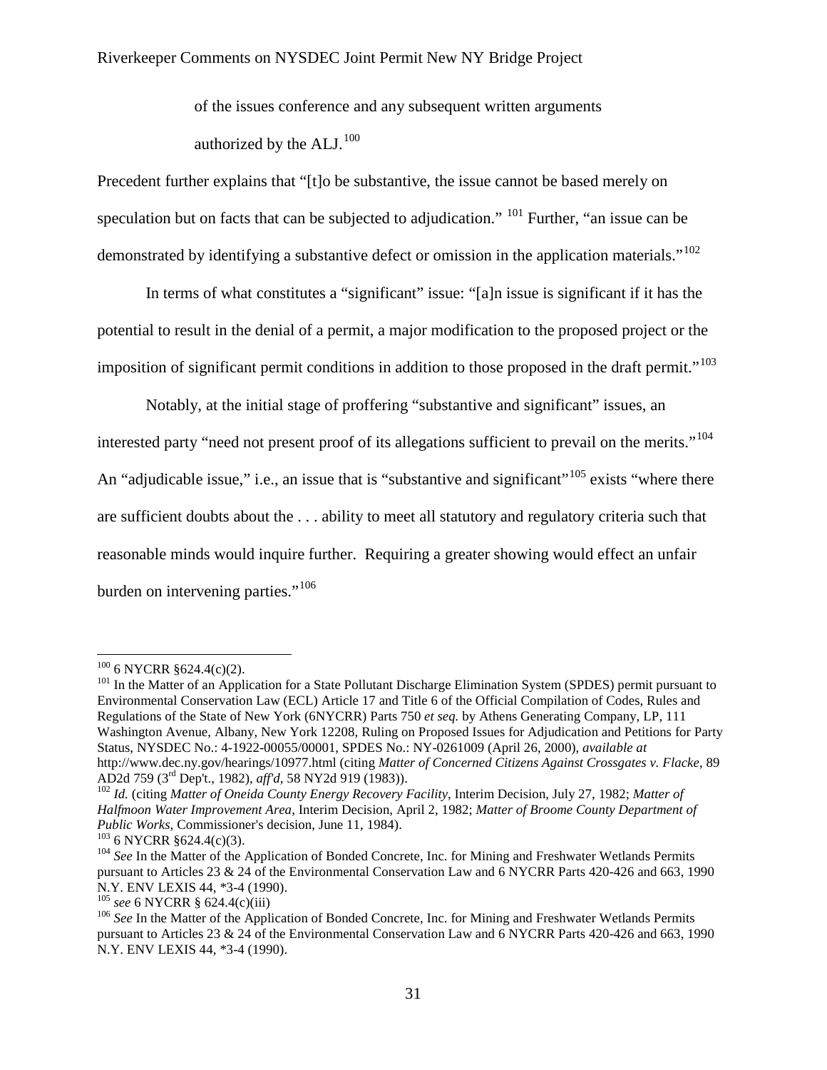of the issues conference and any subsequent written arguments authorized by the ALJ.[100]

Precedent further explains that "[t]o be substantive, the issue cannot be based merely on speculation but on facts that can be subjected to adjudication." [101] Further, "an issue can be demonstrated by identifying a substantive defect or omission in the application materials."[102]

In terms of what constitutes a "significant" issue: "[a]n issue is significant if it has the potential to result in the denial of a permit, a major modification to the proposed project or the imposition of significant permit conditions in addition to those proposed in the draft permit."[103]

Notably, at the initial stage of proffering "substantive and significant" issues, an interested party "need not present proof of its allegations sufficient to prevail on the merits."[104] An "adjudicable issue," i.e., an issue that is "substantive and significant"[105] exists "where there are sufficient doubts about the . . . ability to meet all statutory and regulatory criteria such that reasonable minds would inquire further. Requiring a greater showing would effect an unfair burden on intervening parties."[106]

---

[100] 6 NYCRR §624.4(c)(2).

[101] In the Matter of an Application for a State Pollutant Discharge Elimination System (SPDES) permit pursuant to Environmental Conservation Law (ECL) Article 17 and Title 6 of the Official Compilation of Codes, Rules and Regulations of the State of New York (6NYCRR) Parts 750 *et seq.* by Athens Generating Company, LP, 111 Washington Avenue, Albany, New York 12208, Ruling on Proposed Issues for Adjudication and Petitions for Party Status, NYSDEC No.: 4-1922-00055/00001, SPDES No.: NY-0261009 (April 26, 2000), *available at* http://www.dec.ny.gov/hearings/10977.html (citing *Matter of Concerned Citizens Against Crossgates v. Flacke*, 89 AD2d 759 (3rd Dep't., 1982), *aff'd*, 58 NY2d 919 (1983)).

[102] *Id.* (citing *Matter of Oneida County Energy Recovery Facility*, Interim Decision, July 27, 1982; *Matter of Halfmoon Water Improvement Area*, Interim Decision, April 2, 1982; *Matter of Broome County Department of Public Works*, Commissioner's decision, June 11, 1984).

[103] 6 NYCRR §624.4(c)(3).

[104] *See* In the Matter of the Application of Bonded Concrete, Inc. for Mining and Freshwater Wetlands Permits pursuant to Articles 23 & 24 of the Environmental Conservation Law and 6 NYCRR Parts 420-426 and 663, 1990 N.Y. ENV LEXIS 44, *3-4 (1990).

[105] *see* 6 NYCRR § 624.4(c)(iii)

[106] *See* In the Matter of the Application of Bonded Concrete, Inc. for Mining and Freshwater Wetlands Permits pursuant to Articles 23 & 24 of the Environmental Conservation Law and 6 NYCRR Parts 420-426 and 663, 1990 N.Y. ENV LEXIS 44, *3-4 (1990).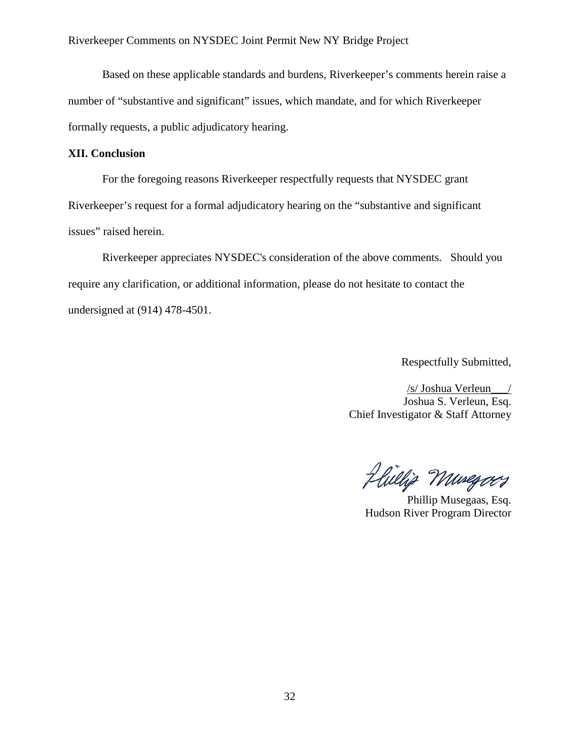Based on these applicable standards and burdens, Riverkeeper's comments herein raise a number of "substantive and significant" issues, which mandate, and for which Riverkeeper formally requests, a public adjudicatory hearing.

**XII. Conclusion**

For the foregoing reasons Riverkeeper respectfully requests that NYSDEC grant Riverkeeper's request for a formal adjudicatory hearing on the "substantive and significant issues" raised herein.

Riverkeeper appreciates NYSDEC's consideration of the above comments. Should you require any clarification, or additional information, please do not hesitate to contact the undersigned at (914) 478-4501.

Respectfully Submitted,

/s/ Joshua Verleun___/
Joshua S. Verleun, Esq.
Chief Investigator & Staff Attorney

Phillip Musegaas, Esq.
Hudson River Program Director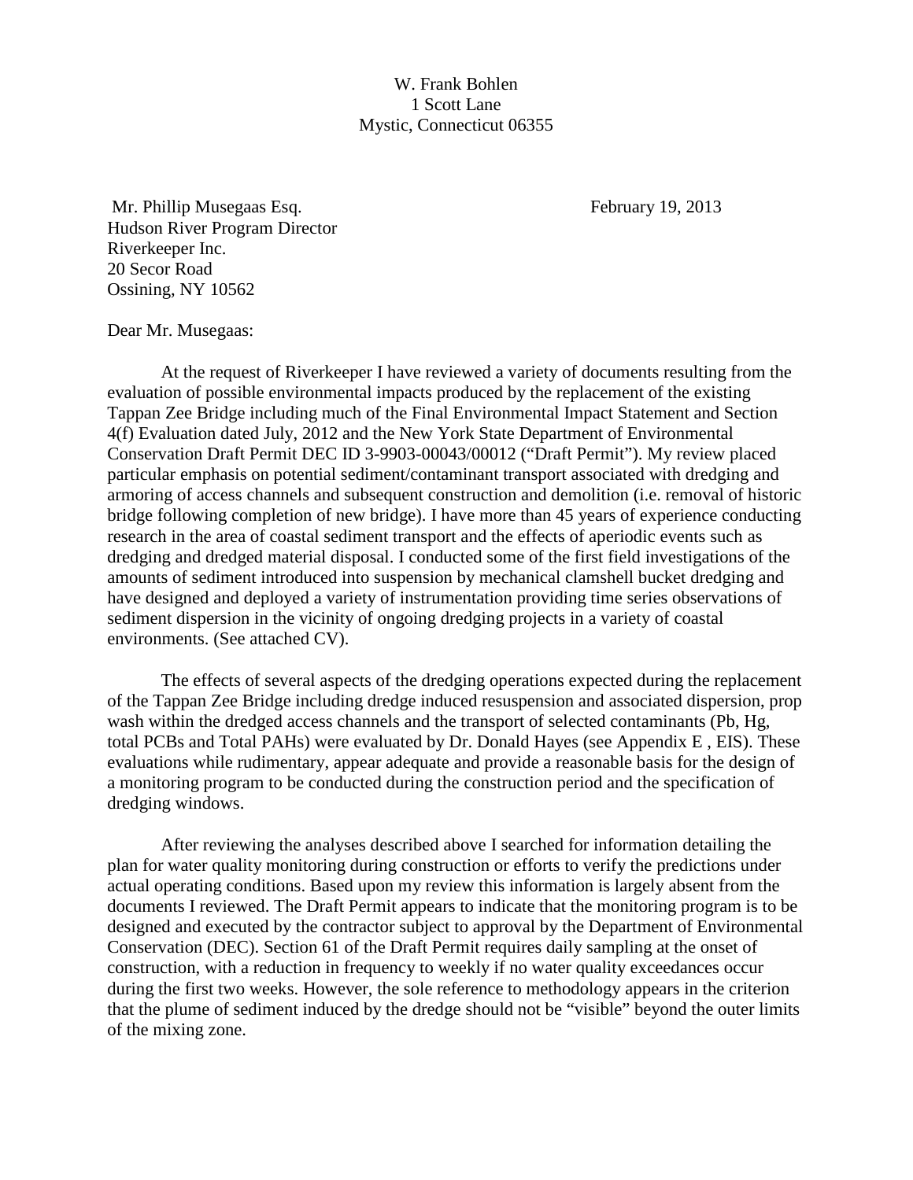W. Frank Bohlen
1 Scott Lane
Mystic, Connecticut 06355

Mr. Phillip Musegaas Esq.
Hudson River Program Director
Riverkeeper Inc.
20 Secor Road
Ossining, NY 10562

February 19, 2013

Dear Mr. Musegaas:

At the request of Riverkeeper I have reviewed a variety of documents resulting from the evaluation of possible environmental impacts produced by the replacement of the existing Tappan Zee Bridge including much of the Final Environmental Impact Statement and Section 4(f) Evaluation dated July, 2012 and the New York State Department of Environmental Conservation Draft Permit DEC ID 3-9903-00043/00012 ("Draft Permit"). My review placed particular emphasis on potential sediment/contaminant transport associated with dredging and armoring of access channels and subsequent construction and demolition (i.e. removal of historic bridge following completion of new bridge). I have more than 45 years of experience conducting research in the area of coastal sediment transport and the effects of aperiodic events such as dredging and dredged material disposal. I conducted some of the first field investigations of the amounts of sediment introduced into suspension by mechanical clamshell bucket dredging and have designed and deployed a variety of instrumentation providing time series observations of sediment dispersion in the vicinity of ongoing dredging projects in a variety of coastal environments. (See attached CV).

The effects of several aspects of the dredging operations expected during the replacement of the Tappan Zee Bridge including dredge induced resuspension and associated dispersion, prop wash within the dredged access channels and the transport of selected contaminants (Pb, Hg, total PCBs and Total PAHs) were evaluated by Dr. Donald Hayes (see Appendix E , EIS). These evaluations while rudimentary, appear adequate and provide a reasonable basis for the design of a monitoring program to be conducted during the construction period and the specification of dredging windows.

After reviewing the analyses described above I searched for information detailing the plan for water quality monitoring during construction or efforts to verify the predictions under actual operating conditions. Based upon my review this information is largely absent from the documents I reviewed. The Draft Permit appears to indicate that the monitoring program is to be designed and executed by the contractor subject to approval by the Department of Environmental Conservation (DEC). Section 61 of the Draft Permit requires daily sampling at the onset of construction, with a reduction in frequency to weekly if no water quality exceedances occur during the first two weeks. However, the sole reference to methodology appears in the criterion that the plume of sediment induced by the dredge should not be "visible" beyond the outer limits of the mixing zone.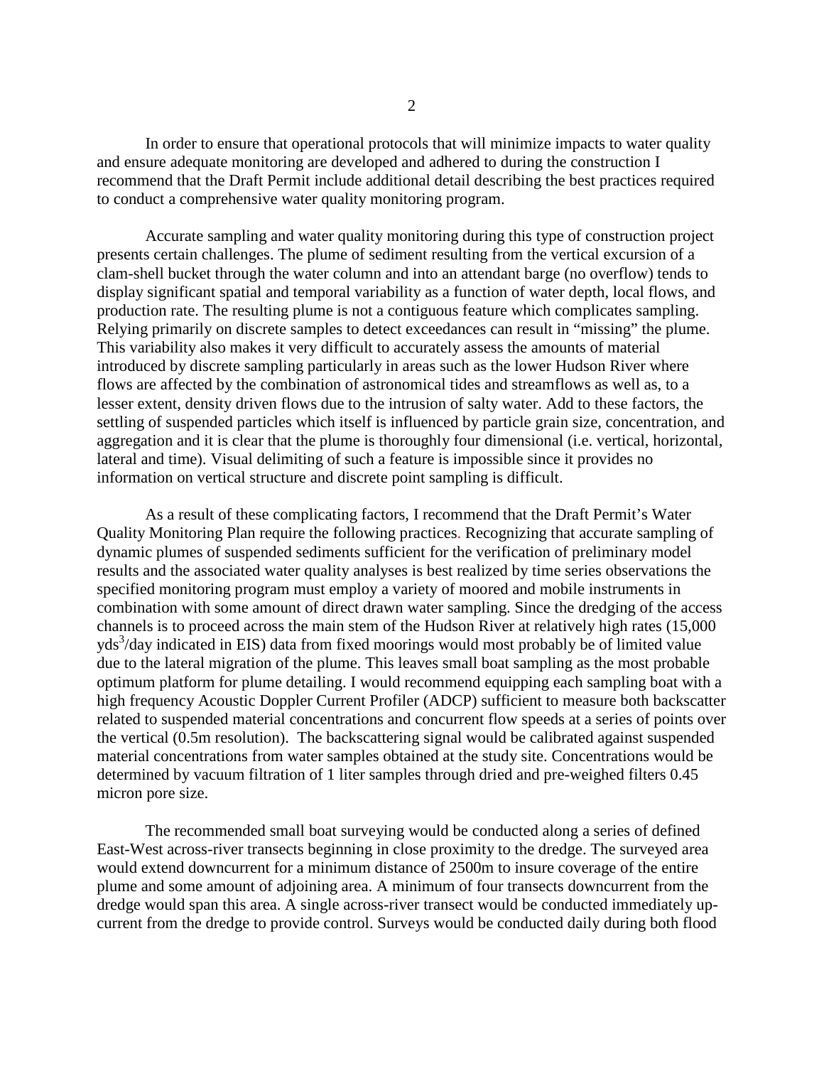In order to ensure that operational protocols that will minimize impacts to water quality and ensure adequate monitoring are developed and adhered to during the construction I recommend that the Draft Permit include additional detail describing the best practices required to conduct a comprehensive water quality monitoring program.

Accurate sampling and water quality monitoring during this type of construction project presents certain challenges. The plume of sediment resulting from the vertical excursion of a clam-shell bucket through the water column and into an attendant barge (no overflow) tends to display significant spatial and temporal variability as a function of water depth, local flows, and production rate. The resulting plume is not a contiguous feature which complicates sampling. Relying primarily on discrete samples to detect exceedances can result in "missing" the plume. This variability also makes it very difficult to accurately assess the amounts of material introduced by discrete sampling particularly in areas such as the lower Hudson River where flows are affected by the combination of astronomical tides and streamflows as well as, to a lesser extent, density driven flows due to the intrusion of salty water. Add to these factors, the settling of suspended particles which itself is influenced by particle grain size, concentration, and aggregation and it is clear that the plume is thoroughly four dimensional (i.e. vertical, horizontal, lateral and time). Visual delimiting of such a feature is impossible since it provides no information on vertical structure and discrete point sampling is difficult.

As a result of these complicating factors, I recommend that the Draft Permit's Water Quality Monitoring Plan require the following practices. Recognizing that accurate sampling of dynamic plumes of suspended sediments sufficient for the verification of preliminary model results and the associated water quality analyses is best realized by time series observations the specified monitoring program must employ a variety of moored and mobile instruments in combination with some amount of direct drawn water sampling. Since the dredging of the access channels is to proceed across the main stem of the Hudson River at relatively high rates (15,000 $yds^3$/day indicated in EIS) data from fixed moorings would most probably be of limited value due to the lateral migration of the plume. This leaves small boat sampling as the most probable optimum platform for plume detailing. I would recommend equipping each sampling boat with a high frequency Acoustic Doppler Current Profiler (ADCP) sufficient to measure both backscatter related to suspended material concentrations and concurrent flow speeds at a series of points over the vertical (0.5m resolution). The backscattering signal would be calibrated against suspended material concentrations from water samples obtained at the study site. Concentrations would be determined by vacuum filtration of 1 liter samples through dried and pre-weighed filters 0.45 micron pore size.

The recommended small boat surveying would be conducted along a series of defined East-West across-river transects beginning in close proximity to the dredge. The surveyed area would extend downcurrent for a minimum distance of 2500m to insure coverage of the entire plume and some amount of adjoining area. A minimum of four transects downcurrent from the dredge would span this area. A single across-river transect would be conducted immediately up-current from the dredge to provide control. Surveys would be conducted daily during both flood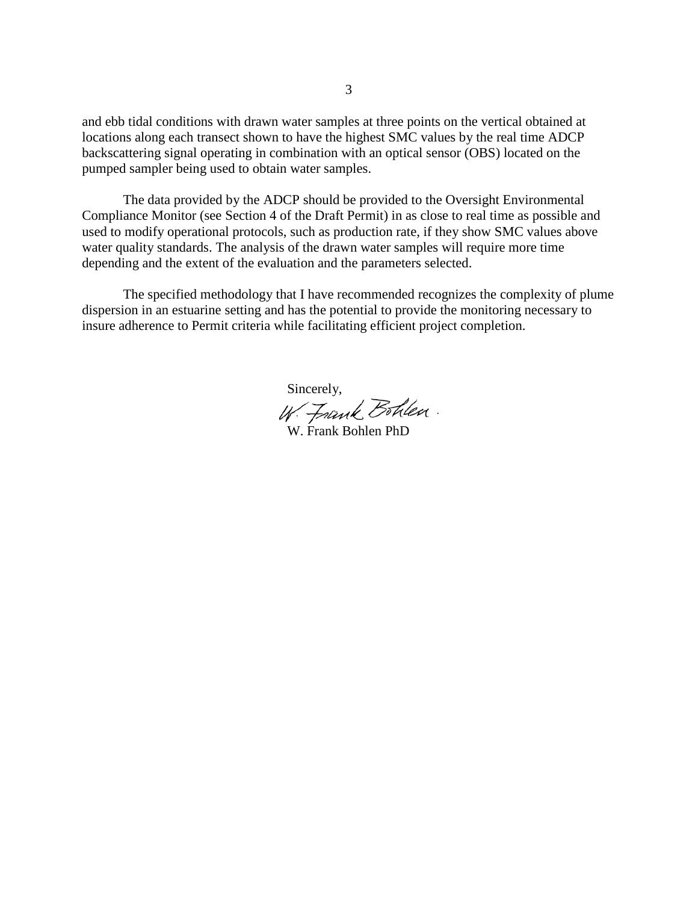and ebb tidal conditions with drawn water samples at three points on the vertical obtained at locations along each transect shown to have the highest SMC values by the real time ADCP backscattering signal operating in combination with an optical sensor (OBS) located on the pumped sampler being used to obtain water samples.

The data provided by the ADCP should be provided to the Oversight Environmental Compliance Monitor (see Section 4 of the Draft Permit) in as close to real time as possible and used to modify operational protocols, such as production rate, if they show SMC values above water quality standards. The analysis of the drawn water samples will require more time depending and the extent of the evaluation and the parameters selected.

The specified methodology that I have recommended recognizes the complexity of plume dispersion in an estuarine setting and has the potential to provide the monitoring necessary to insure adherence to Permit criteria while facilitating efficient project completion.

Sincerely,

W. Frank Bohlen.

W. Frank Bohlen PhD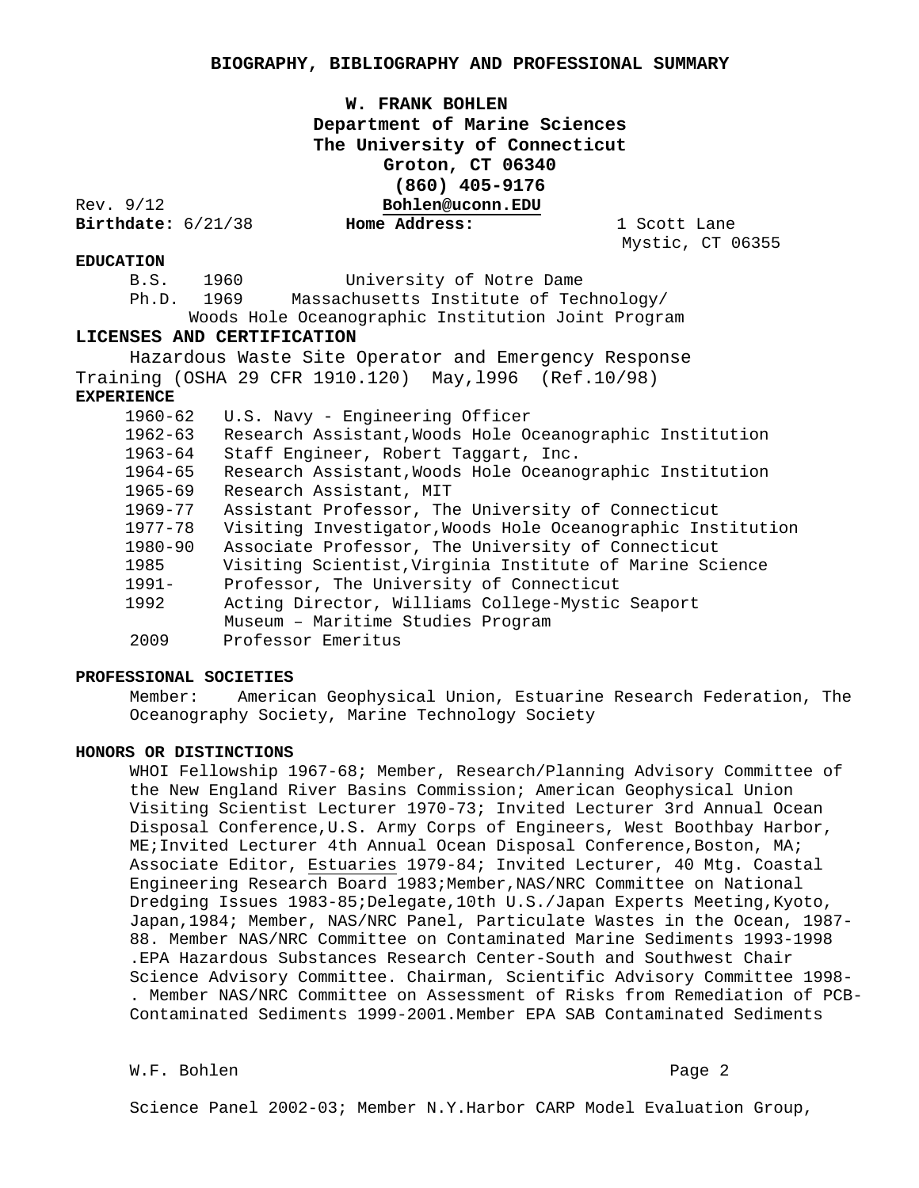**BIOGRAPHY, BIBLIOGRAPHY AND PROFESSIONAL SUMMARY**

**W. FRANK BOHLEN**
**Department of Marine Sciences**
**The University of Connecticut**
**Groton, CT 06340**
**(860) 405-9176**
**Bohlen@uconn.EDU**

Rev. 9/12

**Birthdate:** 6/21/38 **Home Address:** 1 Scott Lane
Mystic, CT 06355

**EDUCATION**

B.S. 1960 University of Notre Dame
Ph.D. 1969 Massachusetts Institute of Technology/
Woods Hole Oceanographic Institution Joint Program

**LICENSES AND CERTIFICATION**

Hazardous Waste Site Operator and Emergency Response Training (OSHA 29 CFR 1910.120) May,l996 (Ref.10/98)

**EXPERIENCE**

| | |
|---|---|
| 1960-62 | U.S. Navy - Engineering Officer |
| 1962-63 | Research Assistant,Woods Hole Oceanographic Institution |
| 1963-64 | Staff Engineer, Robert Taggart, Inc. |
| 1964-65 | Research Assistant,Woods Hole Oceanographic Institution |
| 1965-69 | Research Assistant, MIT |
| 1969-77 | Assistant Professor, The University of Connecticut |
| 1977-78 | Visiting Investigator,Woods Hole Oceanographic Institution |
| 1980-90 | Associate Professor, The University of Connecticut |
| 1985 | Visiting Scientist,Virginia Institute of Marine Science |
| 1991- | Professor, The University of Connecticut |
| 1992 | Acting Director, Williams College-Mystic Seaport Museum – Maritime Studies Program |
| 2009 | Professor Emeritus |

**PROFESSIONAL SOCIETIES**

Member: American Geophysical Union, Estuarine Research Federation, The Oceanography Society, Marine Technology Society

**HONORS OR DISTINCTIONS**

WHOI Fellowship 1967-68; Member, Research/Planning Advisory Committee of the New England River Basins Commission; American Geophysical Union Visiting Scientist Lecturer 1970-73; Invited Lecturer 3rd Annual Ocean Disposal Conference,U.S. Army Corps of Engineers, West Boothbay Harbor, ME;Invited Lecturer 4th Annual Ocean Disposal Conference,Boston, MA; Associate Editor, Estuaries 1979-84; Invited Lecturer, 40 Mtg. Coastal Engineering Research Board 1983;Member,NAS/NRC Committee on National Dredging Issues 1983-85;Delegate,10th U.S./Japan Experts Meeting,Kyoto, Japan,1984; Member, NAS/NRC Panel, Particulate Wastes in the Ocean, 1987-88. Member NAS/NRC Committee on Contaminated Marine Sediments 1993-1998 .EPA Hazardous Substances Research Center-South and Southwest Chair Science Advisory Committee. Chairman, Scientific Advisory Committee 1998- . Member NAS/NRC Committee on Assessment of Risks from Remediation of PCB-Contaminated Sediments 1999-2001.Member EPA SAB Contaminated Sediments Science Panel 2002-03; Member N.Y.Harbor CARP Model Evaluation Group,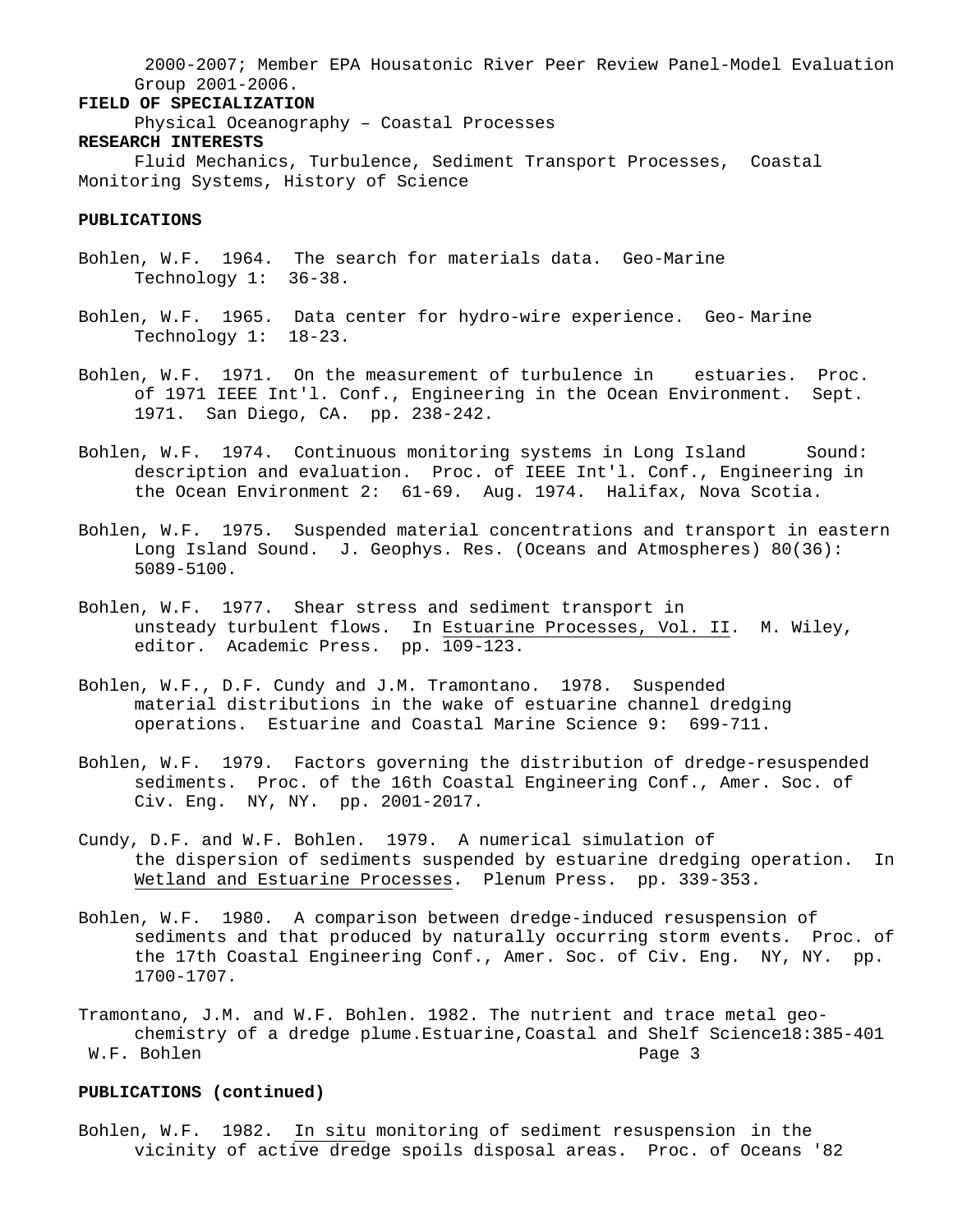2000-2007; Member EPA Housatonic River Peer Review Panel-Model Evaluation Group 2001-2006.

**FIELD OF SPECIALIZATION**

Physical Oceanography – Coastal Processes

**RESEARCH INTERESTS**

Fluid Mechanics, Turbulence, Sediment Transport Processes, Coastal Monitoring Systems, History of Science

**PUBLICATIONS**

Bohlen, W.F. 1964. The search for materials data. Geo-Marine Technology 1: 36-38.

Bohlen, W.F. 1965. Data center for hydro-wire experience. Geo- Marine Technology 1: 18-23.

Bohlen, W.F. 1971. On the measurement of turbulence in estuaries. Proc. of 1971 IEEE Int'l. Conf., Engineering in the Ocean Environment. Sept. 1971. San Diego, CA. pp. 238-242.

Bohlen, W.F. 1974. Continuous monitoring systems in Long Island Sound: description and evaluation. Proc. of IEEE Int'l. Conf., Engineering in the Ocean Environment 2: 61-69. Aug. 1974. Halifax, Nova Scotia.

Bohlen, W.F. 1975. Suspended material concentrations and transport in eastern Long Island Sound. J. Geophys. Res. (Oceans and Atmospheres) 80(36): 5089-5100.

Bohlen, W.F. 1977. Shear stress and sediment transport in unsteady turbulent flows. In Estuarine Processes, Vol. II. M. Wiley, editor. Academic Press. pp. 109-123.

Bohlen, W.F., D.F. Cundy and J.M. Tramontano. 1978. Suspended material distributions in the wake of estuarine channel dredging operations. Estuarine and Coastal Marine Science 9: 699-711.

Bohlen, W.F. 1979. Factors governing the distribution of dredge-resuspended sediments. Proc. of the 16th Coastal Engineering Conf., Amer. Soc. of Civ. Eng. NY, NY. pp. 2001-2017.

Cundy, D.F. and W.F. Bohlen. 1979. A numerical simulation of the dispersion of sediments suspended by estuarine dredging operation. In Wetland and Estuarine Processes. Plenum Press. pp. 339-353.

Bohlen, W.F. 1980. A comparison between dredge-induced resuspension of sediments and that produced by naturally occurring storm events. Proc. of the 17th Coastal Engineering Conf., Amer. Soc. of Civ. Eng. NY, NY. pp. 1700-1707.

Tramontano, J.M. and W.F. Bohlen. 1982. The nutrient and trace metal geo-chemistry of a dredge plume.Estuarine,Coastal and Shelf Science18:385-401

**PUBLICATIONS (continued)**

Bohlen, W.F. 1982. *In situ* monitoring of sediment resuspension in the vicinity of active dredge spoils disposal areas. Proc. of Oceans '82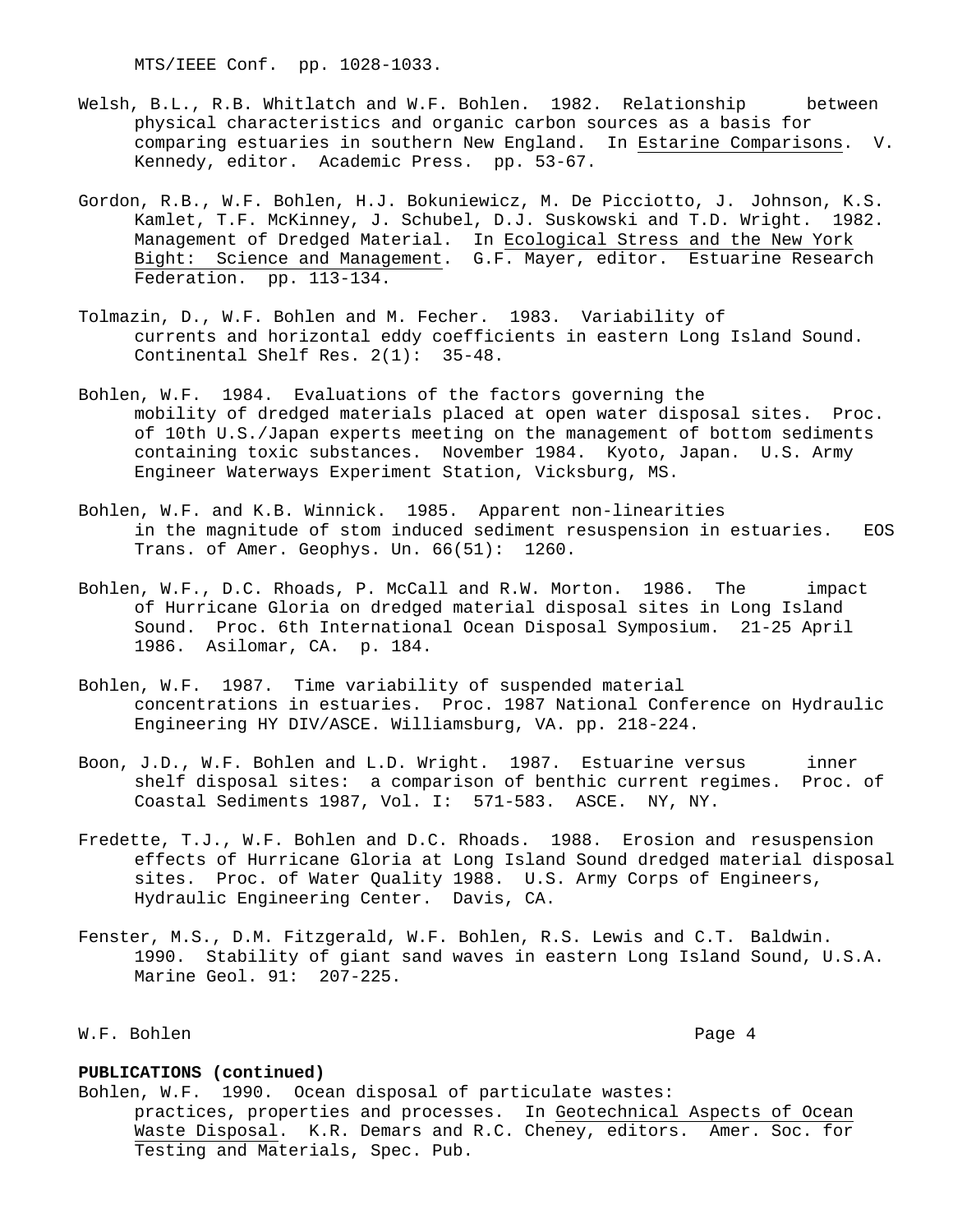MTS/IEEE Conf. pp. 1028-1033.

Welsh, B.L., R.B. Whitlatch and W.F. Bohlen. 1982. Relationship between physical characteristics and organic carbon sources as a basis for comparing estuaries in southern New England. In Estarine Comparisons. V. Kennedy, editor. Academic Press. pp. 53-67.

Gordon, R.B., W.F. Bohlen, H.J. Bokuniewicz, M. De Picciotto, J. Johnson, K.S. Kamlet, T.F. McKinney, J. Schubel, D.J. Suskowski and T.D. Wright. 1982. Management of Dredged Material. In Ecological Stress and the New York Bight: Science and Management. G.F. Mayer, editor. Estuarine Research Federation. pp. 113-134.

Tolmazin, D., W.F. Bohlen and M. Fecher. 1983. Variability of currents and horizontal eddy coefficients in eastern Long Island Sound. Continental Shelf Res. 2(1): 35-48.

Bohlen, W.F. 1984. Evaluations of the factors governing the mobility of dredged materials placed at open water disposal sites. Proc. of 10th U.S./Japan experts meeting on the management of bottom sediments containing toxic substances. November 1984. Kyoto, Japan. U.S. Army Engineer Waterways Experiment Station, Vicksburg, MS.

Bohlen, W.F. and K.B. Winnick. 1985. Apparent non-linearities in the magnitude of stom induced sediment resuspension in estuaries. EOS Trans. of Amer. Geophys. Un. 66(51): 1260.

Bohlen, W.F., D.C. Rhoads, P. McCall and R.W. Morton. 1986. The impact of Hurricane Gloria on dredged material disposal sites in Long Island Sound. Proc. 6th International Ocean Disposal Symposium. 21-25 April 1986. Asilomar, CA. p. 184.

Bohlen, W.F. 1987. Time variability of suspended material concentrations in estuaries. Proc. 1987 National Conference on Hydraulic Engineering HY DIV/ASCE. Williamsburg, VA. pp. 218-224.

Boon, J.D., W.F. Bohlen and L.D. Wright. 1987. Estuarine versus inner shelf disposal sites: a comparison of benthic current regimes. Proc. of Coastal Sediments 1987, Vol. I: 571-583. ASCE. NY, NY.

Fredette, T.J., W.F. Bohlen and D.C. Rhoads. 1988. Erosion and resuspension effects of Hurricane Gloria at Long Island Sound dredged material disposal sites. Proc. of Water Quality 1988. U.S. Army Corps of Engineers, Hydraulic Engineering Center. Davis, CA.

Fenster, M.S., D.M. Fitzgerald, W.F. Bohlen, R.S. Lewis and C.T. Baldwin. 1990. Stability of giant sand waves in eastern Long Island Sound, U.S.A. Marine Geol. 91: 207-225.

**PUBLICATIONS (continued)**

Bohlen, W.F. 1990. Ocean disposal of particulate wastes: practices, properties and processes. In Geotechnical Aspects of Ocean Waste Disposal. K.R. Demars and R.C. Cheney, editors. Amer. Soc. for Testing and Materials, Spec. Pub.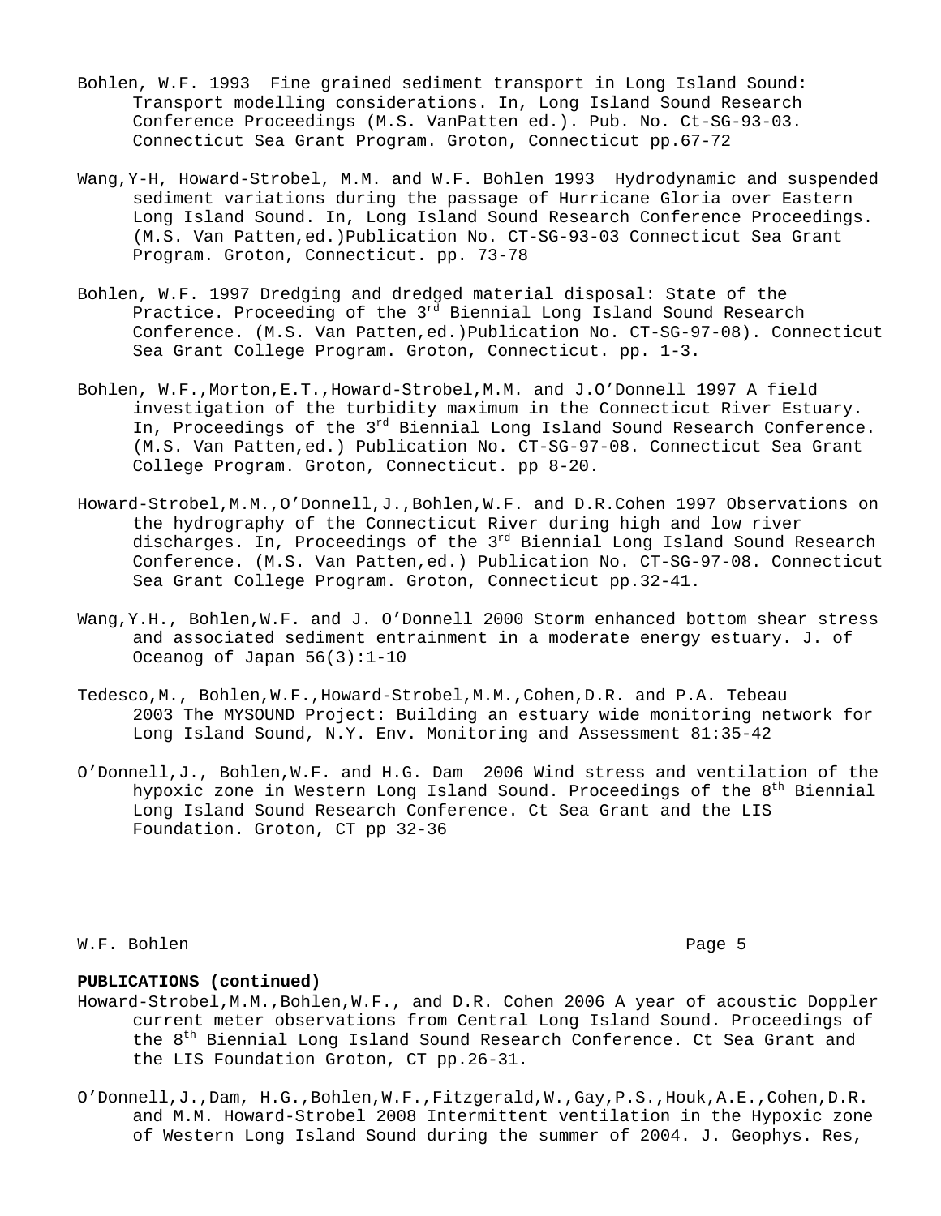Bohlen, W.F. 1993 Fine grained sediment transport in Long Island Sound: Transport modelling considerations. In, Long Island Sound Research Conference Proceedings (M.S. VanPatten ed.). Pub. No. Ct-SG-93-03. Connecticut Sea Grant Program. Groton, Connecticut pp.67-72

Wang,Y-H, Howard-Strobel, M.M. and W.F. Bohlen 1993 Hydrodynamic and suspended sediment variations during the passage of Hurricane Gloria over Eastern Long Island Sound. In, Long Island Sound Research Conference Proceedings. (M.S. Van Patten,ed.)Publication No. CT-SG-93-03 Connecticut Sea Grant Program. Groton, Connecticut. pp. 73-78

Bohlen, W.F. 1997 Dredging and dredged material disposal: State of the Practice. Proceeding of the 3rd Biennial Long Island Sound Research Conference. (M.S. Van Patten,ed.)Publication No. CT-SG-97-08). Connecticut Sea Grant College Program. Groton, Connecticut. pp. 1-3.

Bohlen, W.F.,Morton,E.T.,Howard-Strobel,M.M. and J.O'Donnell 1997 A field investigation of the turbidity maximum in the Connecticut River Estuary. In, Proceedings of the 3rd Biennial Long Island Sound Research Conference. (M.S. Van Patten,ed.) Publication No. CT-SG-97-08. Connecticut Sea Grant College Program. Groton, Connecticut. pp 8-20.

Howard-Strobel,M.M.,O'Donnell,J.,Bohlen,W.F. and D.R.Cohen 1997 Observations on the hydrography of the Connecticut River during high and low river discharges. In, Proceedings of the 3rd Biennial Long Island Sound Research Conference. (M.S. Van Patten,ed.) Publication No. CT-SG-97-08. Connecticut Sea Grant College Program. Groton, Connecticut pp.32-41.

Wang,Y.H., Bohlen,W.F. and J. O'Donnell 2000 Storm enhanced bottom shear stress and associated sediment entrainment in a moderate energy estuary. J. of Oceanog of Japan 56(3):1-10

Tedesco,M., Bohlen,W.F.,Howard-Strobel,M.M.,Cohen,D.R. and P.A. Tebeau 2003 The MYSOUND Project: Building an estuary wide monitoring network for Long Island Sound, N.Y. Env. Monitoring and Assessment 81:35-42

O'Donnell,J., Bohlen,W.F. and H.G. Dam 2006 Wind stress and ventilation of the hypoxic zone in Western Long Island Sound. Proceedings of the 8th Biennial Long Island Sound Research Conference. Ct Sea Grant and the LIS Foundation. Groton, CT pp 32-36

**PUBLICATIONS (continued)**

Howard-Strobel,M.M.,Bohlen,W.F., and D.R. Cohen 2006 A year of acoustic Doppler current meter observations from Central Long Island Sound. Proceedings of the 8th Biennial Long Island Sound Research Conference. Ct Sea Grant and the LIS Foundation Groton, CT pp.26-31.

O'Donnell,J.,Dam, H.G.,Bohlen,W.F.,Fitzgerald,W.,Gay,P.S.,Houk,A.E.,Cohen,D.R. and M.M. Howard-Strobel 2008 Intermittent ventilation in the Hypoxic zone of Western Long Island Sound during the summer of 2004. J. Geophys. Res,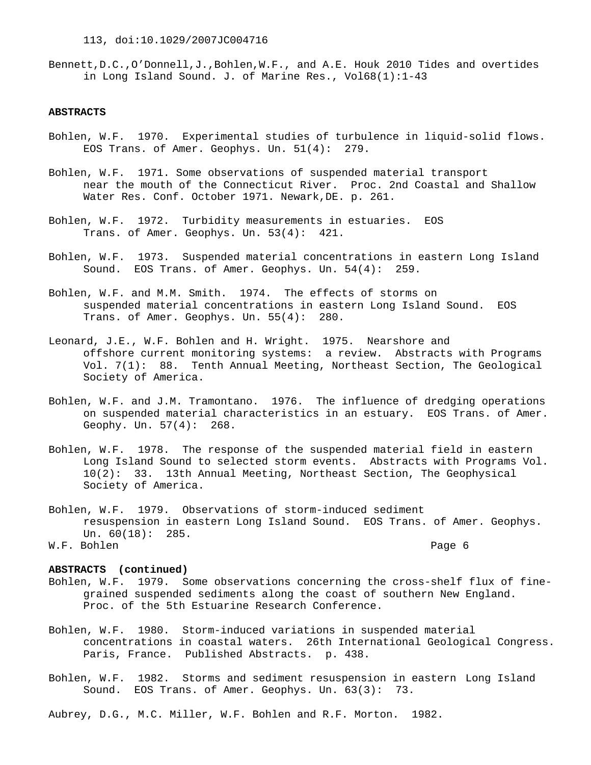113, doi:10.1029/2007JC004716

Bennett,D.C.,O'Donnell,J.,Bohlen,W.F., and A.E. Houk 2010 Tides and overtides in Long Island Sound. J. of Marine Res., Vol68(1):1-43

**ABSTRACTS**

Bohlen, W.F. 1970. Experimental studies of turbulence in liquid-solid flows. EOS Trans. of Amer. Geophys. Un. 51(4): 279.

Bohlen, W.F. 1971. Some observations of suspended material transport near the mouth of the Connecticut River. Proc. 2nd Coastal and Shallow Water Res. Conf. October 1971. Newark,DE. p. 261.

Bohlen, W.F. 1972. Turbidity measurements in estuaries. EOS Trans. of Amer. Geophys. Un. 53(4): 421.

Bohlen, W.F. 1973. Suspended material concentrations in eastern Long Island Sound. EOS Trans. of Amer. Geophys. Un. 54(4): 259.

Bohlen, W.F. and M.M. Smith. 1974. The effects of storms on suspended material concentrations in eastern Long Island Sound. EOS Trans. of Amer. Geophys. Un. 55(4): 280.

Leonard, J.E., W.F. Bohlen and H. Wright. 1975. Nearshore and offshore current monitoring systems: a review. Abstracts with Programs Vol. 7(1): 88. Tenth Annual Meeting, Northeast Section, The Geological Society of America.

Bohlen, W.F. and J.M. Tramontano. 1976. The influence of dredging operations on suspended material characteristics in an estuary. EOS Trans. of Amer. Geophy. Un. 57(4): 268.

Bohlen, W.F. 1978. The response of the suspended material field in eastern Long Island Sound to selected storm events. Abstracts with Programs Vol. 10(2): 33. 13th Annual Meeting, Northeast Section, The Geophysical Society of America.

Bohlen, W.F. 1979. Observations of storm-induced sediment resuspension in eastern Long Island Sound. EOS Trans. of Amer. Geophys. Un. 60(18): 285.

**ABSTRACTS (continued)**

Bohlen, W.F. 1979. Some observations concerning the cross-shelf flux of fine-grained suspended sediments along the coast of southern New England. Proc. of the 5th Estuarine Research Conference.

Bohlen, W.F. 1980. Storm-induced variations in suspended material concentrations in coastal waters. 26th International Geological Congress. Paris, France. Published Abstracts. p. 438.

Bohlen, W.F. 1982. Storms and sediment resuspension in eastern Long Island Sound. EOS Trans. of Amer. Geophys. Un. 63(3): 73.

Aubrey, D.G., M.C. Miller, W.F. Bohlen and R.F. Morton. 1982.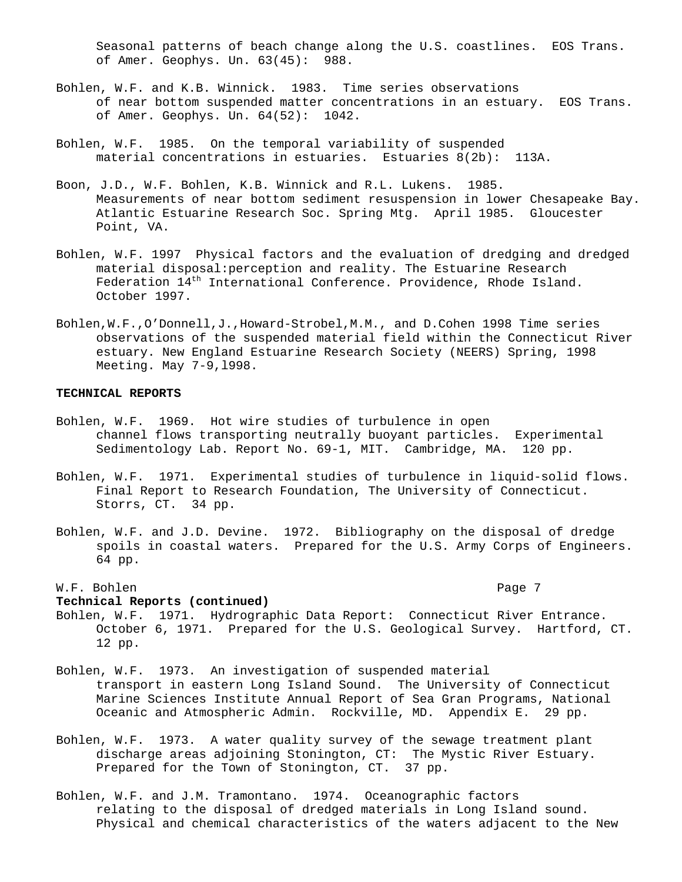Seasonal patterns of beach change along the U.S. coastlines. EOS Trans. of Amer. Geophys. Un. 63(45): 988.

Bohlen, W.F. and K.B. Winnick. 1983. Time series observations of near bottom suspended matter concentrations in an estuary. EOS Trans. of Amer. Geophys. Un. 64(52): 1042.

Bohlen, W.F. 1985. On the temporal variability of suspended material concentrations in estuaries. Estuaries 8(2b): 113A.

Boon, J.D., W.F. Bohlen, K.B. Winnick and R.L. Lukens. 1985. Measurements of near bottom sediment resuspension in lower Chesapeake Bay. Atlantic Estuarine Research Soc. Spring Mtg. April 1985. Gloucester Point, VA.

Bohlen, W.F. 1997 Physical factors and the evaluation of dredging and dredged material disposal:perception and reality. The Estuarine Research Federation 14th International Conference. Providence, Rhode Island. October 1997.

Bohlen,W.F.,O'Donnell,J.,Howard-Strobel,M.M., and D.Cohen 1998 Time series observations of the suspended material field within the Connecticut River estuary. New England Estuarine Research Society (NEERS) Spring, 1998 Meeting. May 7-9,l998.

**TECHNICAL REPORTS**

Bohlen, W.F. 1969. Hot wire studies of turbulence in open channel flows transporting neutrally buoyant particles. Experimental Sedimentology Lab. Report No. 69-1, MIT. Cambridge, MA. 120 pp.

Bohlen, W.F. 1971. Experimental studies of turbulence in liquid-solid flows. Final Report to Research Foundation, The University of Connecticut. Storrs, CT. 34 pp.

Bohlen, W.F. and J.D. Devine. 1972. Bibliography on the disposal of dredge spoils in coastal waters. Prepared for the U.S. Army Corps of Engineers. 64 pp.

**Technical Reports (continued)**

Bohlen, W.F. 1971. Hydrographic Data Report: Connecticut River Entrance. October 6, 1971. Prepared for the U.S. Geological Survey. Hartford, CT. 12 pp.

Bohlen, W.F. 1973. An investigation of suspended material transport in eastern Long Island Sound. The University of Connecticut Marine Sciences Institute Annual Report of Sea Gran Programs, National Oceanic and Atmospheric Admin. Rockville, MD. Appendix E. 29 pp.

Bohlen, W.F. 1973. A water quality survey of the sewage treatment plant discharge areas adjoining Stonington, CT: The Mystic River Estuary. Prepared for the Town of Stonington, CT. 37 pp.

Bohlen, W.F. and J.M. Tramontano. 1974. Oceanographic factors relating to the disposal of dredged materials in Long Island sound. Physical and chemical characteristics of the waters adjacent to the New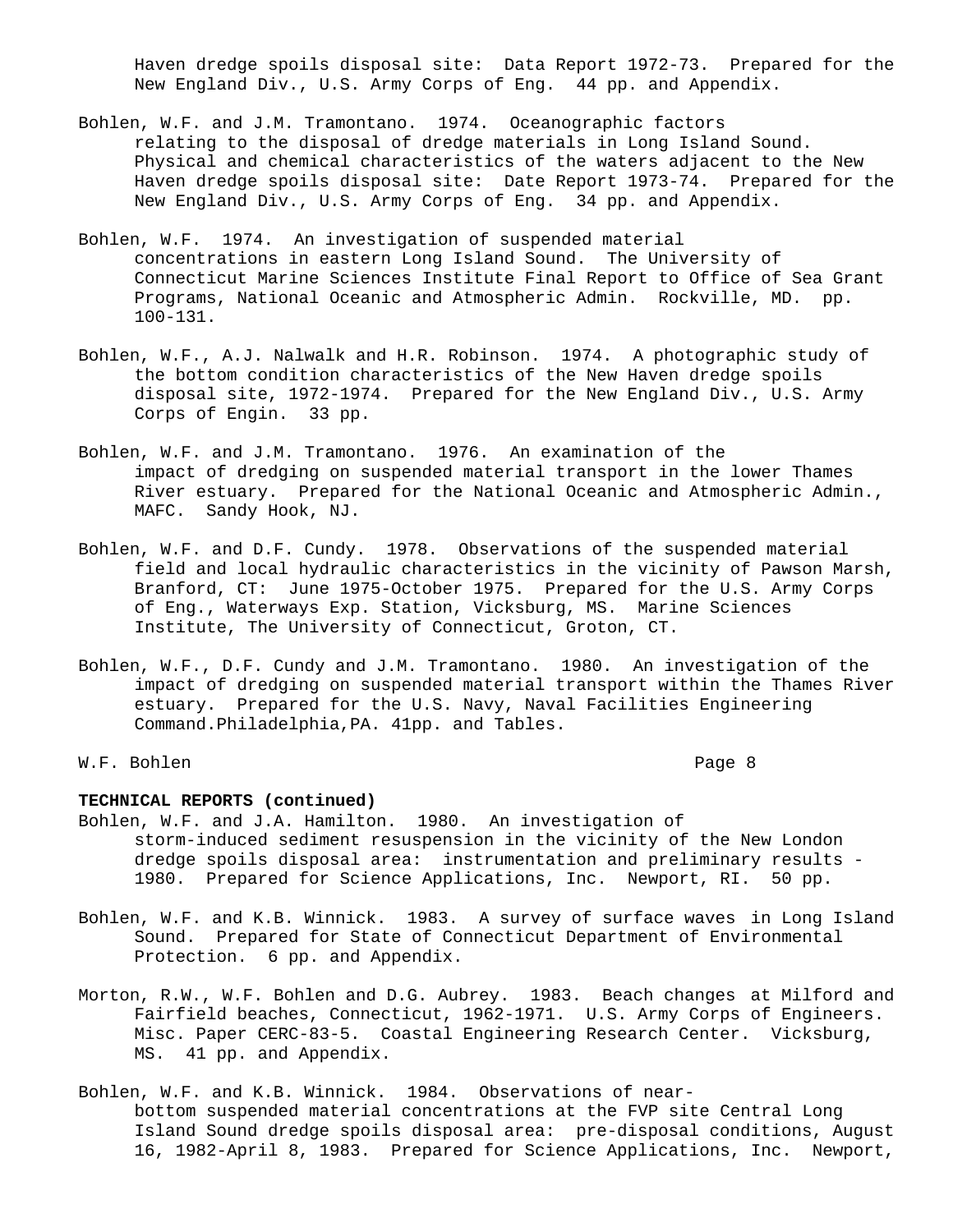Haven dredge spoils disposal site: Data Report 1972-73. Prepared for the New England Div., U.S. Army Corps of Eng. 44 pp. and Appendix.

Bohlen, W.F. and J.M. Tramontano. 1974. Oceanographic factors relating to the disposal of dredge materials in Long Island Sound. Physical and chemical characteristics of the waters adjacent to the New Haven dredge spoils disposal site: Date Report 1973-74. Prepared for the New England Div., U.S. Army Corps of Eng. 34 pp. and Appendix.

Bohlen, W.F. 1974. An investigation of suspended material concentrations in eastern Long Island Sound. The University of Connecticut Marine Sciences Institute Final Report to Office of Sea Grant Programs, National Oceanic and Atmospheric Admin. Rockville, MD. pp. 100-131.

Bohlen, W.F., A.J. Nalwalk and H.R. Robinson. 1974. A photographic study of the bottom condition characteristics of the New Haven dredge spoils disposal site, 1972-1974. Prepared for the New England Div., U.S. Army Corps of Engin. 33 pp.

Bohlen, W.F. and J.M. Tramontano. 1976. An examination of the impact of dredging on suspended material transport in the lower Thames River estuary. Prepared for the National Oceanic and Atmospheric Admin., MAFC. Sandy Hook, NJ.

Bohlen, W.F. and D.F. Cundy. 1978. Observations of the suspended material field and local hydraulic characteristics in the vicinity of Pawson Marsh, Branford, CT: June 1975-October 1975. Prepared for the U.S. Army Corps of Eng., Waterways Exp. Station, Vicksburg, MS. Marine Sciences Institute, The University of Connecticut, Groton, CT.

Bohlen, W.F., D.F. Cundy and J.M. Tramontano. 1980. An investigation of the impact of dredging on suspended material transport within the Thames River estuary. Prepared for the U.S. Navy, Naval Facilities Engineering Command.Philadelphia,PA. 41pp. and Tables.

**TECHNICAL REPORTS (continued)**

Bohlen, W.F. and J.A. Hamilton. 1980. An investigation of storm-induced sediment resuspension in the vicinity of the New London dredge spoils disposal area: instrumentation and preliminary results - 1980. Prepared for Science Applications, Inc. Newport, RI. 50 pp.

Bohlen, W.F. and K.B. Winnick. 1983. A survey of surface waves in Long Island Sound. Prepared for State of Connecticut Department of Environmental Protection. 6 pp. and Appendix.

Morton, R.W., W.F. Bohlen and D.G. Aubrey. 1983. Beach changes at Milford and Fairfield beaches, Connecticut, 1962-1971. U.S. Army Corps of Engineers. Misc. Paper CERC-83-5. Coastal Engineering Research Center. Vicksburg, MS. 41 pp. and Appendix.

Bohlen, W.F. and K.B. Winnick. 1984. Observations of near-bottom suspended material concentrations at the FVP site Central Long Island Sound dredge spoils disposal area: pre-disposal conditions, August 16, 1982-April 8, 1983. Prepared for Science Applications, Inc. Newport,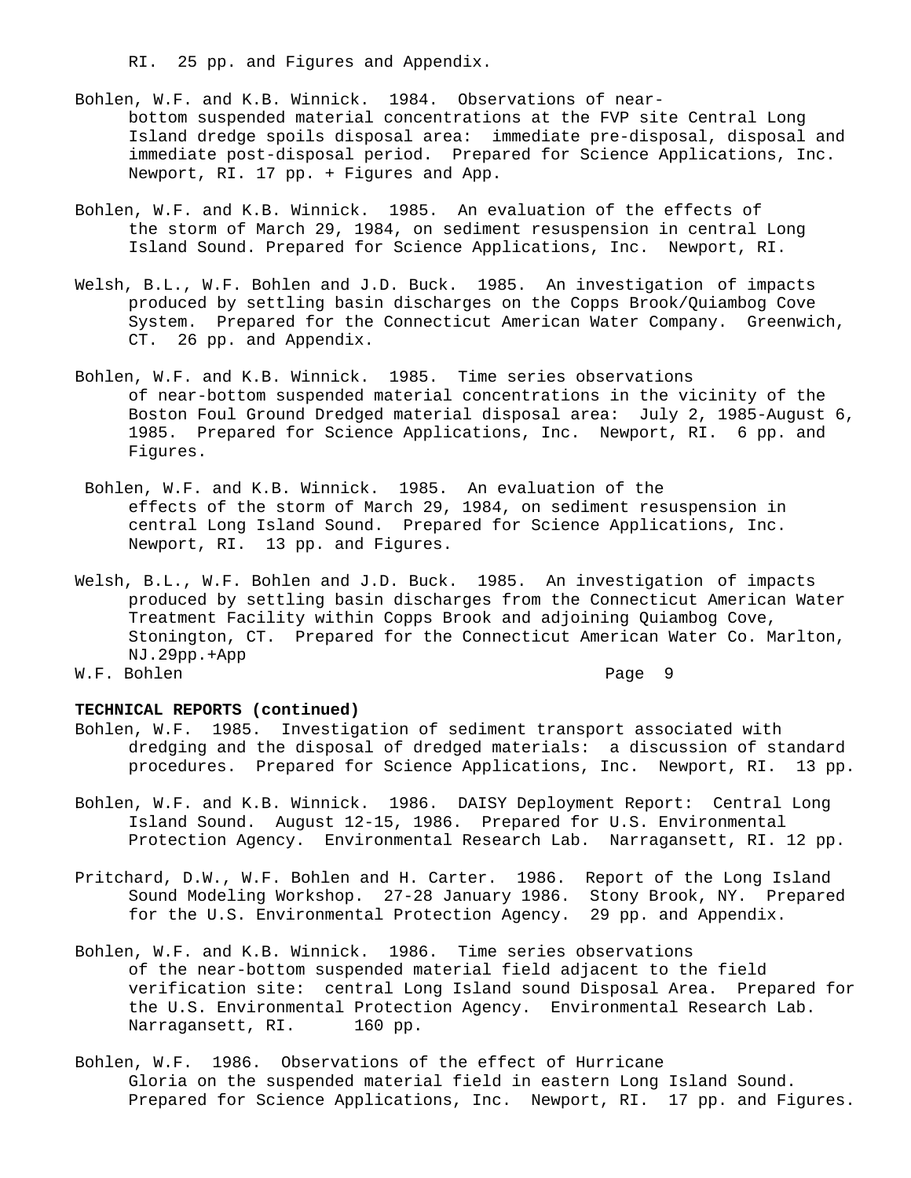RI. 25 pp. and Figures and Appendix.

Bohlen, W.F. and K.B. Winnick. 1984. Observations of near-bottom suspended material concentrations at the FVP site Central Long Island dredge spoils disposal area: immediate pre-disposal, disposal and immediate post-disposal period. Prepared for Science Applications, Inc. Newport, RI. 17 pp. + Figures and App.

Bohlen, W.F. and K.B. Winnick. 1985. An evaluation of the effects of the storm of March 29, 1984, on sediment resuspension in central Long Island Sound. Prepared for Science Applications, Inc. Newport, RI.

Welsh, B.L., W.F. Bohlen and J.D. Buck. 1985. An investigation of impacts produced by settling basin discharges on the Copps Brook/Quiambog Cove System. Prepared for the Connecticut American Water Company. Greenwich, CT. 26 pp. and Appendix.

Bohlen, W.F. and K.B. Winnick. 1985. Time series observations of near-bottom suspended material concentrations in the vicinity of the Boston Foul Ground Dredged material disposal area: July 2, 1985-August 6, 1985. Prepared for Science Applications, Inc. Newport, RI. 6 pp. and Figures.

Bohlen, W.F. and K.B. Winnick. 1985. An evaluation of the effects of the storm of March 29, 1984, on sediment resuspension in central Long Island Sound. Prepared for Science Applications, Inc. Newport, RI. 13 pp. and Figures.

Welsh, B.L., W.F. Bohlen and J.D. Buck. 1985. An investigation of impacts produced by settling basin discharges from the Connecticut American Water Treatment Facility within Copps Brook and adjoining Quiambog Cove, Stonington, CT. Prepared for the Connecticut American Water Co. Marlton, NJ.29pp.+App

**TECHNICAL REPORTS (continued)**

Bohlen, W.F. 1985. Investigation of sediment transport associated with dredging and the disposal of dredged materials: a discussion of standard procedures. Prepared for Science Applications, Inc. Newport, RI. 13 pp.

Bohlen, W.F. and K.B. Winnick. 1986. DAISY Deployment Report: Central Long Island Sound. August 12-15, 1986. Prepared for U.S. Environmental Protection Agency. Environmental Research Lab. Narragansett, RI. 12 pp.

Pritchard, D.W., W.F. Bohlen and H. Carter. 1986. Report of the Long Island Sound Modeling Workshop. 27-28 January 1986. Stony Brook, NY. Prepared for the U.S. Environmental Protection Agency. 29 pp. and Appendix.

Bohlen, W.F. and K.B. Winnick. 1986. Time series observations of the near-bottom suspended material field adjacent to the field verification site: central Long Island sound Disposal Area. Prepared for the U.S. Environmental Protection Agency. Environmental Research Lab. Narragansett, RI. 160 pp.

Bohlen, W.F. 1986. Observations of the effect of Hurricane Gloria on the suspended material field in eastern Long Island Sound. Prepared for Science Applications, Inc. Newport, RI. 17 pp. and Figures.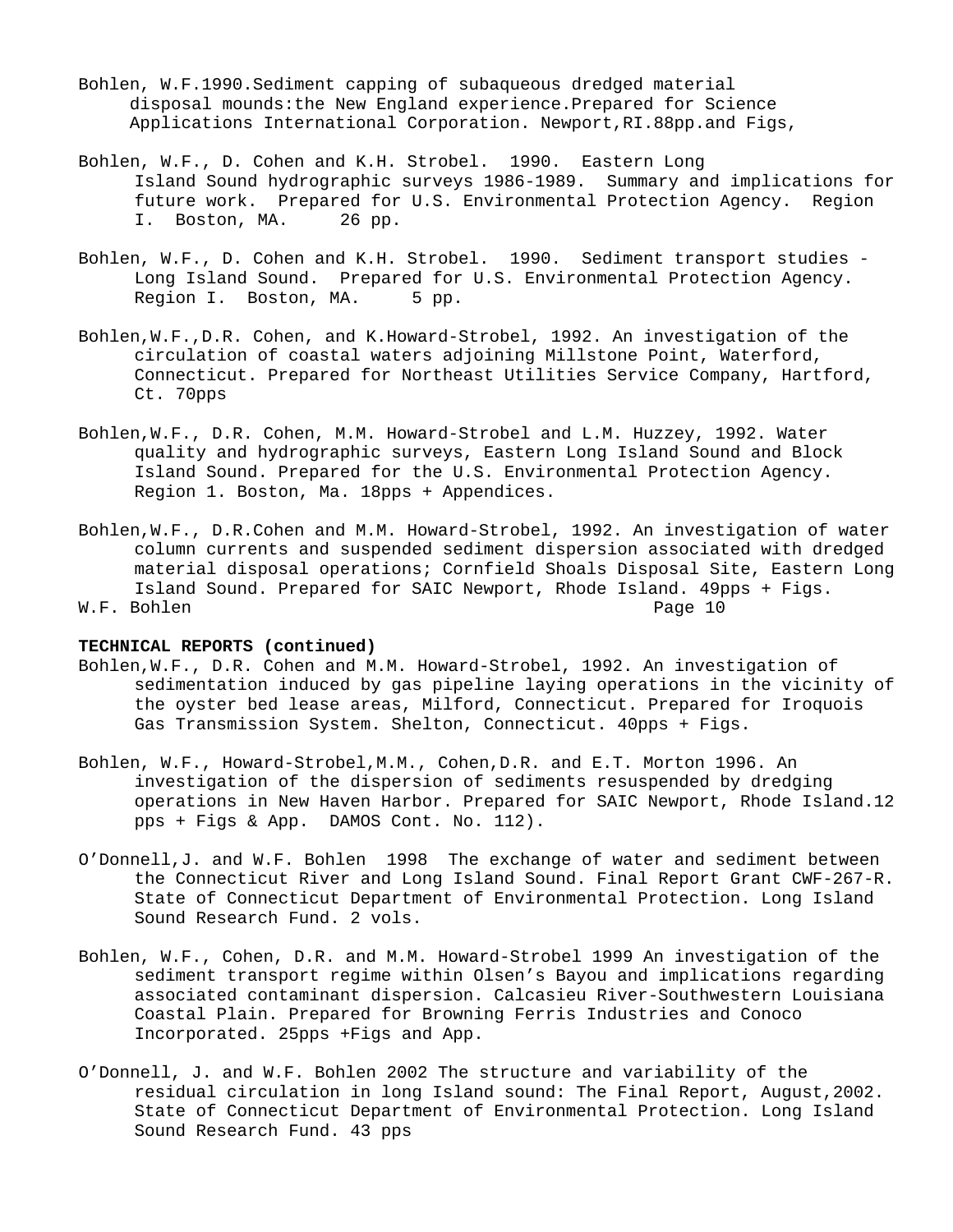Bohlen, W.F.1990.Sediment capping of subaqueous dredged material disposal mounds:the New England experience.Prepared for Science Applications International Corporation. Newport,RI.88pp.and Figs,

Bohlen, W.F., D. Cohen and K.H. Strobel. 1990. Eastern Long Island Sound hydrographic surveys 1986-1989. Summary and implications for future work. Prepared for U.S. Environmental Protection Agency. Region I. Boston, MA. 26 pp.

Bohlen, W.F., D. Cohen and K.H. Strobel. 1990. Sediment transport studies - Long Island Sound. Prepared for U.S. Environmental Protection Agency. Region I. Boston, MA. 5 pp.

Bohlen,W.F.,D.R. Cohen, and K.Howard-Strobel, 1992. An investigation of the circulation of coastal waters adjoining Millstone Point, Waterford, Connecticut. Prepared for Northeast Utilities Service Company, Hartford, Ct. 70pps

Bohlen,W.F., D.R. Cohen, M.M. Howard-Strobel and L.M. Huzzey, 1992. Water quality and hydrographic surveys, Eastern Long Island Sound and Block Island Sound. Prepared for the U.S. Environmental Protection Agency. Region 1. Boston, Ma. 18pps + Appendices.

Bohlen,W.F., D.R.Cohen and M.M. Howard-Strobel, 1992. An investigation of water column currents and suspended sediment dispersion associated with dredged material disposal operations; Cornfield Shoals Disposal Site, Eastern Long Island Sound. Prepared for SAIC Newport, Rhode Island. 49pps + Figs.

**TECHNICAL REPORTS (continued)**

Bohlen,W.F., D.R. Cohen and M.M. Howard-Strobel, 1992. An investigation of sedimentation induced by gas pipeline laying operations in the vicinity of the oyster bed lease areas, Milford, Connecticut. Prepared for Iroquois Gas Transmission System. Shelton, Connecticut. 40pps + Figs.

Bohlen, W.F., Howard-Strobel,M.M., Cohen,D.R. and E.T. Morton 1996. An investigation of the dispersion of sediments resuspended by dredging operations in New Haven Harbor. Prepared for SAIC Newport, Rhode Island.12 pps + Figs & App. DAMOS Cont. No. 112).

O'Donnell,J. and W.F. Bohlen 1998 The exchange of water and sediment between the Connecticut River and Long Island Sound. Final Report Grant CWF-267-R. State of Connecticut Department of Environmental Protection. Long Island Sound Research Fund. 2 vols.

Bohlen, W.F., Cohen, D.R. and M.M. Howard-Strobel 1999 An investigation of the sediment transport regime within Olsen's Bayou and implications regarding associated contaminant dispersion. Calcasieu River-Southwestern Louisiana Coastal Plain. Prepared for Browning Ferris Industries and Conoco Incorporated. 25pps +Figs and App.

O'Donnell, J. and W.F. Bohlen 2002 The structure and variability of the residual circulation in long Island sound: The Final Report, August,2002. State of Connecticut Department of Environmental Protection. Long Island Sound Research Fund. 43 pps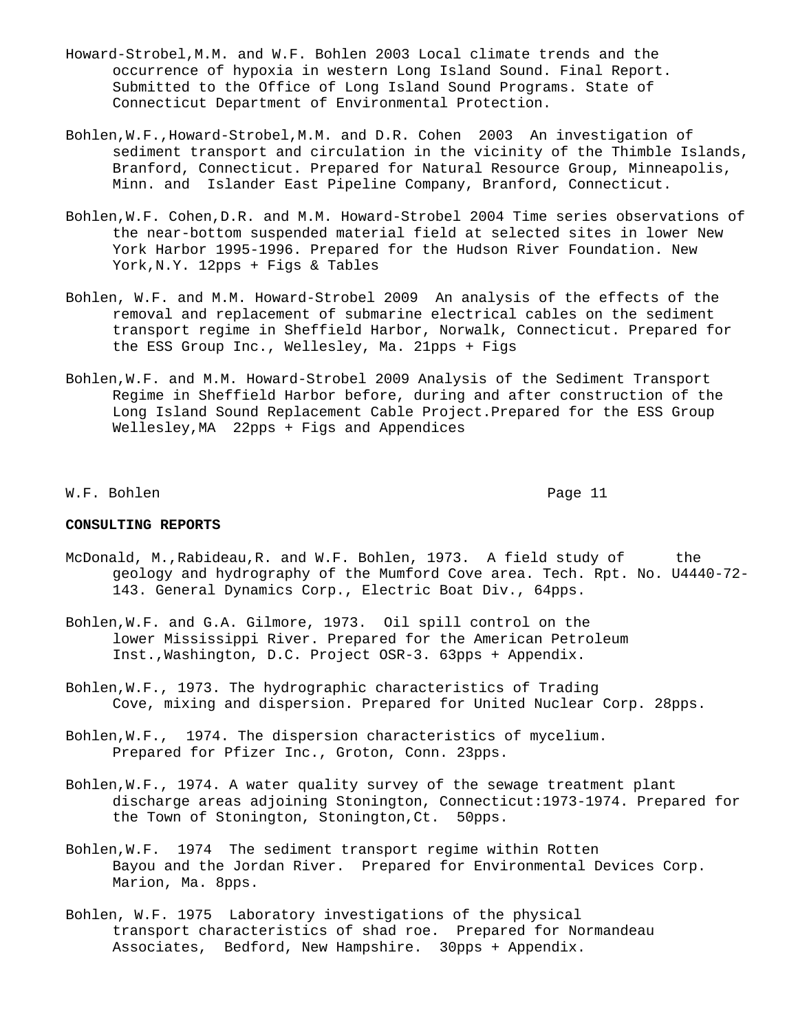Howard-Strobel,M.M. and W.F. Bohlen 2003 Local climate trends and the occurrence of hypoxia in western Long Island Sound. Final Report. Submitted to the Office of Long Island Sound Programs. State of Connecticut Department of Environmental Protection.

Bohlen,W.F.,Howard-Strobel,M.M. and D.R. Cohen 2003 An investigation of sediment transport and circulation in the vicinity of the Thimble Islands, Branford, Connecticut. Prepared for Natural Resource Group, Minneapolis, Minn. and Islander East Pipeline Company, Branford, Connecticut.

Bohlen,W.F. Cohen,D.R. and M.M. Howard-Strobel 2004 Time series observations of the near-bottom suspended material field at selected sites in lower New York Harbor 1995-1996. Prepared for the Hudson River Foundation. New York,N.Y. 12pps + Figs & Tables

Bohlen, W.F. and M.M. Howard-Strobel 2009 An analysis of the effects of the removal and replacement of submarine electrical cables on the sediment transport regime in Sheffield Harbor, Norwalk, Connecticut. Prepared for the ESS Group Inc., Wellesley, Ma. 21pps + Figs

Bohlen,W.F. and M.M. Howard-Strobel 2009 Analysis of the Sediment Transport Regime in Sheffield Harbor before, during and after construction of the Long Island Sound Replacement Cable Project.Prepared for the ESS Group Wellesley,MA 22pps + Figs and Appendices

**CONSULTING REPORTS**

McDonald, M.,Rabideau,R. and W.F. Bohlen, 1973. A field study of the geology and hydrography of the Mumford Cove area. Tech. Rpt. No. U4440-72-143. General Dynamics Corp., Electric Boat Div., 64pps.

Bohlen,W.F. and G.A. Gilmore, 1973. Oil spill control on the lower Mississippi River. Prepared for the American Petroleum Inst.,Washington, D.C. Project OSR-3. 63pps + Appendix.

Bohlen,W.F., 1973. The hydrographic characteristics of Trading Cove, mixing and dispersion. Prepared for United Nuclear Corp. 28pps.

Bohlen,W.F., 1974. The dispersion characteristics of mycelium. Prepared for Pfizer Inc., Groton, Conn. 23pps.

Bohlen,W.F., 1974. A water quality survey of the sewage treatment plant discharge areas adjoining Stonington, Connecticut:1973-1974. Prepared for the Town of Stonington, Stonington,Ct. 50pps.

Bohlen,W.F. 1974 The sediment transport regime within Rotten Bayou and the Jordan River. Prepared for Environmental Devices Corp. Marion, Ma. 8pps.

Bohlen, W.F. 1975 Laboratory investigations of the physical transport characteristics of shad roe. Prepared for Normandeau Associates, Bedford, New Hampshire. 30pps + Appendix.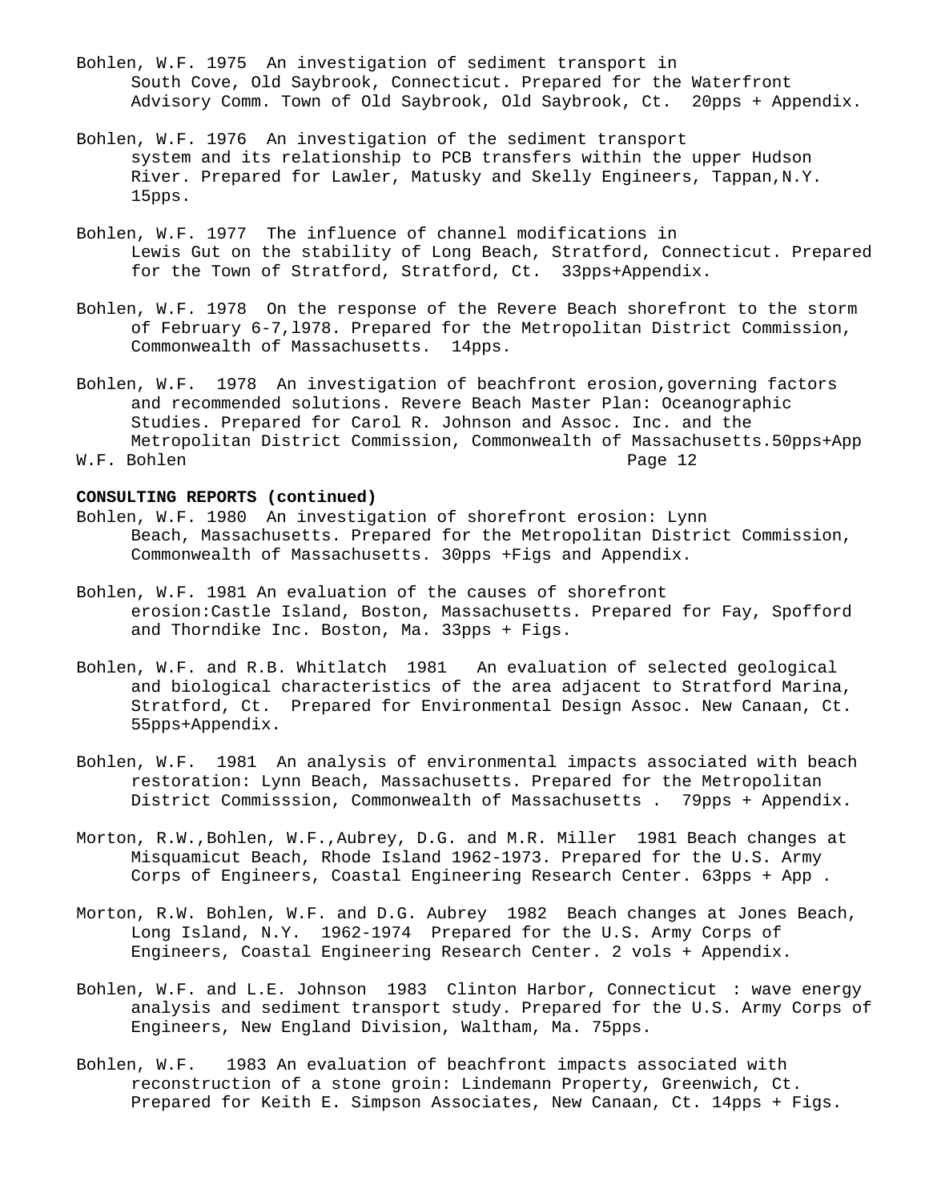Bohlen, W.F. 1975 An investigation of sediment transport in South Cove, Old Saybrook, Connecticut. Prepared for the Waterfront Advisory Comm. Town of Old Saybrook, Old Saybrook, Ct. 20pps + Appendix.

Bohlen, W.F. 1976 An investigation of the sediment transport system and its relationship to PCB transfers within the upper Hudson River. Prepared for Lawler, Matusky and Skelly Engineers, Tappan,N.Y. 15pps.

Bohlen, W.F. 1977 The influence of channel modifications in Lewis Gut on the stability of Long Beach, Stratford, Connecticut. Prepared for the Town of Stratford, Stratford, Ct. 33pps+Appendix.

Bohlen, W.F. 1978 On the response of the Revere Beach shorefront to the storm of February 6-7,l978. Prepared for the Metropolitan District Commission, Commonwealth of Massachusetts. 14pps.

Bohlen, W.F. 1978 An investigation of beachfront erosion,governing factors and recommended solutions. Revere Beach Master Plan: Oceanographic Studies. Prepared for Carol R. Johnson and Assoc. Inc. and the Metropolitan District Commission, Commonwealth of Massachusetts.50pps+App

**CONSULTING REPORTS (continued)**

Bohlen, W.F. 1980 An investigation of shorefront erosion: Lynn Beach, Massachusetts. Prepared for the Metropolitan District Commission, Commonwealth of Massachusetts. 30pps +Figs and Appendix.

Bohlen, W.F. 1981 An evaluation of the causes of shorefront erosion:Castle Island, Boston, Massachusetts. Prepared for Fay, Spofford and Thorndike Inc. Boston, Ma. 33pps + Figs.

Bohlen, W.F. and R.B. Whitlatch 1981 An evaluation of selected geological and biological characteristics of the area adjacent to Stratford Marina, Stratford, Ct. Prepared for Environmental Design Assoc. New Canaan, Ct. 55pps+Appendix.

Bohlen, W.F. 1981 An analysis of environmental impacts associated with beach restoration: Lynn Beach, Massachusetts. Prepared for the Metropolitan District Commisssion, Commonwealth of Massachusetts . 79pps + Appendix.

Morton, R.W.,Bohlen, W.F.,Aubrey, D.G. and M.R. Miller 1981 Beach changes at Misquamicut Beach, Rhode Island 1962-1973. Prepared for the U.S. Army Corps of Engineers, Coastal Engineering Research Center. 63pps + App .

Morton, R.W. Bohlen, W.F. and D.G. Aubrey 1982 Beach changes at Jones Beach, Long Island, N.Y. 1962-1974 Prepared for the U.S. Army Corps of Engineers, Coastal Engineering Research Center. 2 vols + Appendix.

Bohlen, W.F. and L.E. Johnson 1983 Clinton Harbor, Connecticut : wave energy analysis and sediment transport study. Prepared for the U.S. Army Corps of Engineers, New England Division, Waltham, Ma. 75pps.

Bohlen, W.F. 1983 An evaluation of beachfront impacts associated with reconstruction of a stone groin: Lindemann Property, Greenwich, Ct. Prepared for Keith E. Simpson Associates, New Canaan, Ct. 14pps + Figs.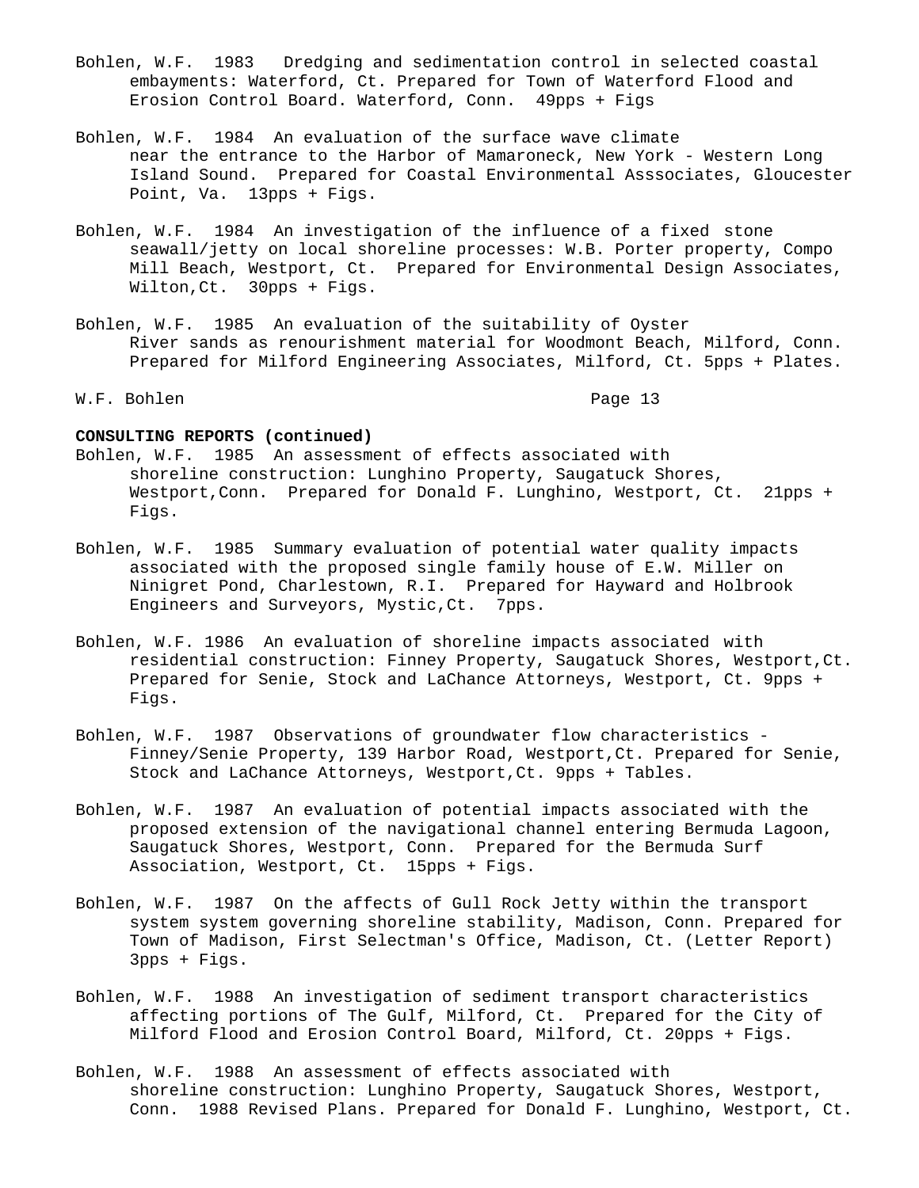Bohlen, W.F. 1983 Dredging and sedimentation control in selected coastal embayments: Waterford, Ct. Prepared for Town of Waterford Flood and Erosion Control Board. Waterford, Conn. 49pps + Figs

Bohlen, W.F. 1984 An evaluation of the surface wave climate near the entrance to the Harbor of Mamaroneck, New York - Western Long Island Sound. Prepared for Coastal Environmental Asssociates, Gloucester Point, Va. 13pps + Figs.

Bohlen, W.F. 1984 An investigation of the influence of a fixed stone seawall/jetty on local shoreline processes: W.B. Porter property, Compo Mill Beach, Westport, Ct. Prepared for Environmental Design Associates, Wilton,Ct. 30pps + Figs.

Bohlen, W.F. 1985 An evaluation of the suitability of Oyster River sands as renourishment material for Woodmont Beach, Milford, Conn. Prepared for Milford Engineering Associates, Milford, Ct. 5pps + Plates.

**CONSULTING REPORTS (continued)**

Bohlen, W.F. 1985 An assessment of effects associated with shoreline construction: Lunghino Property, Saugatuck Shores, Westport,Conn. Prepared for Donald F. Lunghino, Westport, Ct. 21pps + Figs.

Bohlen, W.F. 1985 Summary evaluation of potential water quality impacts associated with the proposed single family house of E.W. Miller on Ninigret Pond, Charlestown, R.I. Prepared for Hayward and Holbrook Engineers and Surveyors, Mystic,Ct. 7pps.

Bohlen, W.F. 1986 An evaluation of shoreline impacts associated with residential construction: Finney Property, Saugatuck Shores, Westport,Ct. Prepared for Senie, Stock and LaChance Attorneys, Westport, Ct. 9pps + Figs.

Bohlen, W.F. 1987 Observations of groundwater flow characteristics - Finney/Senie Property, 139 Harbor Road, Westport,Ct. Prepared for Senie, Stock and LaChance Attorneys, Westport,Ct. 9pps + Tables.

Bohlen, W.F. 1987 An evaluation of potential impacts associated with the proposed extension of the navigational channel entering Bermuda Lagoon, Saugatuck Shores, Westport, Conn. Prepared for the Bermuda Surf Association, Westport, Ct. 15pps + Figs.

Bohlen, W.F. 1987 On the affects of Gull Rock Jetty within the transport system system governing shoreline stability, Madison, Conn. Prepared for Town of Madison, First Selectman's Office, Madison, Ct. (Letter Report) 3pps + Figs.

Bohlen, W.F. 1988 An investigation of sediment transport characteristics affecting portions of The Gulf, Milford, Ct. Prepared for the City of Milford Flood and Erosion Control Board, Milford, Ct. 20pps + Figs.

Bohlen, W.F. 1988 An assessment of effects associated with shoreline construction: Lunghino Property, Saugatuck Shores, Westport, Conn. 1988 Revised Plans. Prepared for Donald F. Lunghino, Westport, Ct.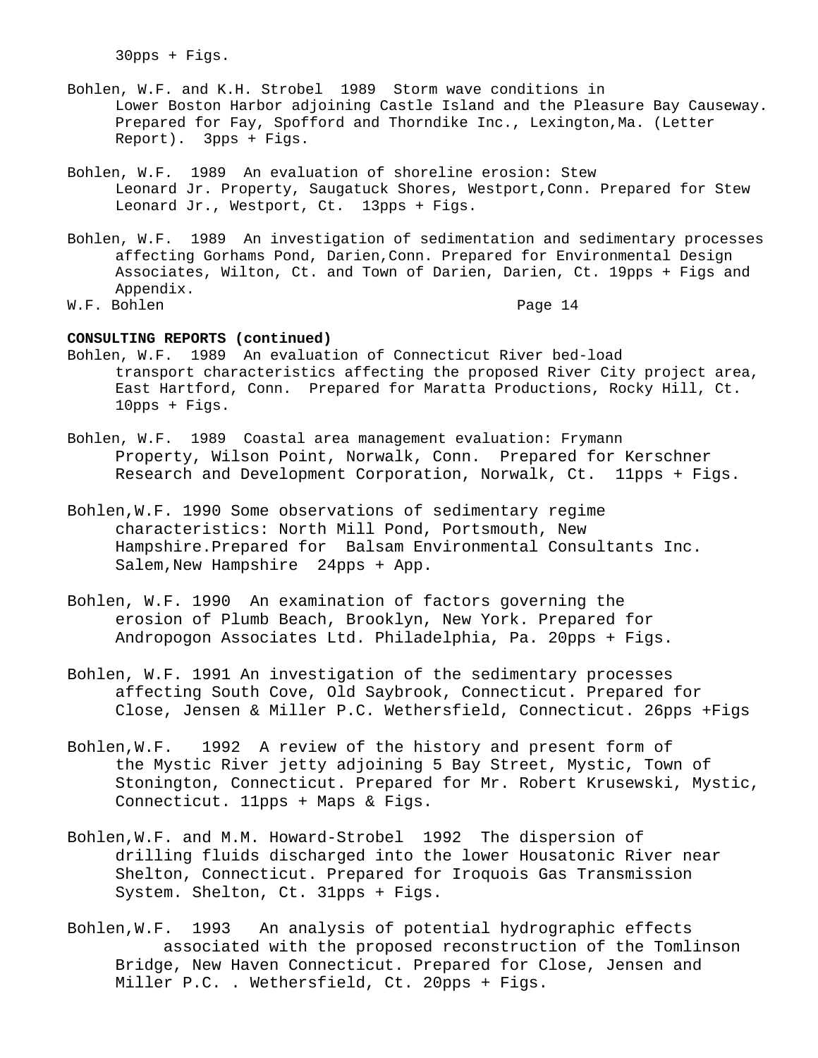30pps + Figs.

Bohlen, W.F. and K.H. Strobel 1989 Storm wave conditions in Lower Boston Harbor adjoining Castle Island and the Pleasure Bay Causeway. Prepared for Fay, Spofford and Thorndike Inc., Lexington,Ma. (Letter Report). 3pps + Figs.

Bohlen, W.F. 1989 An evaluation of shoreline erosion: Stew Leonard Jr. Property, Saugatuck Shores, Westport,Conn. Prepared for Stew Leonard Jr., Westport, Ct. 13pps + Figs.

Bohlen, W.F. 1989 An investigation of sedimentation and sedimentary processes affecting Gorhams Pond, Darien,Conn. Prepared for Environmental Design Associates, Wilton, Ct. and Town of Darien, Darien, Ct. 19pps + Figs and Appendix.

**CONSULTING REPORTS (continued)**

Bohlen, W.F. 1989 An evaluation of Connecticut River bed-load transport characteristics affecting the proposed River City project area, East Hartford, Conn. Prepared for Maratta Productions, Rocky Hill, Ct. 10pps + Figs.

Bohlen, W.F. 1989 Coastal area management evaluation: Frymann Property, Wilson Point, Norwalk, Conn. Prepared for Kerschner Research and Development Corporation, Norwalk, Ct. 11pps + Figs.

Bohlen,W.F. 1990 Some observations of sedimentary regime characteristics: North Mill Pond, Portsmouth, New Hampshire.Prepared for Balsam Environmental Consultants Inc. Salem,New Hampshire 24pps + App.

Bohlen, W.F. 1990 An examination of factors governing the erosion of Plumb Beach, Brooklyn, New York. Prepared for Andropogon Associates Ltd. Philadelphia, Pa. 20pps + Figs.

Bohlen, W.F. 1991 An investigation of the sedimentary processes affecting South Cove, Old Saybrook, Connecticut. Prepared for Close, Jensen & Miller P.C. Wethersfield, Connecticut. 26pps +Figs

Bohlen,W.F. 1992 A review of the history and present form of the Mystic River jetty adjoining 5 Bay Street, Mystic, Town of Stonington, Connecticut. Prepared for Mr. Robert Krusewski, Mystic, Connecticut. 11pps + Maps & Figs.

Bohlen,W.F. and M.M. Howard-Strobel 1992 The dispersion of drilling fluids discharged into the lower Housatonic River near Shelton, Connecticut. Prepared for Iroquois Gas Transmission System. Shelton, Ct. 31pps + Figs.

Bohlen,W.F. 1993 An analysis of potential hydrographic effects associated with the proposed reconstruction of the Tomlinson Bridge, New Haven Connecticut. Prepared for Close, Jensen and Miller P.C. . Wethersfield, Ct. 20pps + Figs.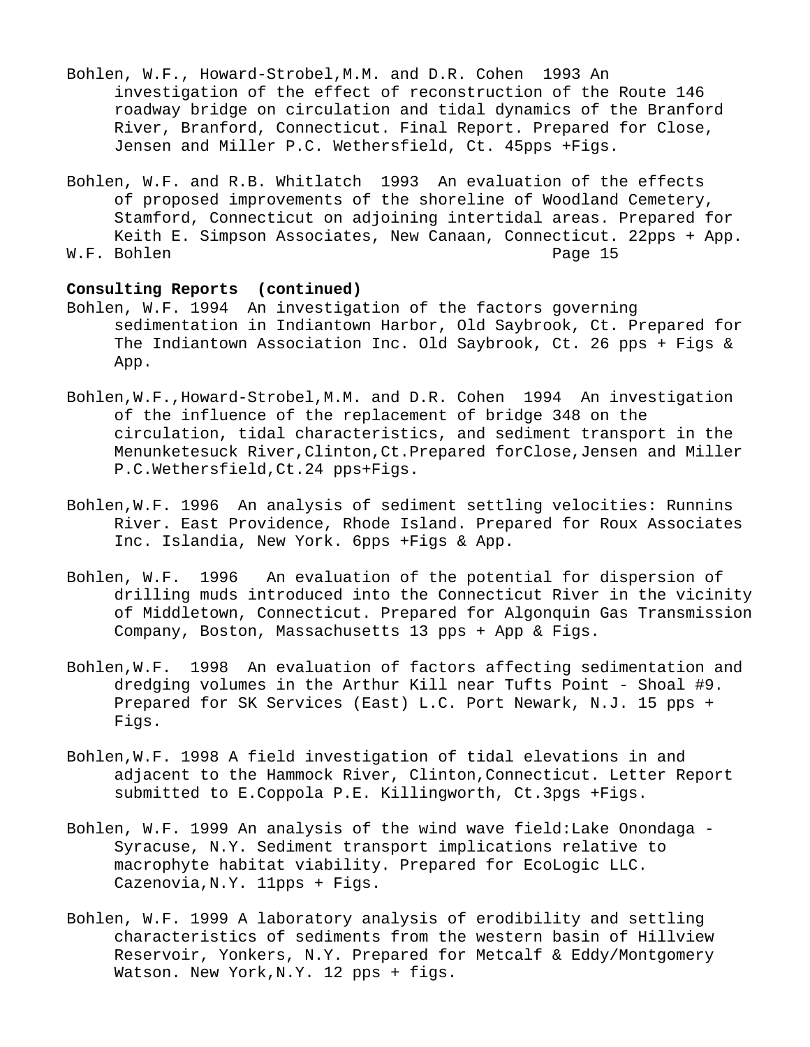Bohlen, W.F., Howard-Strobel,M.M. and D.R. Cohen 1993 An investigation of the effect of reconstruction of the Route 146 roadway bridge on circulation and tidal dynamics of the Branford River, Branford, Connecticut. Final Report. Prepared for Close, Jensen and Miller P.C. Wethersfield, Ct. 45pps +Figs.

Bohlen, W.F. and R.B. Whitlatch 1993 An evaluation of the effects of proposed improvements of the shoreline of Woodland Cemetery, Stamford, Connecticut on adjoining intertidal areas. Prepared for Keith E. Simpson Associates, New Canaan, Connecticut. 22pps + App.

**Consulting Reports (continued)**

Bohlen, W.F. 1994 An investigation of the factors governing sedimentation in Indiantown Harbor, Old Saybrook, Ct. Prepared for The Indiantown Association Inc. Old Saybrook, Ct. 26 pps + Figs & App.

Bohlen,W.F.,Howard-Strobel,M.M. and D.R. Cohen 1994 An investigation of the influence of the replacement of bridge 348 on the circulation, tidal characteristics, and sediment transport in the Menunketesuck River,Clinton,Ct.Prepared forClose,Jensen and Miller P.C.Wethersfield,Ct.24 pps+Figs.

Bohlen,W.F. 1996 An analysis of sediment settling velocities: Runnins River. East Providence, Rhode Island. Prepared for Roux Associates Inc. Islandia, New York. 6pps +Figs & App.

Bohlen, W.F. 1996 An evaluation of the potential for dispersion of drilling muds introduced into the Connecticut River in the vicinity of Middletown, Connecticut. Prepared for Algonquin Gas Transmission Company, Boston, Massachusetts 13 pps + App & Figs.

Bohlen,W.F. 1998 An evaluation of factors affecting sedimentation and dredging volumes in the Arthur Kill near Tufts Point - Shoal #9. Prepared for SK Services (East) L.C. Port Newark, N.J. 15 pps + Figs.

Bohlen,W.F. 1998 A field investigation of tidal elevations in and adjacent to the Hammock River, Clinton,Connecticut. Letter Report submitted to E.Coppola P.E. Killingworth, Ct.3pgs +Figs.

Bohlen, W.F. 1999 An analysis of the wind wave field:Lake Onondaga - Syracuse, N.Y. Sediment transport implications relative to macrophyte habitat viability. Prepared for EcoLogic LLC. Cazenovia,N.Y. 11pps + Figs.

Bohlen, W.F. 1999 A laboratory analysis of erodibility and settling characteristics of sediments from the western basin of Hillview Reservoir, Yonkers, N.Y. Prepared for Metcalf & Eddy/Montgomery Watson. New York,N.Y. 12 pps + figs.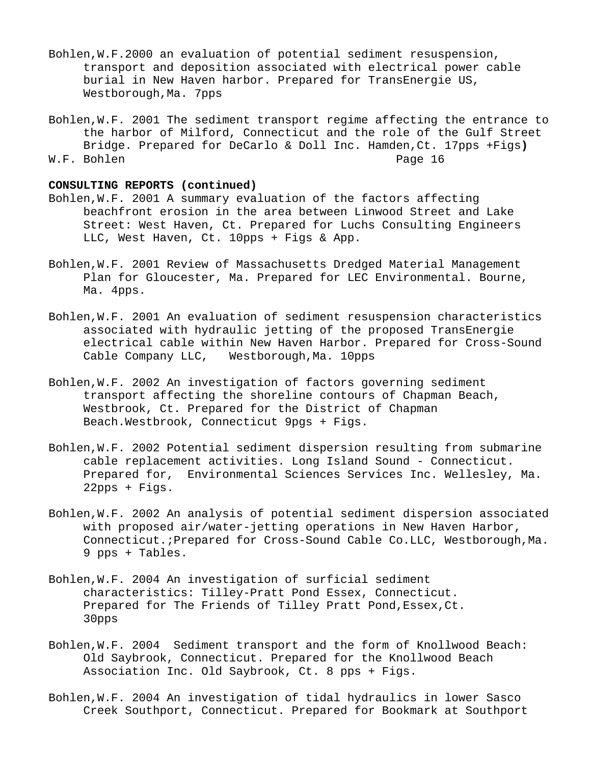Bohlen,W.F.2000 an evaluation of potential sediment resuspension, transport and deposition associated with electrical power cable burial in New Haven harbor. Prepared for TransEnergie US, Westborough,Ma. 7pps

Bohlen,W.F. 2001 The sediment transport regime affecting the entrance to the harbor of Milford, Connecticut and the role of the Gulf Street Bridge. Prepared for DeCarlo & Doll Inc. Hamden,Ct. 17pps +Figs**)**

**CONSULTING REPORTS (continued)**

Bohlen,W.F. 2001 A summary evaluation of the factors affecting beachfront erosion in the area between Linwood Street and Lake Street: West Haven, Ct. Prepared for Luchs Consulting Engineers LLC, West Haven, Ct. 10pps + Figs & App.

Bohlen,W.F. 2001 Review of Massachusetts Dredged Material Management Plan for Gloucester, Ma. Prepared for LEC Environmental. Bourne, Ma. 4pps.

Bohlen,W.F. 2001 An evaluation of sediment resuspension characteristics associated with hydraulic jetting of the proposed TransEnergie electrical cable within New Haven Harbor. Prepared for Cross-Sound Cable Company LLC, Westborough,Ma. 10pps

Bohlen,W.F. 2002 An investigation of factors governing sediment transport affecting the shoreline contours of Chapman Beach, Westbrook, Ct. Prepared for the District of Chapman Beach.Westbrook, Connecticut 9pgs + Figs.

Bohlen,W.F. 2002 Potential sediment dispersion resulting from submarine cable replacement activities. Long Island Sound - Connecticut. Prepared for, Environmental Sciences Services Inc. Wellesley, Ma. 22pps + Figs.

Bohlen,W.F. 2002 An analysis of potential sediment dispersion associated with proposed air/water-jetting operations in New Haven Harbor, Connecticut.;Prepared for Cross-Sound Cable Co.LLC, Westborough,Ma. 9 pps + Tables.

Bohlen,W.F. 2004 An investigation of surficial sediment characteristics: Tilley-Pratt Pond Essex, Connecticut. Prepared for The Friends of Tilley Pratt Pond,Essex,Ct. 30pps

Bohlen,W.F. 2004 Sediment transport and the form of Knollwood Beach: Old Saybrook, Connecticut. Prepared for the Knollwood Beach Association Inc. Old Saybrook, Ct. 8 pps + Figs.

Bohlen,W.F. 2004 An investigation of tidal hydraulics in lower Sasco Creek Southport, Connecticut. Prepared for Bookmark at Southport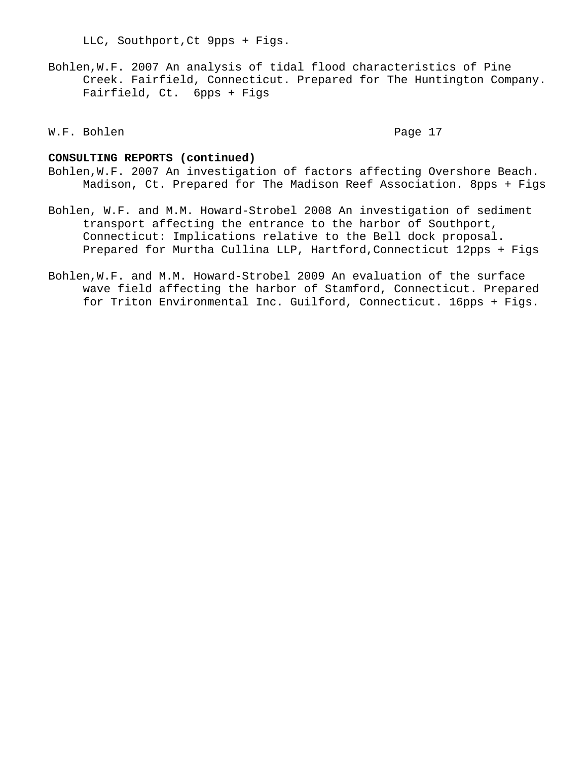LLC, Southport,Ct 9pps + Figs.

Bohlen,W.F. 2007 An analysis of tidal flood characteristics of Pine Creek. Fairfield, Connecticut. Prepared for The Huntington Company. Fairfield, Ct. 6pps + Figs

**CONSULTING REPORTS (continued)**

Bohlen,W.F. 2007 An investigation of factors affecting Overshore Beach. Madison, Ct. Prepared for The Madison Reef Association. 8pps + Figs

Bohlen, W.F. and M.M. Howard-Strobel 2008 An investigation of sediment transport affecting the entrance to the harbor of Southport, Connecticut: Implications relative to the Bell dock proposal. Prepared for Murtha Cullina LLP, Hartford,Connecticut 12pps + Figs

Bohlen,W.F. and M.M. Howard-Strobel 2009 An evaluation of the surface wave field affecting the harbor of Stamford, Connecticut. Prepared for Triton Environmental Inc. Guilford, Connecticut. 16pps + Figs.